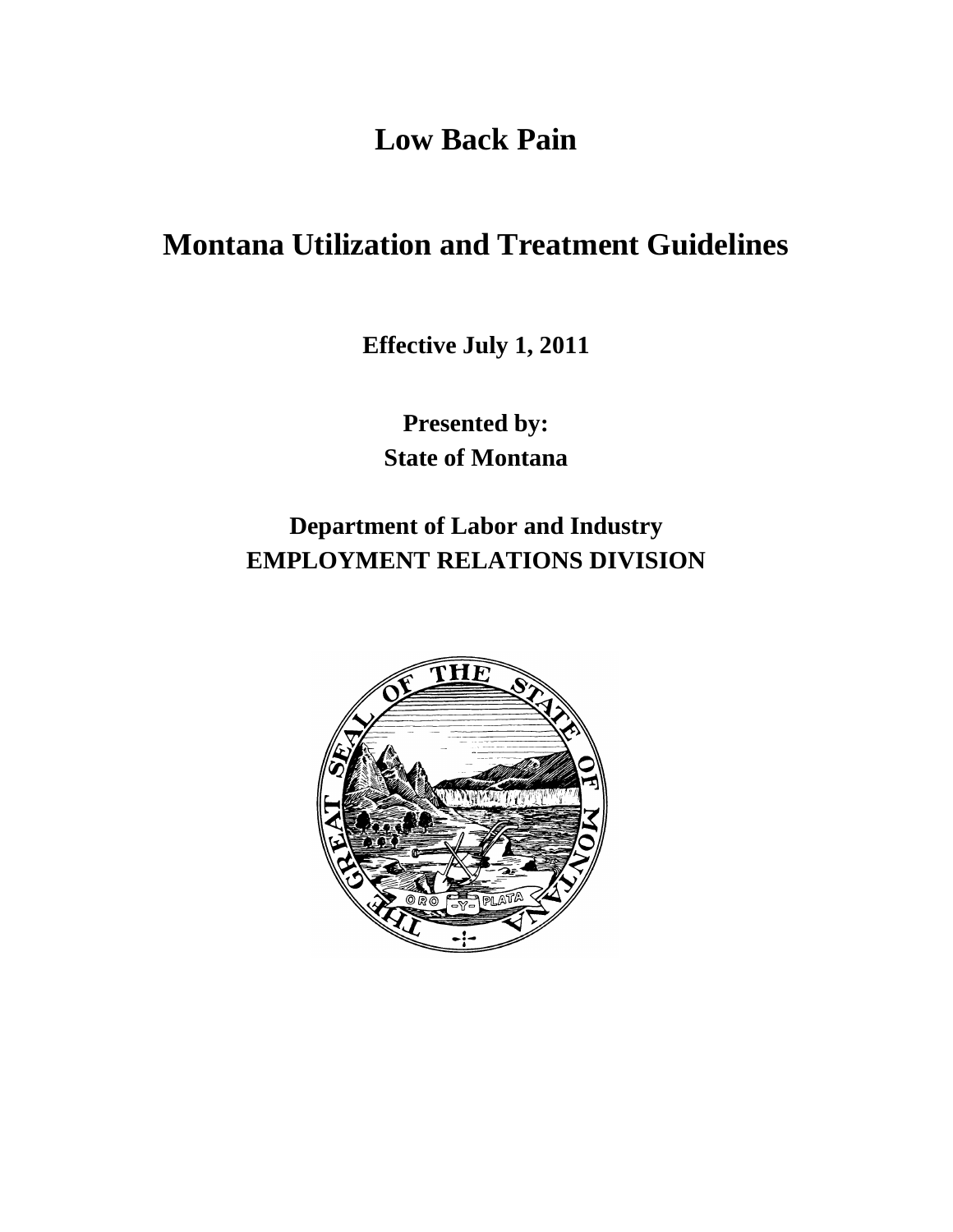# Low Back Pain

# Montana Utilization and Treatment Guidelines

**Effective July 1, 2011**

**Presented by:**
**State of Montana**

**Department of Labor and Industry**
**EMPLOYMENT RELATIONS DIVISION**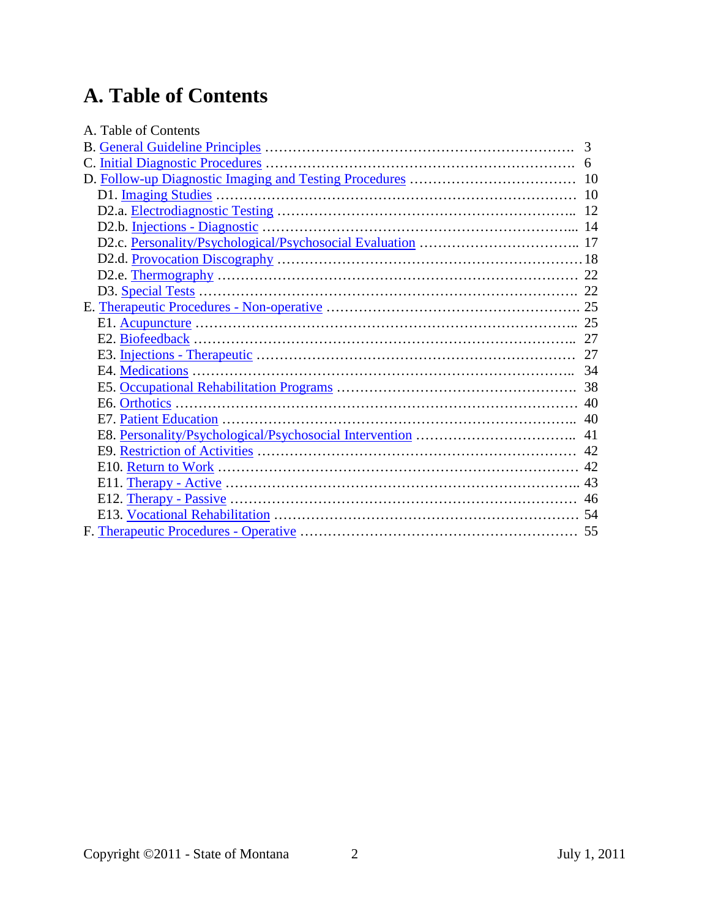# A. Table of Contents

A. Table of Contents

B. General Guideline Principles ............................................................. 3
C. Initial Diagnostic Procedures ............................................................. 6
D. Follow-up Diagnostic Imaging and Testing Procedures ................................ 10
  D1. Imaging Studies ............................................................. 10
  D2.a. Electrodiagnostic Testing ............................................................. 12
  D2.b. Injections - Diagnostic ............................................................. 14
  D2.c. Personality/Psychological/Psychosocial Evaluation ................................ 17
  D2.d. Provocation Discography ............................................................. 18
  D2.e. Thermography ............................................................. 22
  D3. Special Tests ............................................................. 22
E. Therapeutic Procedures - Non-operative ............................................................. 25
  E1. Acupuncture ............................................................. 25
  E2. Biofeedback ............................................................. 27
  E3. Injections - Therapeutic ............................................................. 27
  E4. Medications ............................................................. 34
  E5. Occupational Rehabilitation Programs ............................................................. 38
  E6. Orthotics ............................................................. 40
  E7. Patient Education ............................................................. 40
  E8. Personality/Psychological/Psychosocial Intervention ................................ 41
  E9. Restriction of Activities ............................................................. 42
  E10. Return to Work ............................................................. 42
  E11. Therapy - Active ............................................................. 43
  E12. Therapy - Passive ............................................................. 46
  E13. Vocational Rehabilitation ............................................................. 54
F. Therapeutic Procedures - Operative ............................................................. 55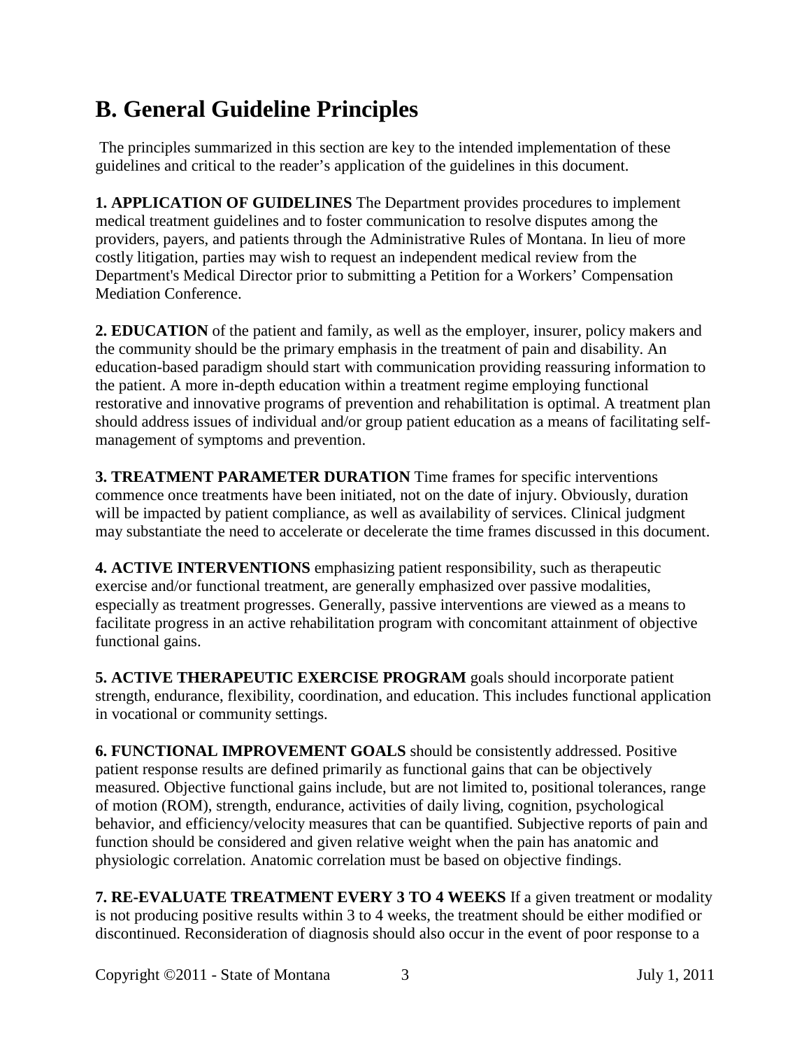# B. General Guideline Principles

The principles summarized in this section are key to the intended implementation of these guidelines and critical to the reader's application of the guidelines in this document.

**1. APPLICATION OF GUIDELINES** The Department provides procedures to implement medical treatment guidelines and to foster communication to resolve disputes among the providers, payers, and patients through the Administrative Rules of Montana. In lieu of more costly litigation, parties may wish to request an independent medical review from the Department's Medical Director prior to submitting a Petition for a Workers' Compensation Mediation Conference.

**2. EDUCATION** of the patient and family, as well as the employer, insurer, policy makers and the community should be the primary emphasis in the treatment of pain and disability. An education-based paradigm should start with communication providing reassuring information to the patient. A more in-depth education within a treatment regime employing functional restorative and innovative programs of prevention and rehabilitation is optimal. A treatment plan should address issues of individual and/or group patient education as a means of facilitating self-management of symptoms and prevention.

**3. TREATMENT PARAMETER DURATION** Time frames for specific interventions commence once treatments have been initiated, not on the date of injury. Obviously, duration will be impacted by patient compliance, as well as availability of services. Clinical judgment may substantiate the need to accelerate or decelerate the time frames discussed in this document.

**4. ACTIVE INTERVENTIONS** emphasizing patient responsibility, such as therapeutic exercise and/or functional treatment, are generally emphasized over passive modalities, especially as treatment progresses. Generally, passive interventions are viewed as a means to facilitate progress in an active rehabilitation program with concomitant attainment of objective functional gains.

**5. ACTIVE THERAPEUTIC EXERCISE PROGRAM** goals should incorporate patient strength, endurance, flexibility, coordination, and education. This includes functional application in vocational or community settings.

**6. FUNCTIONAL IMPROVEMENT GOALS** should be consistently addressed. Positive patient response results are defined primarily as functional gains that can be objectively measured. Objective functional gains include, but are not limited to, positional tolerances, range of motion (ROM), strength, endurance, activities of daily living, cognition, psychological behavior, and efficiency/velocity measures that can be quantified. Subjective reports of pain and function should be considered and given relative weight when the pain has anatomic and physiologic correlation. Anatomic correlation must be based on objective findings.

**7. RE-EVALUATE TREATMENT EVERY 3 TO 4 WEEKS** If a given treatment or modality is not producing positive results within 3 to 4 weeks, the treatment should be either modified or discontinued. Reconsideration of diagnosis should also occur in the event of poor response to a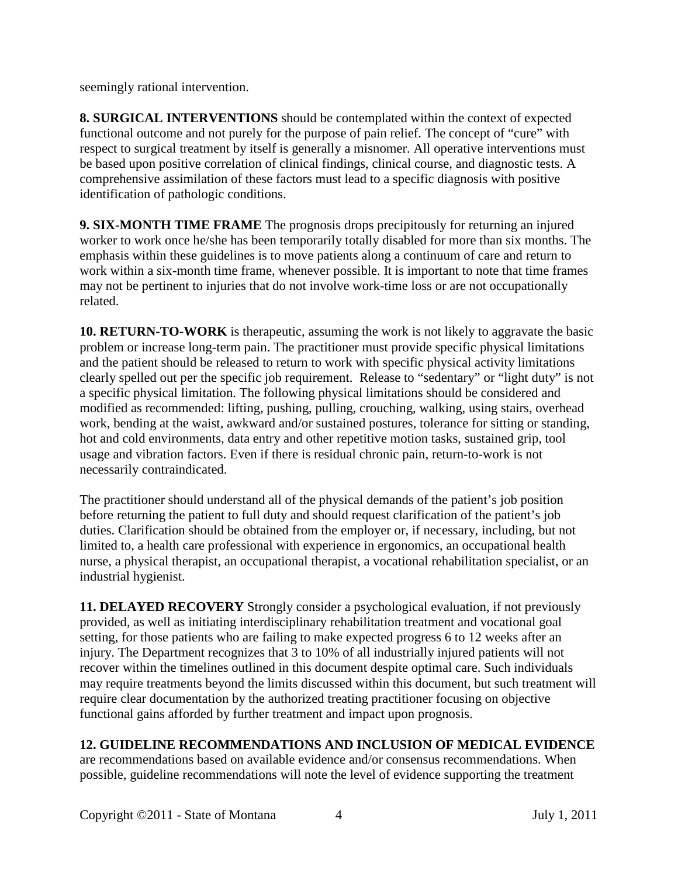seemingly rational intervention.

**8. SURGICAL INTERVENTIONS** should be contemplated within the context of expected functional outcome and not purely for the purpose of pain relief. The concept of "cure" with respect to surgical treatment by itself is generally a misnomer. All operative interventions must be based upon positive correlation of clinical findings, clinical course, and diagnostic tests. A comprehensive assimilation of these factors must lead to a specific diagnosis with positive identification of pathologic conditions.

**9. SIX-MONTH TIME FRAME** The prognosis drops precipitously for returning an injured worker to work once he/she has been temporarily totally disabled for more than six months. The emphasis within these guidelines is to move patients along a continuum of care and return to work within a six-month time frame, whenever possible. It is important to note that time frames may not be pertinent to injuries that do not involve work-time loss or are not occupationally related.

**10. RETURN-TO-WORK** is therapeutic, assuming the work is not likely to aggravate the basic problem or increase long-term pain. The practitioner must provide specific physical limitations and the patient should be released to return to work with specific physical activity limitations clearly spelled out per the specific job requirement. Release to "sedentary" or "light duty" is not a specific physical limitation. The following physical limitations should be considered and modified as recommended: lifting, pushing, pulling, crouching, walking, using stairs, overhead work, bending at the waist, awkward and/or sustained postures, tolerance for sitting or standing, hot and cold environments, data entry and other repetitive motion tasks, sustained grip, tool usage and vibration factors. Even if there is residual chronic pain, return-to-work is not necessarily contraindicated.

The practitioner should understand all of the physical demands of the patient's job position before returning the patient to full duty and should request clarification of the patient's job duties. Clarification should be obtained from the employer or, if necessary, including, but not limited to, a health care professional with experience in ergonomics, an occupational health nurse, a physical therapist, an occupational therapist, a vocational rehabilitation specialist, or an industrial hygienist.

**11. DELAYED RECOVERY** Strongly consider a psychological evaluation, if not previously provided, as well as initiating interdisciplinary rehabilitation treatment and vocational goal setting, for those patients who are failing to make expected progress 6 to 12 weeks after an injury. The Department recognizes that 3 to 10% of all industrially injured patients will not recover within the timelines outlined in this document despite optimal care. Such individuals may require treatments beyond the limits discussed within this document, but such treatment will require clear documentation by the authorized treating practitioner focusing on objective functional gains afforded by further treatment and impact upon prognosis.

**12. GUIDELINE RECOMMENDATIONS AND INCLUSION OF MEDICAL EVIDENCE** are recommendations based on available evidence and/or consensus recommendations. When possible, guideline recommendations will note the level of evidence supporting the treatment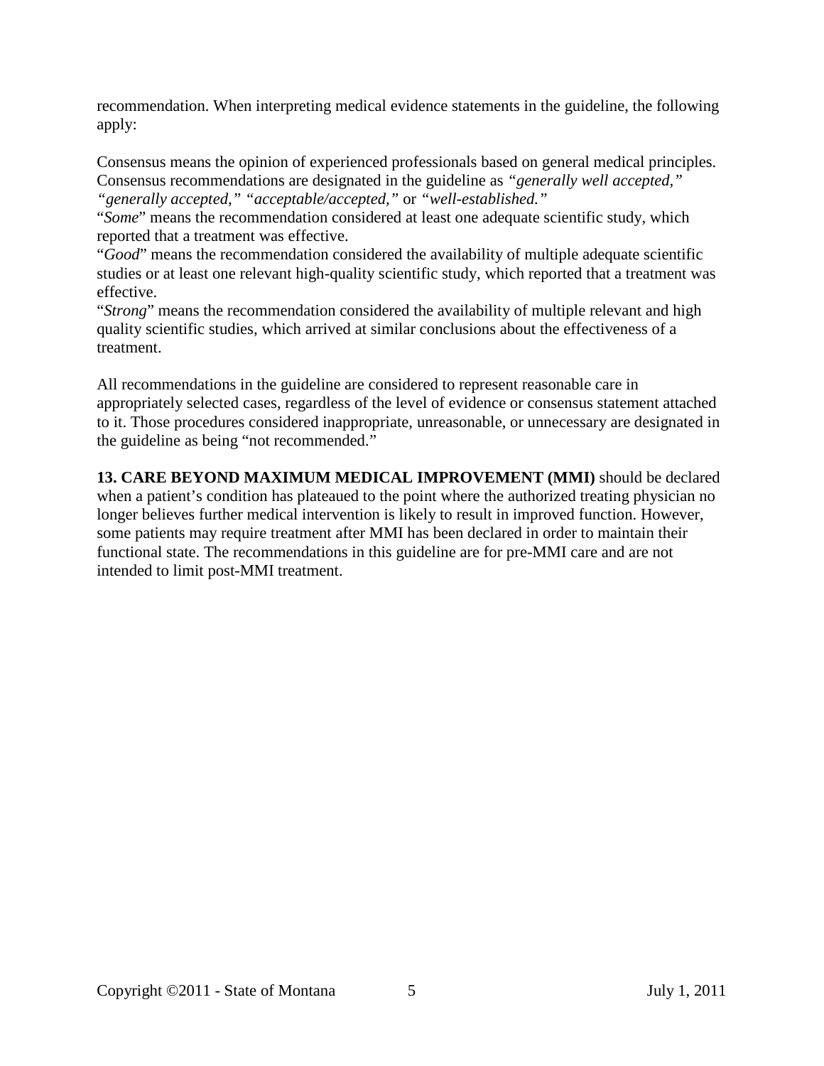recommendation. When interpreting medical evidence statements in the guideline, the following apply:

Consensus means the opinion of experienced professionals based on general medical principles. Consensus recommendations are designated in the guideline as *"generally well accepted," "generally accepted," "acceptable/accepted,"* or *"well-established."*
"*Some*" means the recommendation considered at least one adequate scientific study, which reported that a treatment was effective.
"*Good*" means the recommendation considered the availability of multiple adequate scientific studies or at least one relevant high-quality scientific study, which reported that a treatment was effective.
"*Strong*" means the recommendation considered the availability of multiple relevant and high quality scientific studies, which arrived at similar conclusions about the effectiveness of a treatment.

All recommendations in the guideline are considered to represent reasonable care in appropriately selected cases, regardless of the level of evidence or consensus statement attached to it. Those procedures considered inappropriate, unreasonable, or unnecessary are designated in the guideline as being "not recommended."

**13. CARE BEYOND MAXIMUM MEDICAL IMPROVEMENT (MMI)** should be declared when a patient's condition has plateaued to the point where the authorized treating physician no longer believes further medical intervention is likely to result in improved function. However, some patients may require treatment after MMI has been declared in order to maintain their functional state. The recommendations in this guideline are for pre-MMI care and are not intended to limit post-MMI treatment.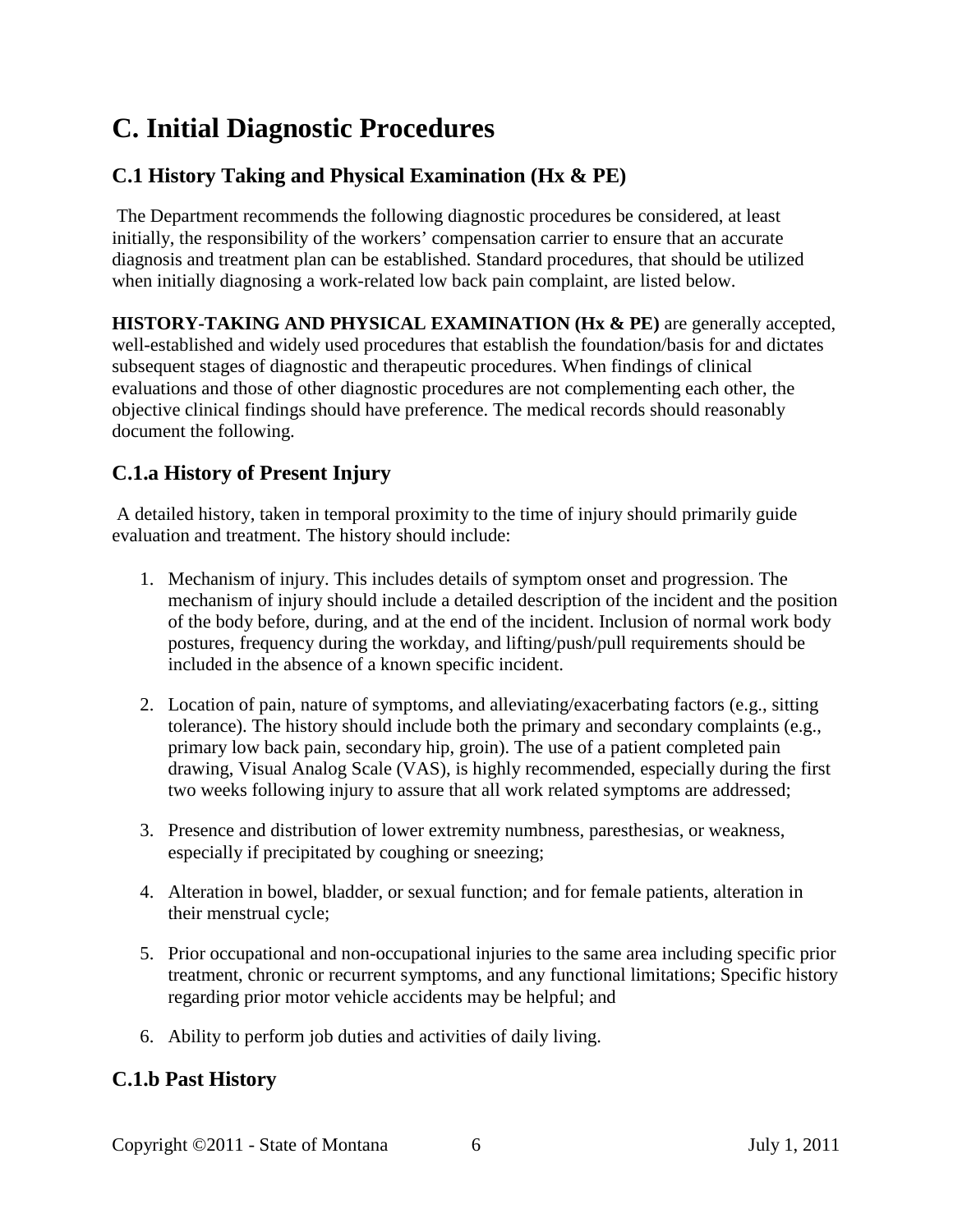# C. Initial Diagnostic Procedures

## C.1 History Taking and Physical Examination (Hx & PE)

The Department recommends the following diagnostic procedures be considered, at least initially, the responsibility of the workers' compensation carrier to ensure that an accurate diagnosis and treatment plan can be established. Standard procedures, that should be utilized when initially diagnosing a work-related low back pain complaint, are listed below.

**HISTORY-TAKING AND PHYSICAL EXAMINATION (Hx & PE)** are generally accepted, well-established and widely used procedures that establish the foundation/basis for and dictates subsequent stages of diagnostic and therapeutic procedures. When findings of clinical evaluations and those of other diagnostic procedures are not complementing each other, the objective clinical findings should have preference. The medical records should reasonably document the following.

## C.1.a History of Present Injury

A detailed history, taken in temporal proximity to the time of injury should primarily guide evaluation and treatment. The history should include:

1. Mechanism of injury. This includes details of symptom onset and progression. The mechanism of injury should include a detailed description of the incident and the position of the body before, during, and at the end of the incident. Inclusion of normal work body postures, frequency during the workday, and lifting/push/pull requirements should be included in the absence of a known specific incident.

2. Location of pain, nature of symptoms, and alleviating/exacerbating factors (e.g., sitting tolerance). The history should include both the primary and secondary complaints (e.g., primary low back pain, secondary hip, groin). The use of a patient completed pain drawing, Visual Analog Scale (VAS), is highly recommended, especially during the first two weeks following injury to assure that all work related symptoms are addressed;

3. Presence and distribution of lower extremity numbness, paresthesias, or weakness, especially if precipitated by coughing or sneezing;

4. Alteration in bowel, bladder, or sexual function; and for female patients, alteration in their menstrual cycle;

5. Prior occupational and non-occupational injuries to the same area including specific prior treatment, chronic or recurrent symptoms, and any functional limitations; Specific history regarding prior motor vehicle accidents may be helpful; and

6. Ability to perform job duties and activities of daily living.

## C.1.b Past History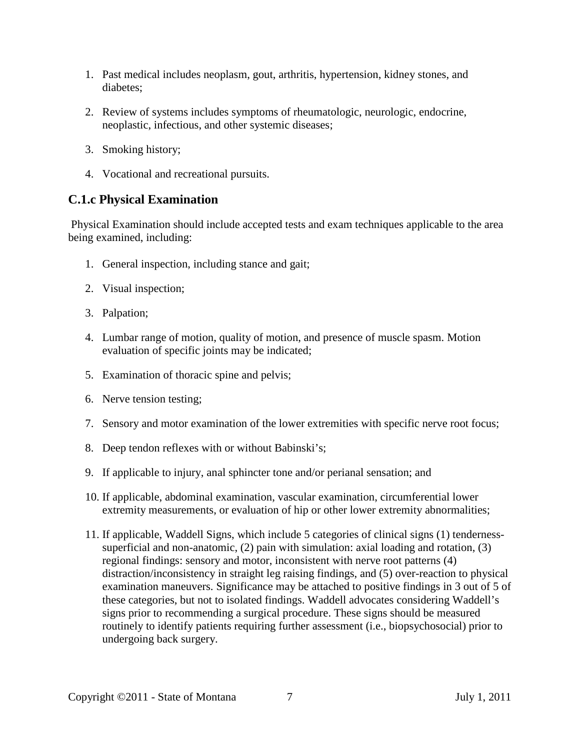1. Past medical includes neoplasm, gout, arthritis, hypertension, kidney stones, and diabetes;

2. Review of systems includes symptoms of rheumatologic, neurologic, endocrine, neoplastic, infectious, and other systemic diseases;

3. Smoking history;

4. Vocational and recreational pursuits.

### C.1.c Physical Examination

Physical Examination should include accepted tests and exam techniques applicable to the area being examined, including:

1. General inspection, including stance and gait;

2. Visual inspection;

3. Palpation;

4. Lumbar range of motion, quality of motion, and presence of muscle spasm. Motion evaluation of specific joints may be indicated;

5. Examination of thoracic spine and pelvis;

6. Nerve tension testing;

7. Sensory and motor examination of the lower extremities with specific nerve root focus;

8. Deep tendon reflexes with or without Babinski's;

9. If applicable to injury, anal sphincter tone and/or perianal sensation; and

10. If applicable, abdominal examination, vascular examination, circumferential lower extremity measurements, or evaluation of hip or other lower extremity abnormalities;

11. If applicable, Waddell Signs, which include 5 categories of clinical signs (1) tenderness-superficial and non-anatomic, (2) pain with simulation: axial loading and rotation, (3) regional findings: sensory and motor, inconsistent with nerve root patterns (4) distraction/inconsistency in straight leg raising findings, and (5) over-reaction to physical examination maneuvers. Significance may be attached to positive findings in 3 out of 5 of these categories, but not to isolated findings. Waddell advocates considering Waddell's signs prior to recommending a surgical procedure. These signs should be measured routinely to identify patients requiring further assessment (i.e., biopsychosocial) prior to undergoing back surgery.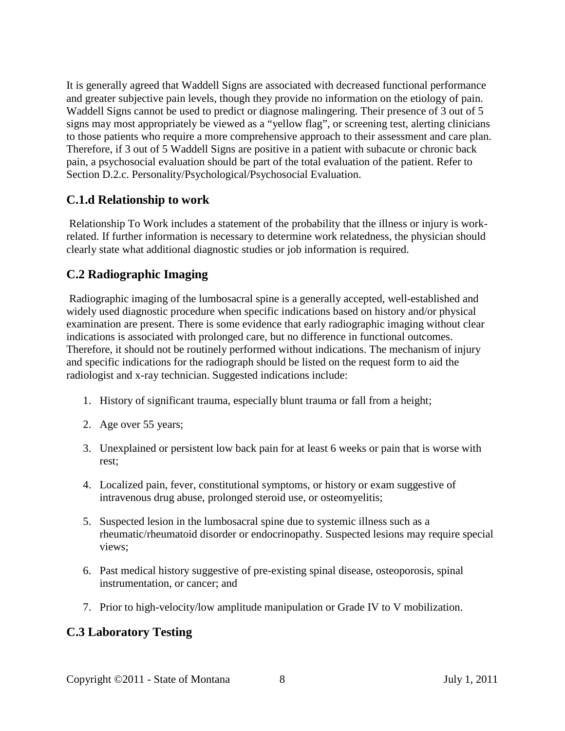It is generally agreed that Waddell Signs are associated with decreased functional performance and greater subjective pain levels, though they provide no information on the etiology of pain. Waddell Signs cannot be used to predict or diagnose malingering. Their presence of 3 out of 5 signs may most appropriately be viewed as a "yellow flag", or screening test, alerting clinicians to those patients who require a more comprehensive approach to their assessment and care plan. Therefore, if 3 out of 5 Waddell Signs are positive in a patient with subacute or chronic back pain, a psychosocial evaluation should be part of the total evaluation of the patient. Refer to Section D.2.c. Personality/Psychological/Psychosocial Evaluation.

## C.1.d Relationship to work

Relationship To Work includes a statement of the probability that the illness or injury is work-related. If further information is necessary to determine work relatedness, the physician should clearly state what additional diagnostic studies or job information is required.

## C.2 Radiographic Imaging

Radiographic imaging of the lumbosacral spine is a generally accepted, well-established and widely used diagnostic procedure when specific indications based on history and/or physical examination are present. There is some evidence that early radiographic imaging without clear indications is associated with prolonged care, but no difference in functional outcomes. Therefore, it should not be routinely performed without indications. The mechanism of injury and specific indications for the radiograph should be listed on the request form to aid the radiologist and x-ray technician. Suggested indications include:

1. History of significant trauma, especially blunt trauma or fall from a height;
2. Age over 55 years;
3. Unexplained or persistent low back pain for at least 6 weeks or pain that is worse with rest;
4. Localized pain, fever, constitutional symptoms, or history or exam suggestive of intravenous drug abuse, prolonged steroid use, or osteomyelitis;
5. Suspected lesion in the lumbosacral spine due to systemic illness such as a rheumatic/rheumatoid disorder or endocrinopathy. Suspected lesions may require special views;
6. Past medical history suggestive of pre-existing spinal disease, osteoporosis, spinal instrumentation, or cancer; and
7. Prior to high-velocity/low amplitude manipulation or Grade IV to V mobilization.

## C.3 Laboratory Testing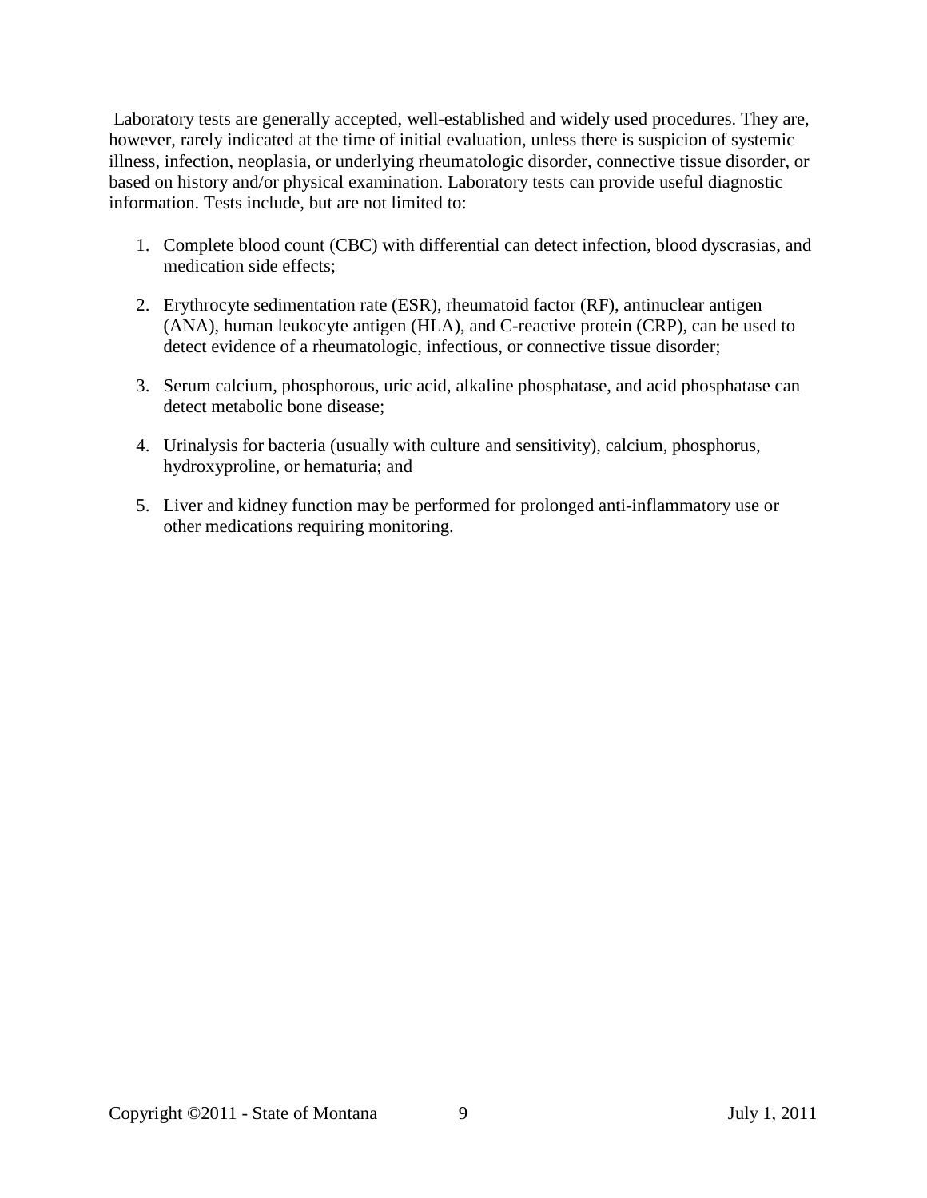Laboratory tests are generally accepted, well-established and widely used procedures. They are, however, rarely indicated at the time of initial evaluation, unless there is suspicion of systemic illness, infection, neoplasia, or underlying rheumatologic disorder, connective tissue disorder, or based on history and/or physical examination. Laboratory tests can provide useful diagnostic information. Tests include, but are not limited to:

1. Complete blood count (CBC) with differential can detect infection, blood dyscrasias, and medication side effects;

2. Erythrocyte sedimentation rate (ESR), rheumatoid factor (RF), antinuclear antigen (ANA), human leukocyte antigen (HLA), and C-reactive protein (CRP), can be used to detect evidence of a rheumatologic, infectious, or connective tissue disorder;

3. Serum calcium, phosphorous, uric acid, alkaline phosphatase, and acid phosphatase can detect metabolic bone disease;

4. Urinalysis for bacteria (usually with culture and sensitivity), calcium, phosphorus, hydroxyproline, or hematuria; and

5. Liver and kidney function may be performed for prolonged anti-inflammatory use or other medications requiring monitoring.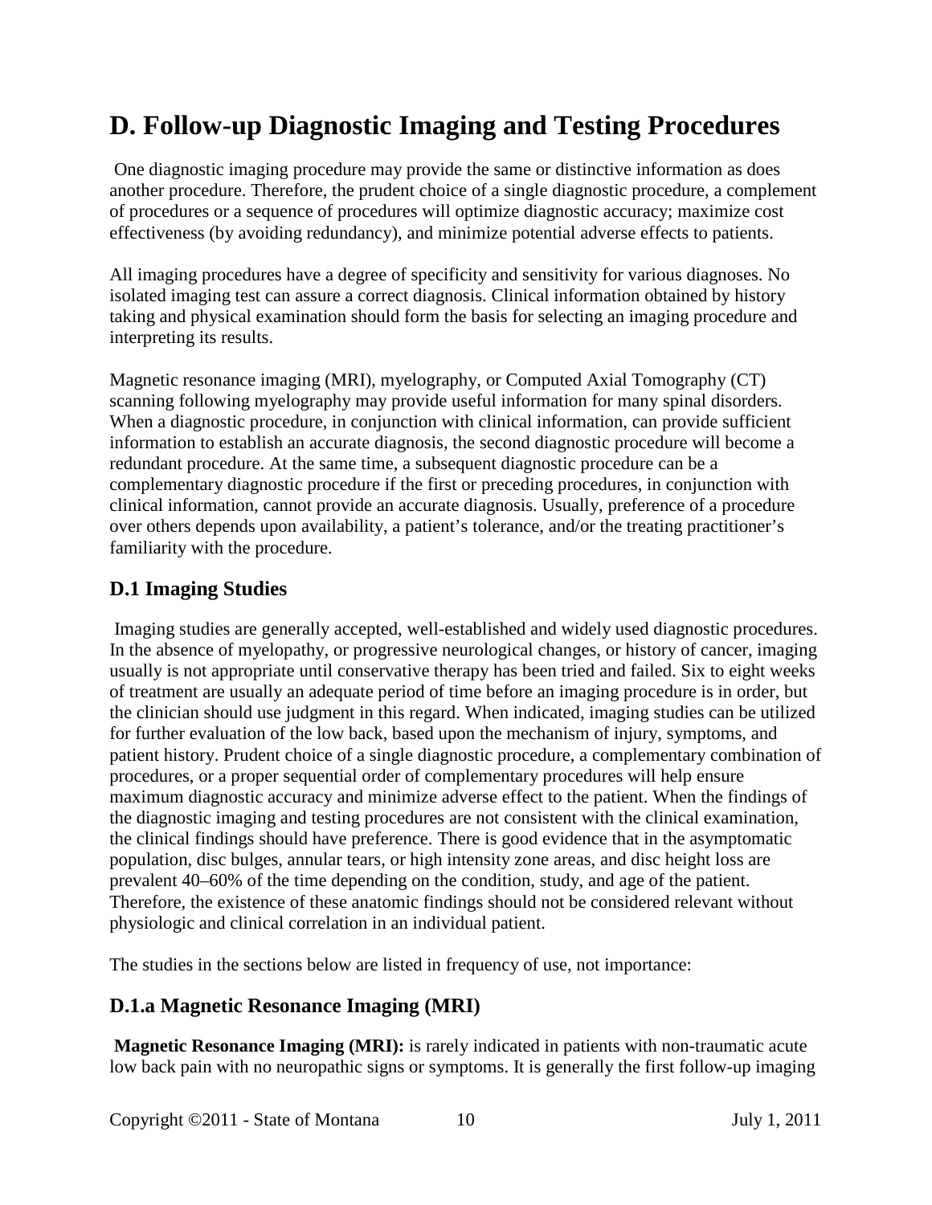# D. Follow-up Diagnostic Imaging and Testing Procedures

One diagnostic imaging procedure may provide the same or distinctive information as does another procedure. Therefore, the prudent choice of a single diagnostic procedure, a complement of procedures or a sequence of procedures will optimize diagnostic accuracy; maximize cost effectiveness (by avoiding redundancy), and minimize potential adverse effects to patients.

All imaging procedures have a degree of specificity and sensitivity for various diagnoses. No isolated imaging test can assure a correct diagnosis. Clinical information obtained by history taking and physical examination should form the basis for selecting an imaging procedure and interpreting its results.

Magnetic resonance imaging (MRI), myelography, or Computed Axial Tomography (CT) scanning following myelography may provide useful information for many spinal disorders. When a diagnostic procedure, in conjunction with clinical information, can provide sufficient information to establish an accurate diagnosis, the second diagnostic procedure will become a redundant procedure. At the same time, a subsequent diagnostic procedure can be a complementary diagnostic procedure if the first or preceding procedures, in conjunction with clinical information, cannot provide an accurate diagnosis. Usually, preference of a procedure over others depends upon availability, a patient's tolerance, and/or the treating practitioner's familiarity with the procedure.

## D.1 Imaging Studies

Imaging studies are generally accepted, well-established and widely used diagnostic procedures. In the absence of myelopathy, or progressive neurological changes, or history of cancer, imaging usually is not appropriate until conservative therapy has been tried and failed. Six to eight weeks of treatment are usually an adequate period of time before an imaging procedure is in order, but the clinician should use judgment in this regard. When indicated, imaging studies can be utilized for further evaluation of the low back, based upon the mechanism of injury, symptoms, and patient history. Prudent choice of a single diagnostic procedure, a complementary combination of procedures, or a proper sequential order of complementary procedures will help ensure maximum diagnostic accuracy and minimize adverse effect to the patient. When the findings of the diagnostic imaging and testing procedures are not consistent with the clinical examination, the clinical findings should have preference. There is good evidence that in the asymptomatic population, disc bulges, annular tears, or high intensity zone areas, and disc height loss are prevalent 40–60% of the time depending on the condition, study, and age of the patient. Therefore, the existence of these anatomic findings should not be considered relevant without physiologic and clinical correlation in an individual patient.

The studies in the sections below are listed in frequency of use, not importance:

### D.1.a Magnetic Resonance Imaging (MRI)

**Magnetic Resonance Imaging (MRI):** is rarely indicated in patients with non-traumatic acute low back pain with no neuropathic signs or symptoms. It is generally the first follow-up imaging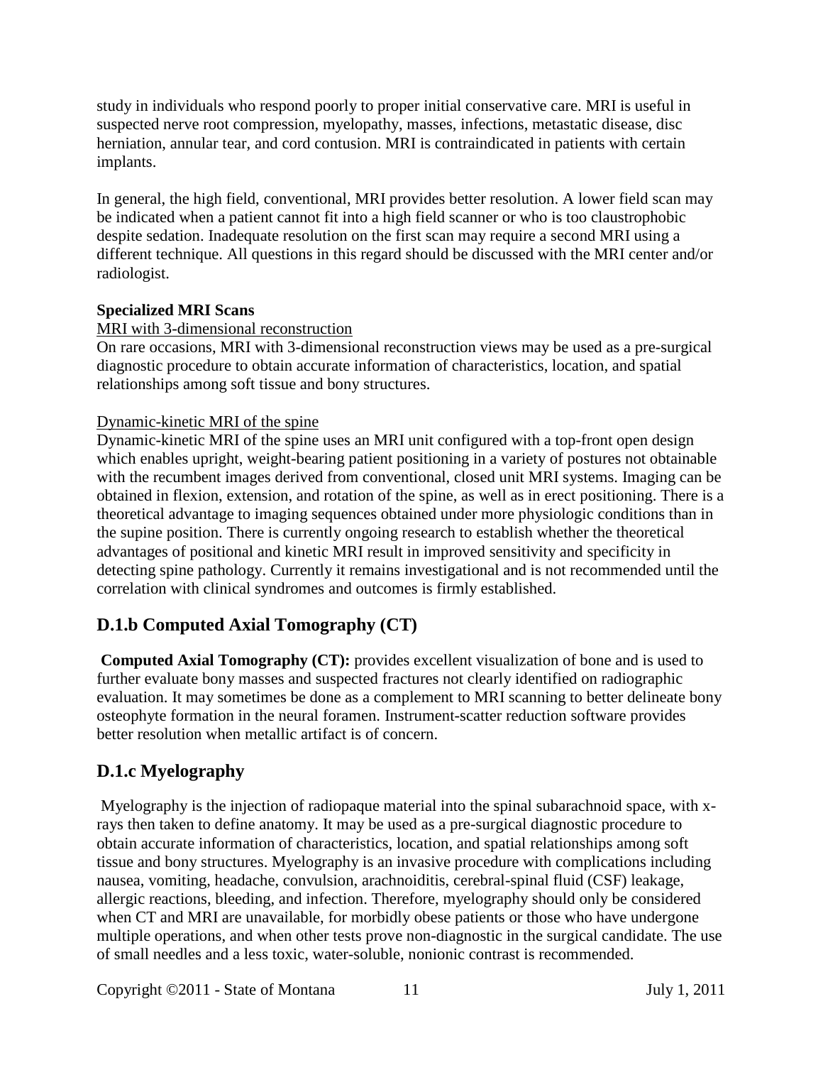study in individuals who respond poorly to proper initial conservative care. MRI is useful in suspected nerve root compression, myelopathy, masses, infections, metastatic disease, disc herniation, annular tear, and cord contusion. MRI is contraindicated in patients with certain implants.

In general, the high field, conventional, MRI provides better resolution. A lower field scan may be indicated when a patient cannot fit into a high field scanner or who is too claustrophobic despite sedation. Inadequate resolution on the first scan may require a second MRI using a different technique. All questions in this regard should be discussed with the MRI center and/or radiologist.

**Specialized MRI Scans**

MRI with 3-dimensional reconstruction

On rare occasions, MRI with 3-dimensional reconstruction views may be used as a pre-surgical diagnostic procedure to obtain accurate information of characteristics, location, and spatial relationships among soft tissue and bony structures.

Dynamic-kinetic MRI of the spine

Dynamic-kinetic MRI of the spine uses an MRI unit configured with a top-front open design which enables upright, weight-bearing patient positioning in a variety of postures not obtainable with the recumbent images derived from conventional, closed unit MRI systems. Imaging can be obtained in flexion, extension, and rotation of the spine, as well as in erect positioning. There is a theoretical advantage to imaging sequences obtained under more physiologic conditions than in the supine position. There is currently ongoing research to establish whether the theoretical advantages of positional and kinetic MRI result in improved sensitivity and specificity in detecting spine pathology. Currently it remains investigational and is not recommended until the correlation with clinical syndromes and outcomes is firmly established.

## D.1.b Computed Axial Tomography (CT)

**Computed Axial Tomography (CT):** provides excellent visualization of bone and is used to further evaluate bony masses and suspected fractures not clearly identified on radiographic evaluation. It may sometimes be done as a complement to MRI scanning to better delineate bony osteophyte formation in the neural foramen. Instrument-scatter reduction software provides better resolution when metallic artifact is of concern.

## D.1.c Myelography

Myelography is the injection of radiopaque material into the spinal subarachnoid space, with x-rays then taken to define anatomy. It may be used as a pre-surgical diagnostic procedure to obtain accurate information of characteristics, location, and spatial relationships among soft tissue and bony structures. Myelography is an invasive procedure with complications including nausea, vomiting, headache, convulsion, arachnoiditis, cerebral-spinal fluid (CSF) leakage, allergic reactions, bleeding, and infection. Therefore, myelography should only be considered when CT and MRI are unavailable, for morbidly obese patients or those who have undergone multiple operations, and when other tests prove non-diagnostic in the surgical candidate. The use of small needles and a less toxic, water-soluble, nonionic contrast is recommended.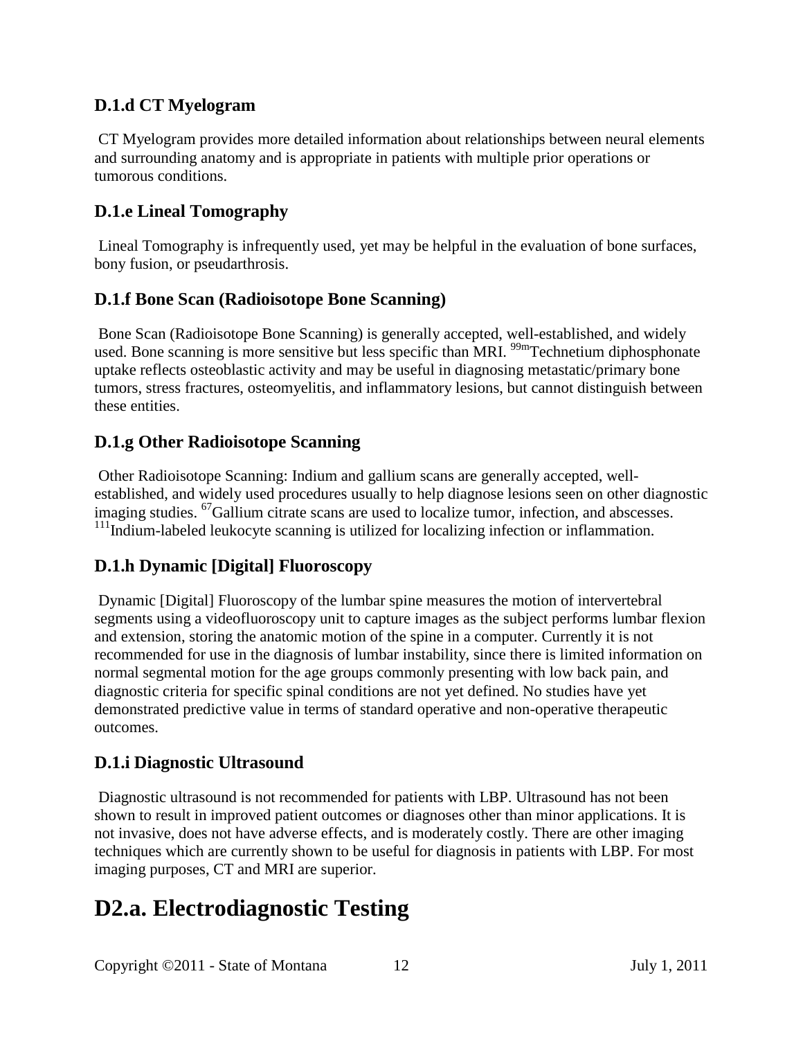### D.1.d CT Myelogram

CT Myelogram provides more detailed information about relationships between neural elements and surrounding anatomy and is appropriate in patients with multiple prior operations or tumorous conditions.

### D.1.e Lineal Tomography

Lineal Tomography is infrequently used, yet may be helpful in the evaluation of bone surfaces, bony fusion, or pseudarthrosis.

### D.1.f Bone Scan (Radioisotope Bone Scanning)

Bone Scan (Radioisotope Bone Scanning) is generally accepted, well-established, and widely used. Bone scanning is more sensitive but less specific than MRI. $^{99m}$Technetium diphosphonate uptake reflects osteoblastic activity and may be useful in diagnosing metastatic/primary bone tumors, stress fractures, osteomyelitis, and inflammatory lesions, but cannot distinguish between these entities.

### D.1.g Other Radioisotope Scanning

Other Radioisotope Scanning: Indium and gallium scans are generally accepted, well-established, and widely used procedures usually to help diagnose lesions seen on other diagnostic imaging studies. $^{67}$Gallium citrate scans are used to localize tumor, infection, and abscesses. $^{111}$Indium-labeled leukocyte scanning is utilized for localizing infection or inflammation.

### D.1.h Dynamic [Digital] Fluoroscopy

Dynamic [Digital] Fluoroscopy of the lumbar spine measures the motion of intervertebral segments using a videofluoroscopy unit to capture images as the subject performs lumbar flexion and extension, storing the anatomic motion of the spine in a computer. Currently it is not recommended for use in the diagnosis of lumbar instability, since there is limited information on normal segmental motion for the age groups commonly presenting with low back pain, and diagnostic criteria for specific spinal conditions are not yet defined. No studies have yet demonstrated predictive value in terms of standard operative and non-operative therapeutic outcomes.

### D.1.i Diagnostic Ultrasound

Diagnostic ultrasound is not recommended for patients with LBP. Ultrasound has not been shown to result in improved patient outcomes or diagnoses other than minor applications. It is not invasive, does not have adverse effects, and is moderately costly. There are other imaging techniques which are currently shown to be useful for diagnosis in patients with LBP. For most imaging purposes, CT and MRI are superior.

# D2.a. Electrodiagnostic Testing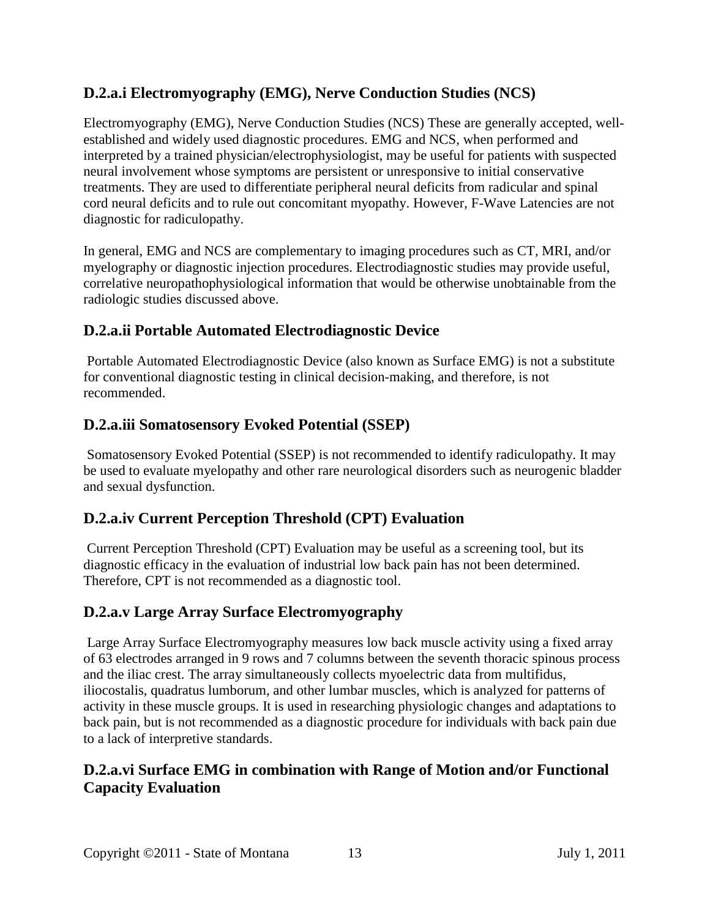### D.2.a.i Electromyography (EMG), Nerve Conduction Studies (NCS)

Electromyography (EMG), Nerve Conduction Studies (NCS) These are generally accepted, well-established and widely used diagnostic procedures. EMG and NCS, when performed and interpreted by a trained physician/electrophysiologist, may be useful for patients with suspected neural involvement whose symptoms are persistent or unresponsive to initial conservative treatments. They are used to differentiate peripheral neural deficits from radicular and spinal cord neural deficits and to rule out concomitant myopathy. However, F-Wave Latencies are not diagnostic for radiculopathy.

In general, EMG and NCS are complementary to imaging procedures such as CT, MRI, and/or myelography or diagnostic injection procedures. Electrodiagnostic studies may provide useful, correlative neuropathophysiological information that would be otherwise unobtainable from the radiologic studies discussed above.

### D.2.a.ii Portable Automated Electrodiagnostic Device

Portable Automated Electrodiagnostic Device (also known as Surface EMG) is not a substitute for conventional diagnostic testing in clinical decision-making, and therefore, is not recommended.

### D.2.a.iii Somatosensory Evoked Potential (SSEP)

Somatosensory Evoked Potential (SSEP) is not recommended to identify radiculopathy. It may be used to evaluate myelopathy and other rare neurological disorders such as neurogenic bladder and sexual dysfunction.

### D.2.a.iv Current Perception Threshold (CPT) Evaluation

Current Perception Threshold (CPT) Evaluation may be useful as a screening tool, but its diagnostic efficacy in the evaluation of industrial low back pain has not been determined. Therefore, CPT is not recommended as a diagnostic tool.

### D.2.a.v Large Array Surface Electromyography

Large Array Surface Electromyography measures low back muscle activity using a fixed array of 63 electrodes arranged in 9 rows and 7 columns between the seventh thoracic spinous process and the iliac crest. The array simultaneously collects myoelectric data from multifidus, iliocostalis, quadratus lumborum, and other lumbar muscles, which is analyzed for patterns of activity in these muscle groups. It is used in researching physiologic changes and adaptations to back pain, but is not recommended as a diagnostic procedure for individuals with back pain due to a lack of interpretive standards.

### D.2.a.vi Surface EMG in combination with Range of Motion and/or Functional Capacity Evaluation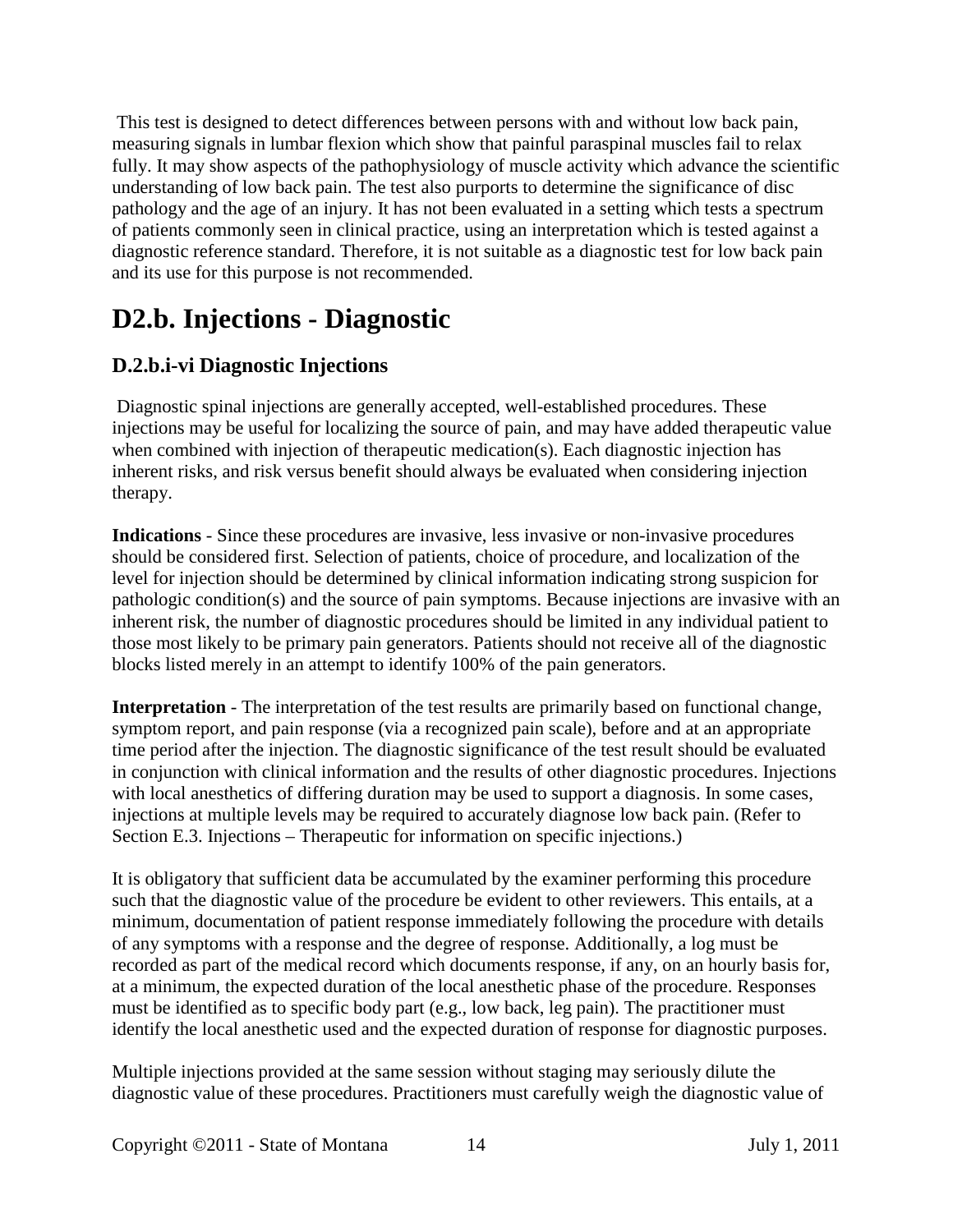This test is designed to detect differences between persons with and without low back pain, measuring signals in lumbar flexion which show that painful paraspinal muscles fail to relax fully. It may show aspects of the pathophysiology of muscle activity which advance the scientific understanding of low back pain. The test also purports to determine the significance of disc pathology and the age of an injury. It has not been evaluated in a setting which tests a spectrum of patients commonly seen in clinical practice, using an interpretation which is tested against a diagnostic reference standard. Therefore, it is not suitable as a diagnostic test for low back pain and its use for this purpose is not recommended.

# D2.b. Injections - Diagnostic

## D.2.b.i-vi Diagnostic Injections

Diagnostic spinal injections are generally accepted, well-established procedures. These injections may be useful for localizing the source of pain, and may have added therapeutic value when combined with injection of therapeutic medication(s). Each diagnostic injection has inherent risks, and risk versus benefit should always be evaluated when considering injection therapy.

**Indications** - Since these procedures are invasive, less invasive or non-invasive procedures should be considered first. Selection of patients, choice of procedure, and localization of the level for injection should be determined by clinical information indicating strong suspicion for pathologic condition(s) and the source of pain symptoms. Because injections are invasive with an inherent risk, the number of diagnostic procedures should be limited in any individual patient to those most likely to be primary pain generators. Patients should not receive all of the diagnostic blocks listed merely in an attempt to identify 100% of the pain generators.

**Interpretation** - The interpretation of the test results are primarily based on functional change, symptom report, and pain response (via a recognized pain scale), before and at an appropriate time period after the injection. The diagnostic significance of the test result should be evaluated in conjunction with clinical information and the results of other diagnostic procedures. Injections with local anesthetics of differing duration may be used to support a diagnosis. In some cases, injections at multiple levels may be required to accurately diagnose low back pain. (Refer to Section E.3. Injections – Therapeutic for information on specific injections.)

It is obligatory that sufficient data be accumulated by the examiner performing this procedure such that the diagnostic value of the procedure be evident to other reviewers. This entails, at a minimum, documentation of patient response immediately following the procedure with details of any symptoms with a response and the degree of response. Additionally, a log must be recorded as part of the medical record which documents response, if any, on an hourly basis for, at a minimum, the expected duration of the local anesthetic phase of the procedure. Responses must be identified as to specific body part (e.g., low back, leg pain). The practitioner must identify the local anesthetic used and the expected duration of response for diagnostic purposes.

Multiple injections provided at the same session without staging may seriously dilute the diagnostic value of these procedures. Practitioners must carefully weigh the diagnostic value of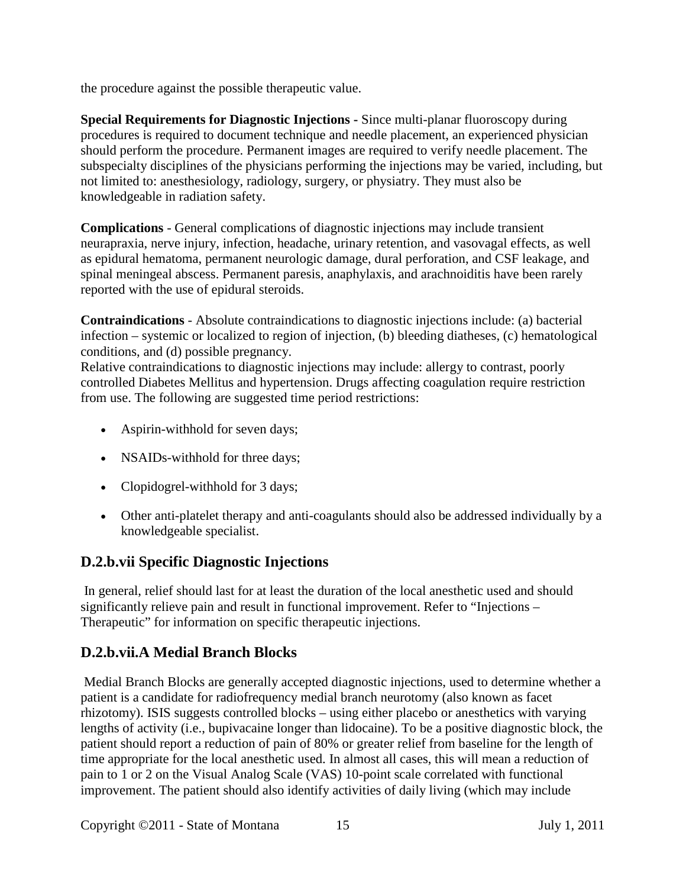the procedure against the possible therapeutic value.

**Special Requirements for Diagnostic Injections -** Since multi-planar fluoroscopy during procedures is required to document technique and needle placement, an experienced physician should perform the procedure. Permanent images are required to verify needle placement. The subspecialty disciplines of the physicians performing the injections may be varied, including, but not limited to: anesthesiology, radiology, surgery, or physiatry. They must also be knowledgeable in radiation safety.

**Complications** - General complications of diagnostic injections may include transient neurapraxia, nerve injury, infection, headache, urinary retention, and vasovagal effects, as well as epidural hematoma, permanent neurologic damage, dural perforation, and CSF leakage, and spinal meningeal abscess. Permanent paresis, anaphylaxis, and arachnoiditis have been rarely reported with the use of epidural steroids.

**Contraindications** - Absolute contraindications to diagnostic injections include: (a) bacterial infection – systemic or localized to region of injection, (b) bleeding diatheses, (c) hematological conditions, and (d) possible pregnancy.
Relative contraindications to diagnostic injections may include: allergy to contrast, poorly controlled Diabetes Mellitus and hypertension. Drugs affecting coagulation require restriction from use. The following are suggested time period restrictions:

- Aspirin-withhold for seven days;
- NSAIDs-withhold for three days;
- Clopidogrel-withhold for 3 days;
- Other anti-platelet therapy and anti-coagulants should also be addressed individually by a knowledgeable specialist.

## D.2.b.vii Specific Diagnostic Injections

In general, relief should last for at least the duration of the local anesthetic used and should significantly relieve pain and result in functional improvement. Refer to "Injections – Therapeutic" for information on specific therapeutic injections.

## D.2.b.vii.A Medial Branch Blocks

Medial Branch Blocks are generally accepted diagnostic injections, used to determine whether a patient is a candidate for radiofrequency medial branch neurotomy (also known as facet rhizotomy). ISIS suggests controlled blocks – using either placebo or anesthetics with varying lengths of activity (i.e., bupivacaine longer than lidocaine). To be a positive diagnostic block, the patient should report a reduction of pain of 80% or greater relief from baseline for the length of time appropriate for the local anesthetic used. In almost all cases, this will mean a reduction of pain to 1 or 2 on the Visual Analog Scale (VAS) 10-point scale correlated with functional improvement. The patient should also identify activities of daily living (which may include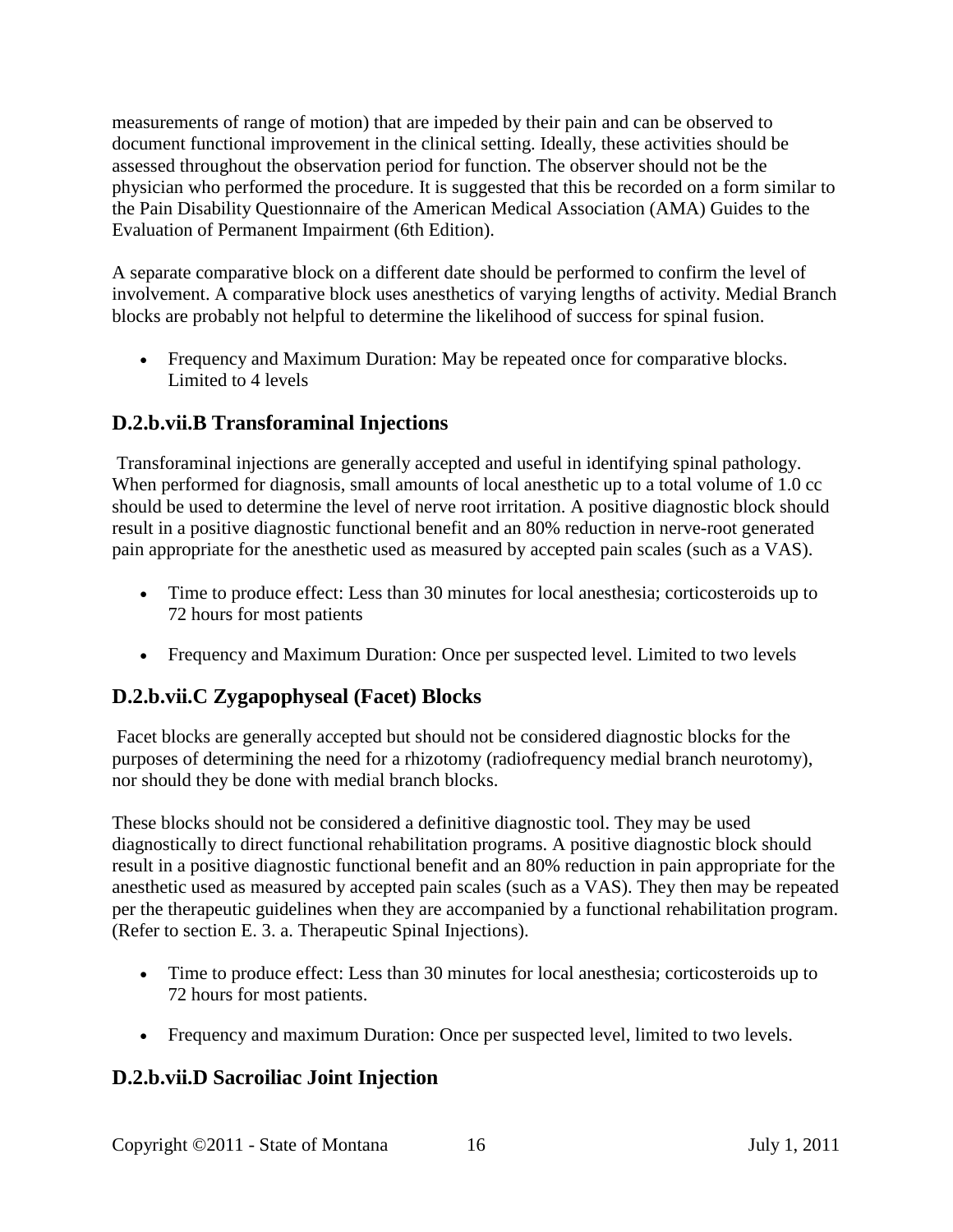measurements of range of motion) that are impeded by their pain and can be observed to document functional improvement in the clinical setting. Ideally, these activities should be assessed throughout the observation period for function. The observer should not be the physician who performed the procedure. It is suggested that this be recorded on a form similar to the Pain Disability Questionnaire of the American Medical Association (AMA) Guides to the Evaluation of Permanent Impairment (6th Edition).

A separate comparative block on a different date should be performed to confirm the level of involvement. A comparative block uses anesthetics of varying lengths of activity. Medial Branch blocks are probably not helpful to determine the likelihood of success for spinal fusion.

- Frequency and Maximum Duration: May be repeated once for comparative blocks. Limited to 4 levels

## D.2.b.vii.B Transforaminal Injections

Transforaminal injections are generally accepted and useful in identifying spinal pathology. When performed for diagnosis, small amounts of local anesthetic up to a total volume of 1.0 cc should be used to determine the level of nerve root irritation. A positive diagnostic block should result in a positive diagnostic functional benefit and an 80% reduction in nerve-root generated pain appropriate for the anesthetic used as measured by accepted pain scales (such as a VAS).

- Time to produce effect: Less than 30 minutes for local anesthesia; corticosteroids up to 72 hours for most patients
- Frequency and Maximum Duration: Once per suspected level. Limited to two levels

## D.2.b.vii.C Zygapophyseal (Facet) Blocks

Facet blocks are generally accepted but should not be considered diagnostic blocks for the purposes of determining the need for a rhizotomy (radiofrequency medial branch neurotomy), nor should they be done with medial branch blocks.

These blocks should not be considered a definitive diagnostic tool. They may be used diagnostically to direct functional rehabilitation programs. A positive diagnostic block should result in a positive diagnostic functional benefit and an 80% reduction in pain appropriate for the anesthetic used as measured by accepted pain scales (such as a VAS). They then may be repeated per the therapeutic guidelines when they are accompanied by a functional rehabilitation program. (Refer to section E. 3. a. Therapeutic Spinal Injections).

- Time to produce effect: Less than 30 minutes for local anesthesia; corticosteroids up to 72 hours for most patients.
- Frequency and maximum Duration: Once per suspected level, limited to two levels.

## D.2.b.vii.D Sacroiliac Joint Injection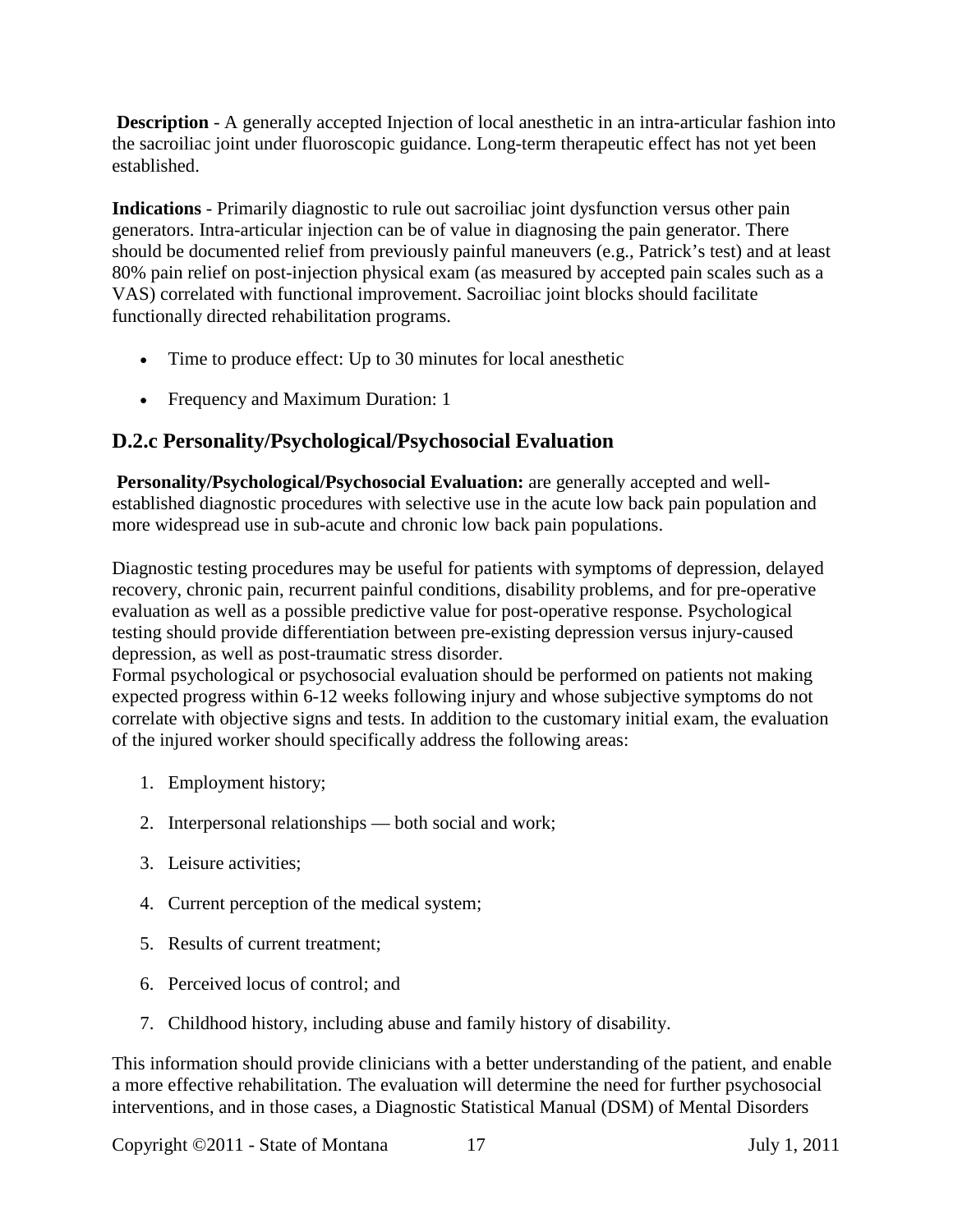**Description** - A generally accepted Injection of local anesthetic in an intra-articular fashion into the sacroiliac joint under fluoroscopic guidance. Long-term therapeutic effect has not yet been established.

**Indications** - Primarily diagnostic to rule out sacroiliac joint dysfunction versus other pain generators. Intra-articular injection can be of value in diagnosing the pain generator. There should be documented relief from previously painful maneuvers (e.g., Patrick's test) and at least 80% pain relief on post-injection physical exam (as measured by accepted pain scales such as a VAS) correlated with functional improvement. Sacroiliac joint blocks should facilitate functionally directed rehabilitation programs.

- Time to produce effect: Up to 30 minutes for local anesthetic
- Frequency and Maximum Duration: 1

## D.2.c Personality/Psychological/Psychosocial Evaluation

**Personality/Psychological/Psychosocial Evaluation:** are generally accepted and well-established diagnostic procedures with selective use in the acute low back pain population and more widespread use in sub-acute and chronic low back pain populations.

Diagnostic testing procedures may be useful for patients with symptoms of depression, delayed recovery, chronic pain, recurrent painful conditions, disability problems, and for pre-operative evaluation as well as a possible predictive value for post-operative response. Psychological testing should provide differentiation between pre-existing depression versus injury-caused depression, as well as post-traumatic stress disorder.
Formal psychological or psychosocial evaluation should be performed on patients not making expected progress within 6-12 weeks following injury and whose subjective symptoms do not correlate with objective signs and tests. In addition to the customary initial exam, the evaluation of the injured worker should specifically address the following areas:

1. Employment history;
2. Interpersonal relationships — both social and work;
3. Leisure activities;
4. Current perception of the medical system;
5. Results of current treatment;
6. Perceived locus of control; and
7. Childhood history, including abuse and family history of disability.

This information should provide clinicians with a better understanding of the patient, and enable a more effective rehabilitation. The evaluation will determine the need for further psychosocial interventions, and in those cases, a Diagnostic Statistical Manual (DSM) of Mental Disorders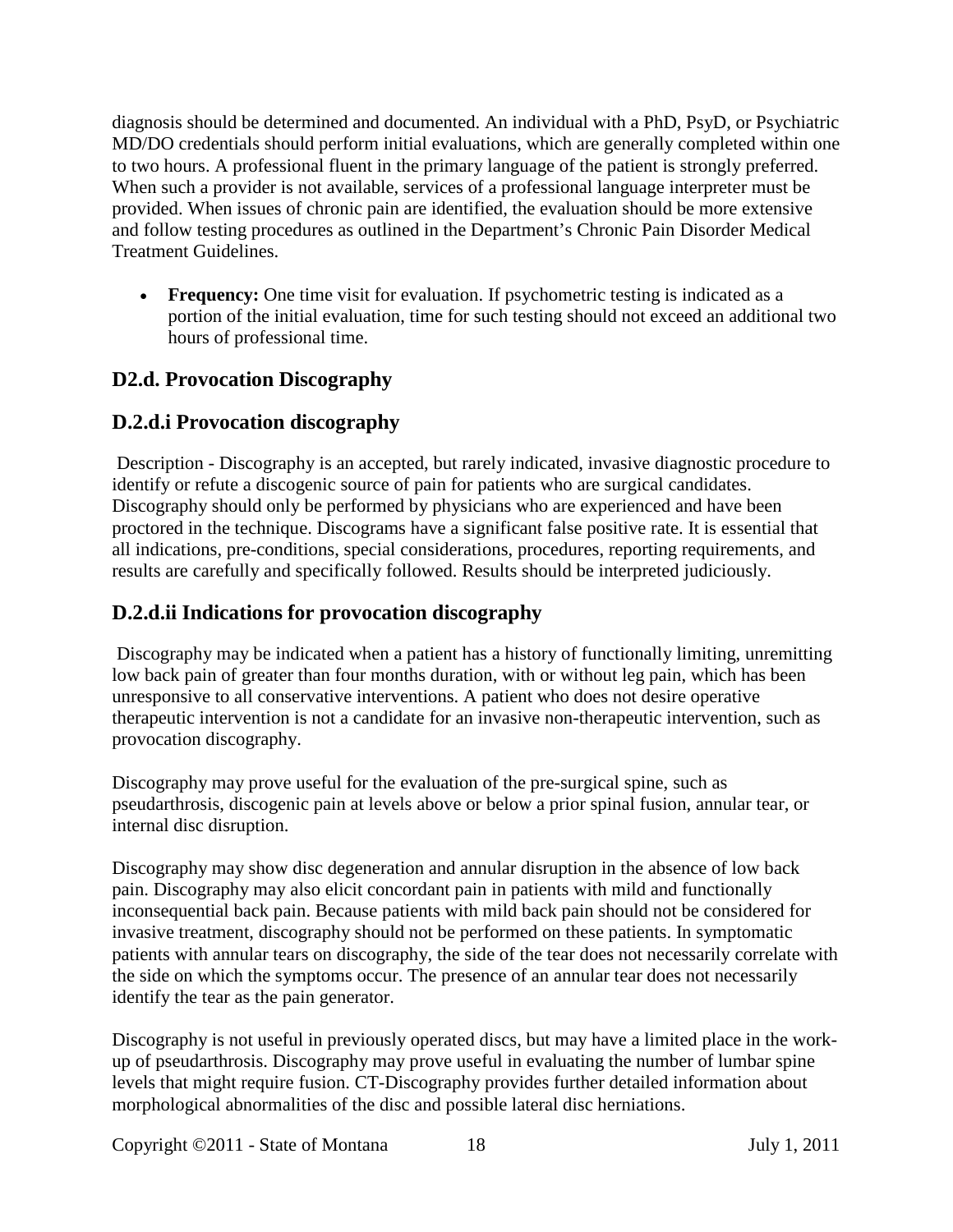diagnosis should be determined and documented. An individual with a PhD, PsyD, or Psychiatric MD/DO credentials should perform initial evaluations, which are generally completed within one to two hours. A professional fluent in the primary language of the patient is strongly preferred. When such a provider is not available, services of a professional language interpreter must be provided. When issues of chronic pain are identified, the evaluation should be more extensive and follow testing procedures as outlined in the Department's Chronic Pain Disorder Medical Treatment Guidelines.

- **Frequency:** One time visit for evaluation. If psychometric testing is indicated as a portion of the initial evaluation, time for such testing should not exceed an additional two hours of professional time.

## D2.d. Provocation Discography

## D.2.d.i Provocation discography

Description - Discography is an accepted, but rarely indicated, invasive diagnostic procedure to identify or refute a discogenic source of pain for patients who are surgical candidates. Discography should only be performed by physicians who are experienced and have been proctored in the technique. Discograms have a significant false positive rate. It is essential that all indications, pre-conditions, special considerations, procedures, reporting requirements, and results are carefully and specifically followed. Results should be interpreted judiciously.

## D.2.d.ii Indications for provocation discography

Discography may be indicated when a patient has a history of functionally limiting, unremitting low back pain of greater than four months duration, with or without leg pain, which has been unresponsive to all conservative interventions. A patient who does not desire operative therapeutic intervention is not a candidate for an invasive non-therapeutic intervention, such as provocation discography.

Discography may prove useful for the evaluation of the pre-surgical spine, such as pseudarthrosis, discogenic pain at levels above or below a prior spinal fusion, annular tear, or internal disc disruption.

Discography may show disc degeneration and annular disruption in the absence of low back pain. Discography may also elicit concordant pain in patients with mild and functionally inconsequential back pain. Because patients with mild back pain should not be considered for invasive treatment, discography should not be performed on these patients. In symptomatic patients with annular tears on discography, the side of the tear does not necessarily correlate with the side on which the symptoms occur. The presence of an annular tear does not necessarily identify the tear as the pain generator.

Discography is not useful in previously operated discs, but may have a limited place in the work-up of pseudarthrosis. Discography may prove useful in evaluating the number of lumbar spine levels that might require fusion. CT-Discography provides further detailed information about morphological abnormalities of the disc and possible lateral disc herniations.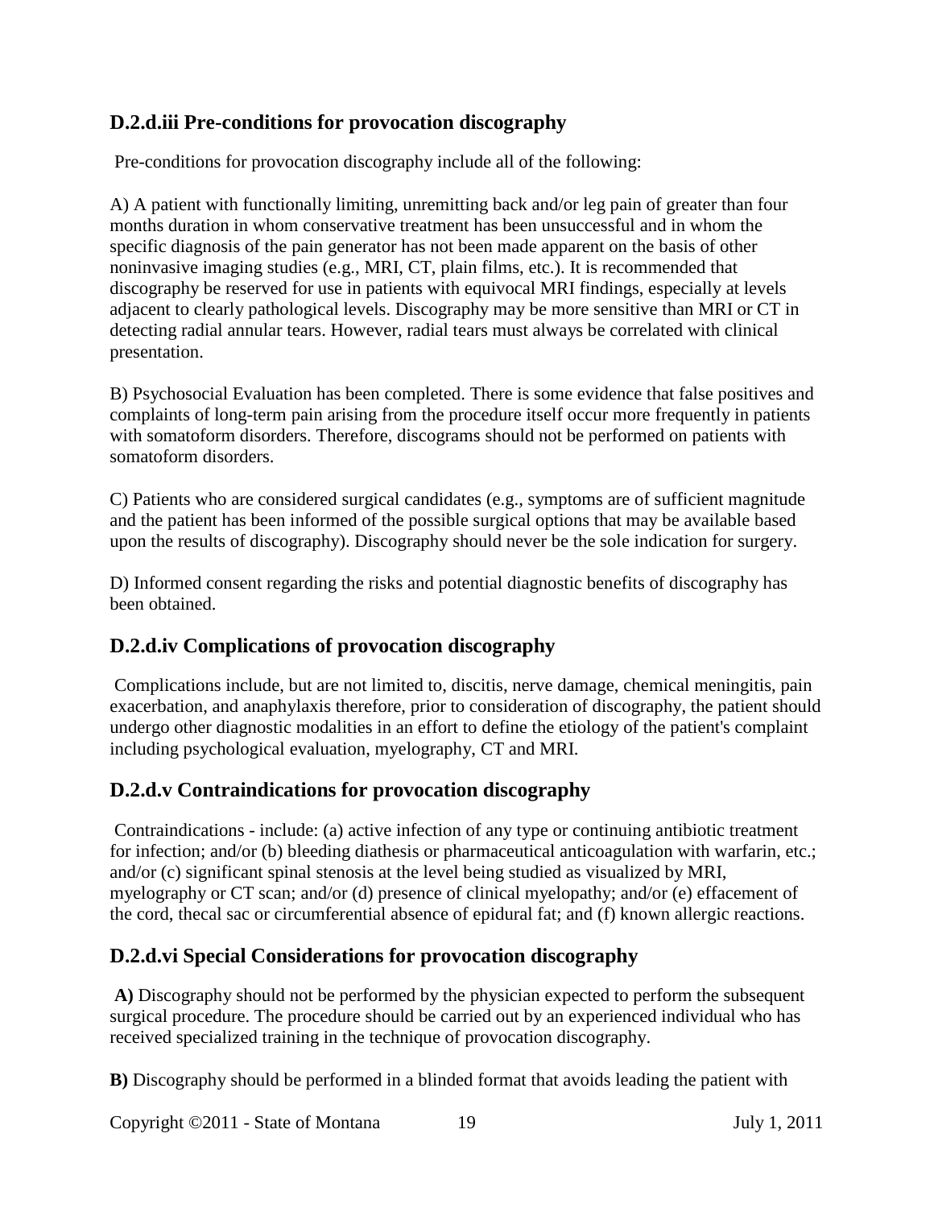## D.2.d.iii Pre-conditions for provocation discography

Pre-conditions for provocation discography include all of the following:

A) A patient with functionally limiting, unremitting back and/or leg pain of greater than four months duration in whom conservative treatment has been unsuccessful and in whom the specific diagnosis of the pain generator has not been made apparent on the basis of other noninvasive imaging studies (e.g., MRI, CT, plain films, etc.). It is recommended that discography be reserved for use in patients with equivocal MRI findings, especially at levels adjacent to clearly pathological levels. Discography may be more sensitive than MRI or CT in detecting radial annular tears. However, radial tears must always be correlated with clinical presentation.

B) Psychosocial Evaluation has been completed. There is some evidence that false positives and complaints of long-term pain arising from the procedure itself occur more frequently in patients with somatoform disorders. Therefore, discograms should not be performed on patients with somatoform disorders.

C) Patients who are considered surgical candidates (e.g., symptoms are of sufficient magnitude and the patient has been informed of the possible surgical options that may be available based upon the results of discography). Discography should never be the sole indication for surgery.

D) Informed consent regarding the risks and potential diagnostic benefits of discography has been obtained.

## D.2.d.iv Complications of provocation discography

Complications include, but are not limited to, discitis, nerve damage, chemical meningitis, pain exacerbation, and anaphylaxis therefore, prior to consideration of discography, the patient should undergo other diagnostic modalities in an effort to define the etiology of the patient's complaint including psychological evaluation, myelography, CT and MRI.

## D.2.d.v Contraindications for provocation discography

Contraindications - include: (a) active infection of any type or continuing antibiotic treatment for infection; and/or (b) bleeding diathesis or pharmaceutical anticoagulation with warfarin, etc.; and/or (c) significant spinal stenosis at the level being studied as visualized by MRI, myelography or CT scan; and/or (d) presence of clinical myelopathy; and/or (e) effacement of the cord, thecal sac or circumferential absence of epidural fat; and (f) known allergic reactions.

## D.2.d.vi Special Considerations for provocation discography

**A)** Discography should not be performed by the physician expected to perform the subsequent surgical procedure. The procedure should be carried out by an experienced individual who has received specialized training in the technique of provocation discography.

**B)** Discography should be performed in a blinded format that avoids leading the patient with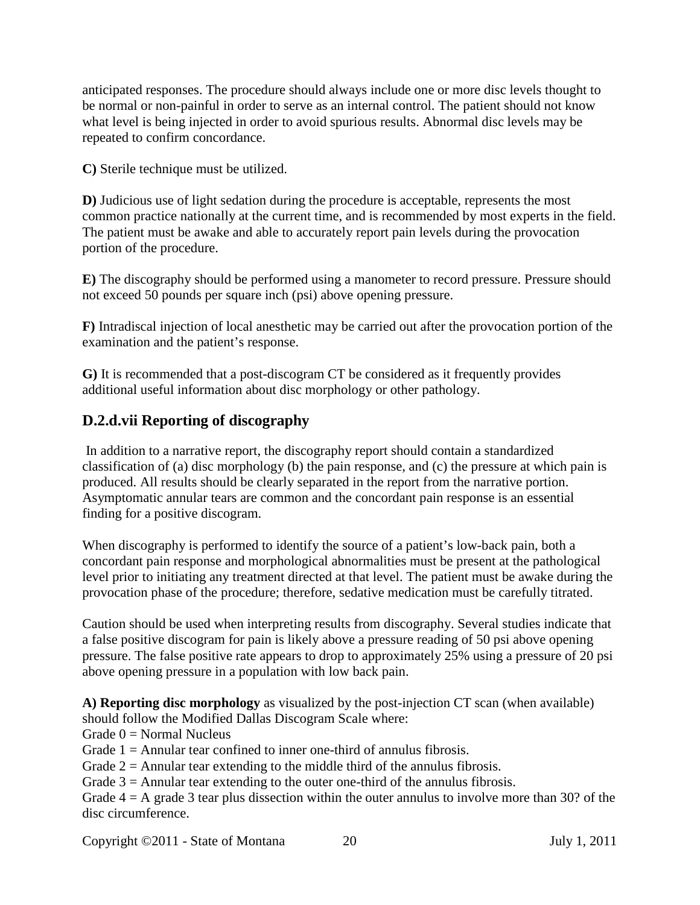anticipated responses. The procedure should always include one or more disc levels thought to be normal or non-painful in order to serve as an internal control. The patient should not know what level is being injected in order to avoid spurious results. Abnormal disc levels may be repeated to confirm concordance.

**C)** Sterile technique must be utilized.

**D)** Judicious use of light sedation during the procedure is acceptable, represents the most common practice nationally at the current time, and is recommended by most experts in the field. The patient must be awake and able to accurately report pain levels during the provocation portion of the procedure.

**E)** The discography should be performed using a manometer to record pressure. Pressure should not exceed 50 pounds per square inch (psi) above opening pressure.

**F)** Intradiscal injection of local anesthetic may be carried out after the provocation portion of the examination and the patient's response.

**G)** It is recommended that a post-discogram CT be considered as it frequently provides additional useful information about disc morphology or other pathology.

## D.2.d.vii Reporting of discography

In addition to a narrative report, the discography report should contain a standardized classification of (a) disc morphology (b) the pain response, and (c) the pressure at which pain is produced. All results should be clearly separated in the report from the narrative portion. Asymptomatic annular tears are common and the concordant pain response is an essential finding for a positive discogram.

When discography is performed to identify the source of a patient's low-back pain, both a concordant pain response and morphological abnormalities must be present at the pathological level prior to initiating any treatment directed at that level. The patient must be awake during the provocation phase of the procedure; therefore, sedative medication must be carefully titrated.

Caution should be used when interpreting results from discography. Several studies indicate that a false positive discogram for pain is likely above a pressure reading of 50 psi above opening pressure. The false positive rate appears to drop to approximately 25% using a pressure of 20 psi above opening pressure in a population with low back pain.

**A) Reporting disc morphology** as visualized by the post-injection CT scan (when available) should follow the Modified Dallas Discogram Scale where:
Grade 0 = Normal Nucleus
Grade 1 = Annular tear confined to inner one-third of annulus fibrosis.
Grade 2 = Annular tear extending to the middle third of the annulus fibrosis.
Grade 3 = Annular tear extending to the outer one-third of the annulus fibrosis.
Grade 4 = A grade 3 tear plus dissection within the outer annulus to involve more than 30? of the disc circumference.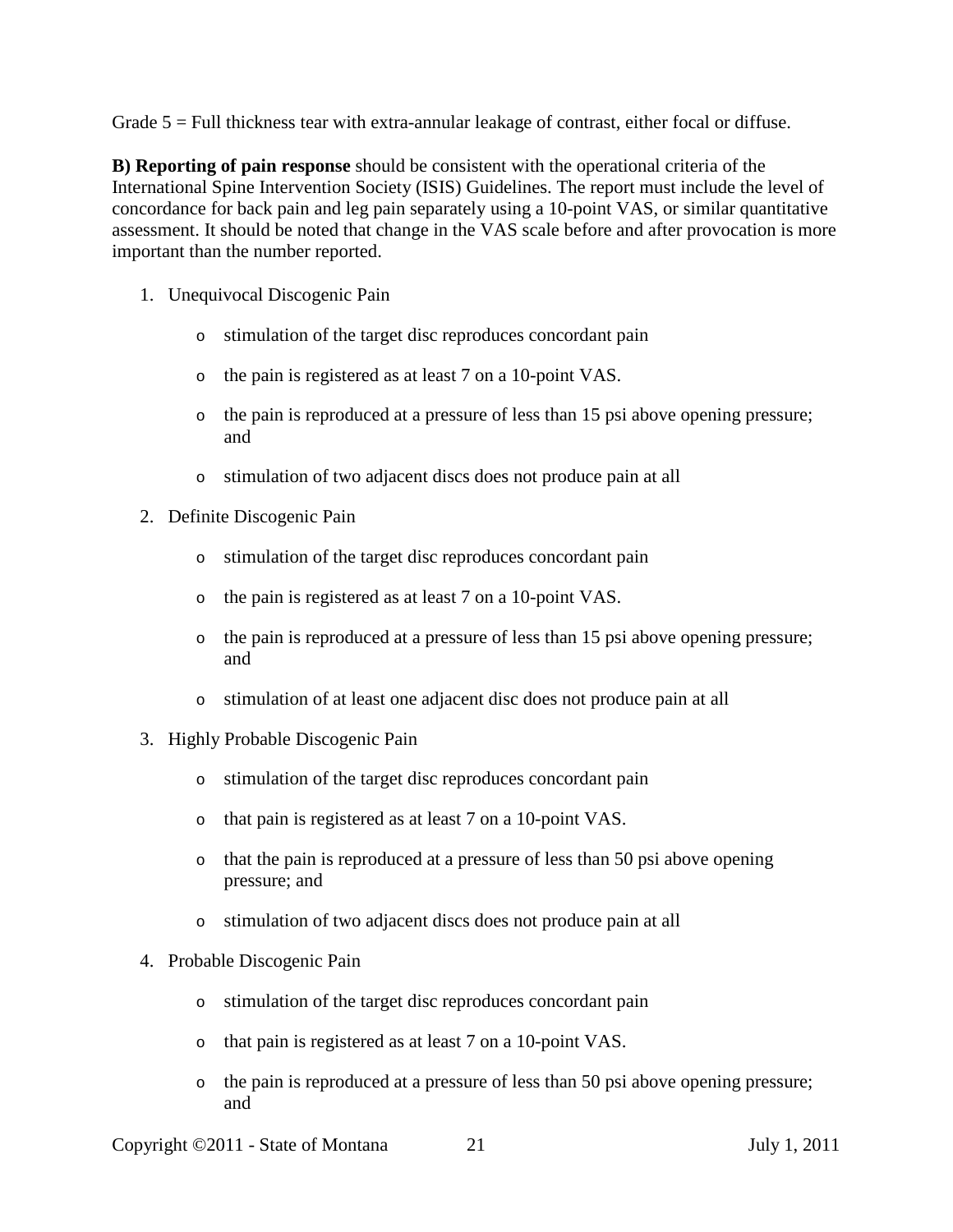Grade 5 = Full thickness tear with extra-annular leakage of contrast, either focal or diffuse.

**B) Reporting of pain response** should be consistent with the operational criteria of the International Spine Intervention Society (ISIS) Guidelines. The report must include the level of concordance for back pain and leg pain separately using a 10-point VAS, or similar quantitative assessment. It should be noted that change in the VAS scale before and after provocation is more important than the number reported.

1. Unequivocal Discogenic Pain
   - stimulation of the target disc reproduces concordant pain
   - the pain is registered as at least 7 on a 10-point VAS.
   - the pain is reproduced at a pressure of less than 15 psi above opening pressure; and
   - stimulation of two adjacent discs does not produce pain at all
2. Definite Discogenic Pain
   - stimulation of the target disc reproduces concordant pain
   - the pain is registered as at least 7 on a 10-point VAS.
   - the pain is reproduced at a pressure of less than 15 psi above opening pressure; and
   - stimulation of at least one adjacent disc does not produce pain at all
3. Highly Probable Discogenic Pain
   - stimulation of the target disc reproduces concordant pain
   - that pain is registered as at least 7 on a 10-point VAS.
   - that the pain is reproduced at a pressure of less than 50 psi above opening pressure; and
   - stimulation of two adjacent discs does not produce pain at all
4. Probable Discogenic Pain
   - stimulation of the target disc reproduces concordant pain
   - that pain is registered as at least 7 on a 10-point VAS.
   - the pain is reproduced at a pressure of less than 50 psi above opening pressure; and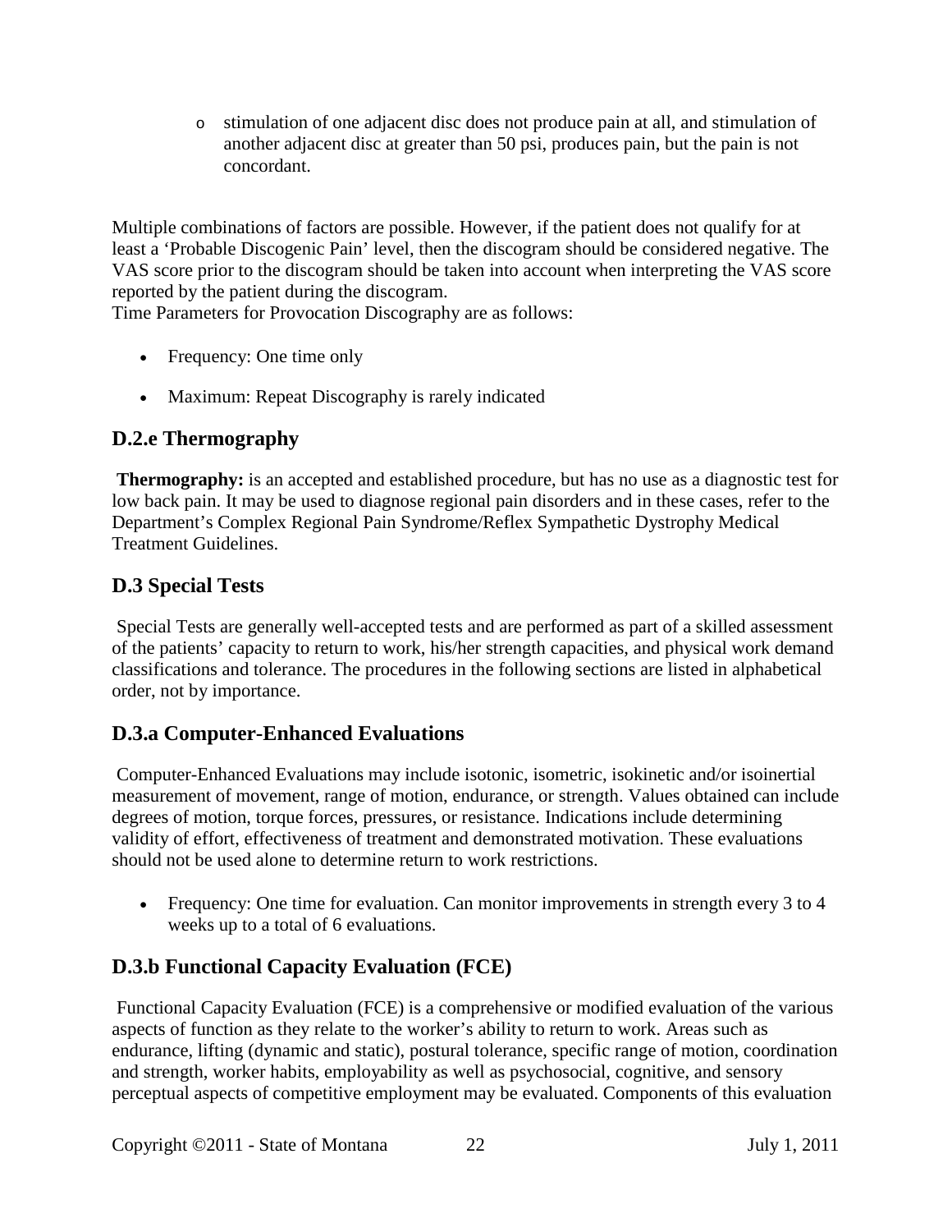- stimulation of one adjacent disc does not produce pain at all, and stimulation of another adjacent disc at greater than 50 psi, produces pain, but the pain is not concordant.

Multiple combinations of factors are possible. However, if the patient does not qualify for at least a 'Probable Discogenic Pain' level, then the discogram should be considered negative. The VAS score prior to the discogram should be taken into account when interpreting the VAS score reported by the patient during the discogram.
Time Parameters for Provocation Discography are as follows:

- Frequency: One time only
- Maximum: Repeat Discography is rarely indicated

## D.2.e Thermography

**Thermography:** is an accepted and established procedure, but has no use as a diagnostic test for low back pain. It may be used to diagnose regional pain disorders and in these cases, refer to the Department's Complex Regional Pain Syndrome/Reflex Sympathetic Dystrophy Medical Treatment Guidelines.

## D.3 Special Tests

Special Tests are generally well-accepted tests and are performed as part of a skilled assessment of the patients' capacity to return to work, his/her strength capacities, and physical work demand classifications and tolerance. The procedures in the following sections are listed in alphabetical order, not by importance.

## D.3.a Computer-Enhanced Evaluations

Computer-Enhanced Evaluations may include isotonic, isometric, isokinetic and/or isoinertial measurement of movement, range of motion, endurance, or strength. Values obtained can include degrees of motion, torque forces, pressures, or resistance. Indications include determining validity of effort, effectiveness of treatment and demonstrated motivation. These evaluations should not be used alone to determine return to work restrictions.

- Frequency: One time for evaluation. Can monitor improvements in strength every 3 to 4 weeks up to a total of 6 evaluations.

## D.3.b Functional Capacity Evaluation (FCE)

Functional Capacity Evaluation (FCE) is a comprehensive or modified evaluation of the various aspects of function as they relate to the worker's ability to return to work. Areas such as endurance, lifting (dynamic and static), postural tolerance, specific range of motion, coordination and strength, worker habits, employability as well as psychosocial, cognitive, and sensory perceptual aspects of competitive employment may be evaluated. Components of this evaluation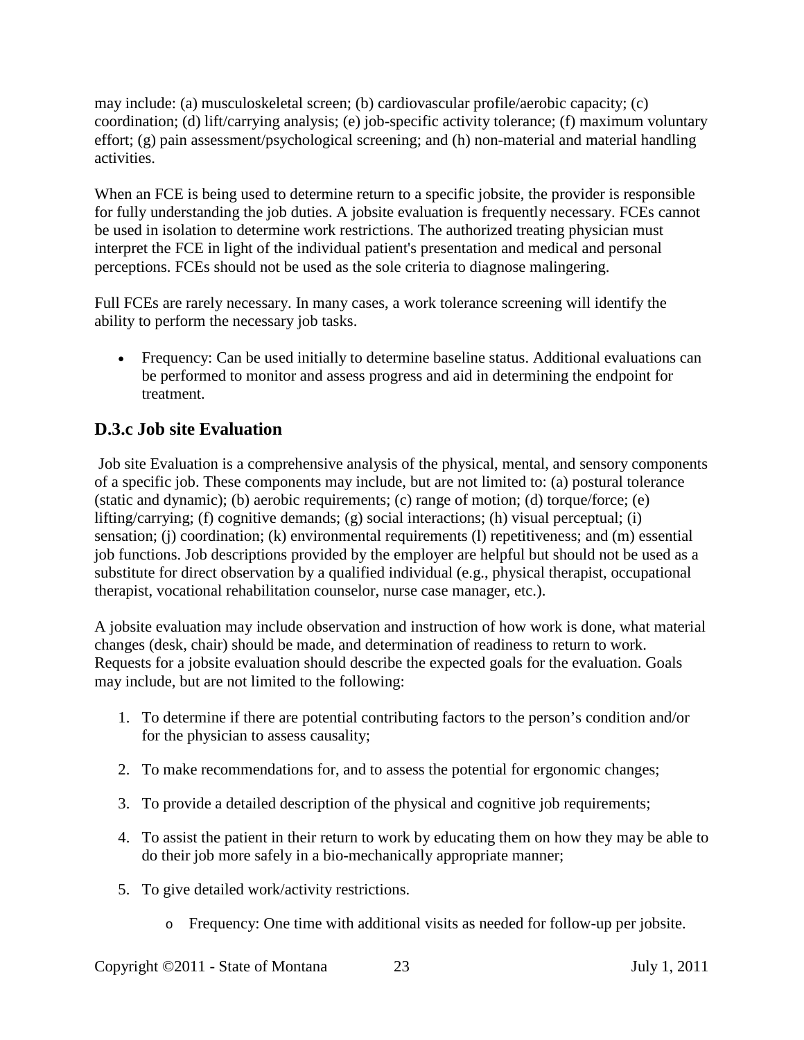may include: (a) musculoskeletal screen; (b) cardiovascular profile/aerobic capacity; (c) coordination; (d) lift/carrying analysis; (e) job-specific activity tolerance; (f) maximum voluntary effort; (g) pain assessment/psychological screening; and (h) non-material and material handling activities.

When an FCE is being used to determine return to a specific jobsite, the provider is responsible for fully understanding the job duties. A jobsite evaluation is frequently necessary. FCEs cannot be used in isolation to determine work restrictions. The authorized treating physician must interpret the FCE in light of the individual patient's presentation and medical and personal perceptions. FCEs should not be used as the sole criteria to diagnose malingering.

Full FCEs are rarely necessary. In many cases, a work tolerance screening will identify the ability to perform the necessary job tasks.

- Frequency: Can be used initially to determine baseline status. Additional evaluations can be performed to monitor and assess progress and aid in determining the endpoint for treatment.

## D.3.c Job site Evaluation

Job site Evaluation is a comprehensive analysis of the physical, mental, and sensory components of a specific job. These components may include, but are not limited to: (a) postural tolerance (static and dynamic); (b) aerobic requirements; (c) range of motion; (d) torque/force; (e) lifting/carrying; (f) cognitive demands; (g) social interactions; (h) visual perceptual; (i) sensation; (j) coordination; (k) environmental requirements (l) repetitiveness; and (m) essential job functions. Job descriptions provided by the employer are helpful but should not be used as a substitute for direct observation by a qualified individual (e.g., physical therapist, occupational therapist, vocational rehabilitation counselor, nurse case manager, etc.).

A jobsite evaluation may include observation and instruction of how work is done, what material changes (desk, chair) should be made, and determination of readiness to return to work. Requests for a jobsite evaluation should describe the expected goals for the evaluation. Goals may include, but are not limited to the following:

1. To determine if there are potential contributing factors to the person's condition and/or for the physician to assess causality;
2. To make recommendations for, and to assess the potential for ergonomic changes;
3. To provide a detailed description of the physical and cognitive job requirements;
4. To assist the patient in their return to work by educating them on how they may be able to do their job more safely in a bio-mechanically appropriate manner;
5. To give detailed work/activity restrictions.
    - Frequency: One time with additional visits as needed for follow-up per jobsite.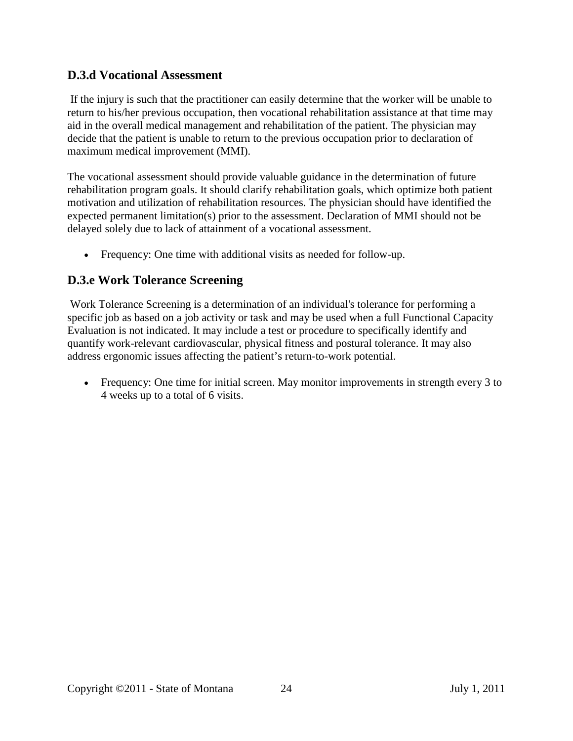### D.3.d Vocational Assessment

If the injury is such that the practitioner can easily determine that the worker will be unable to return to his/her previous occupation, then vocational rehabilitation assistance at that time may aid in the overall medical management and rehabilitation of the patient. The physician may decide that the patient is unable to return to the previous occupation prior to declaration of maximum medical improvement (MMI).

The vocational assessment should provide valuable guidance in the determination of future rehabilitation program goals. It should clarify rehabilitation goals, which optimize both patient motivation and utilization of rehabilitation resources. The physician should have identified the expected permanent limitation(s) prior to the assessment. Declaration of MMI should not be delayed solely due to lack of attainment of a vocational assessment.

- Frequency: One time with additional visits as needed for follow-up.

### D.3.e Work Tolerance Screening

Work Tolerance Screening is a determination of an individual's tolerance for performing a specific job as based on a job activity or task and may be used when a full Functional Capacity Evaluation is not indicated. It may include a test or procedure to specifically identify and quantify work-relevant cardiovascular, physical fitness and postural tolerance. It may also address ergonomic issues affecting the patient's return-to-work potential.

- Frequency: One time for initial screen. May monitor improvements in strength every 3 to 4 weeks up to a total of 6 visits.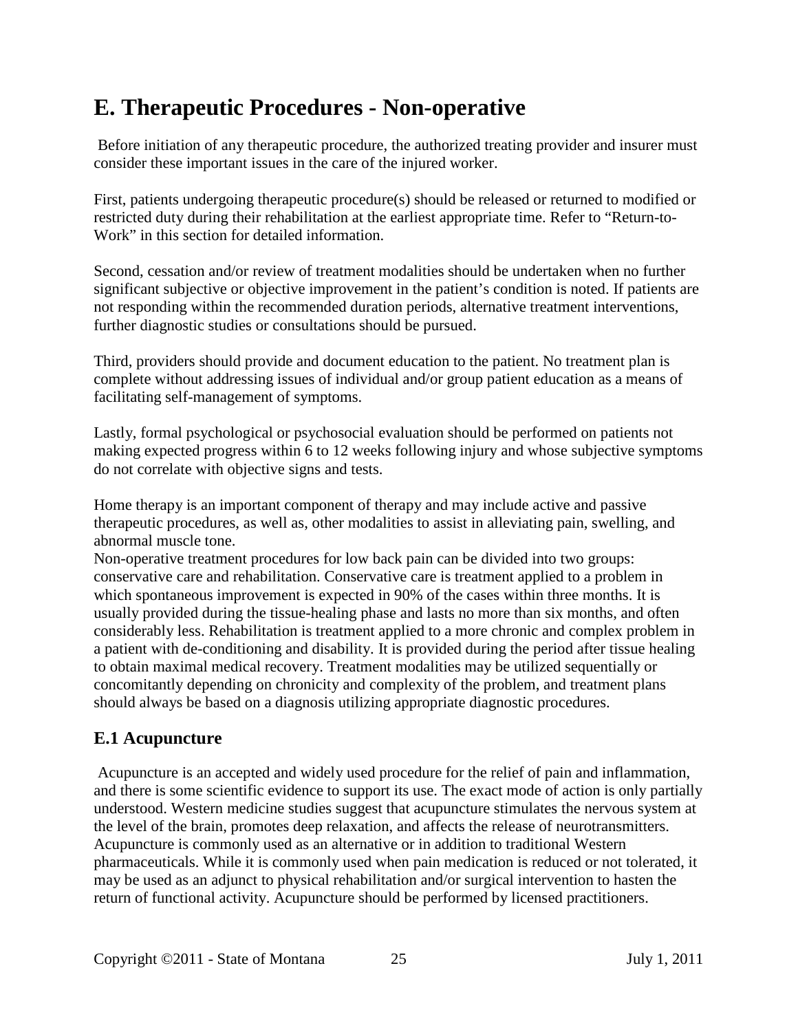## E. Therapeutic Procedures - Non-operative

Before initiation of any therapeutic procedure, the authorized treating provider and insurer must consider these important issues in the care of the injured worker.

First, patients undergoing therapeutic procedure(s) should be released or returned to modified or restricted duty during their rehabilitation at the earliest appropriate time. Refer to "Return-to-Work" in this section for detailed information.

Second, cessation and/or review of treatment modalities should be undertaken when no further significant subjective or objective improvement in the patient's condition is noted. If patients are not responding within the recommended duration periods, alternative treatment interventions, further diagnostic studies or consultations should be pursued.

Third, providers should provide and document education to the patient. No treatment plan is complete without addressing issues of individual and/or group patient education as a means of facilitating self-management of symptoms.

Lastly, formal psychological or psychosocial evaluation should be performed on patients not making expected progress within 6 to 12 weeks following injury and whose subjective symptoms do not correlate with objective signs and tests.

Home therapy is an important component of therapy and may include active and passive therapeutic procedures, as well as, other modalities to assist in alleviating pain, swelling, and abnormal muscle tone.
Non-operative treatment procedures for low back pain can be divided into two groups: conservative care and rehabilitation. Conservative care is treatment applied to a problem in which spontaneous improvement is expected in 90% of the cases within three months. It is usually provided during the tissue-healing phase and lasts no more than six months, and often considerably less. Rehabilitation is treatment applied to a more chronic and complex problem in a patient with de-conditioning and disability. It is provided during the period after tissue healing to obtain maximal medical recovery. Treatment modalities may be utilized sequentially or concomitantly depending on chronicity and complexity of the problem, and treatment plans should always be based on a diagnosis utilizing appropriate diagnostic procedures.

### E.1 Acupuncture

Acupuncture is an accepted and widely used procedure for the relief of pain and inflammation, and there is some scientific evidence to support its use. The exact mode of action is only partially understood. Western medicine studies suggest that acupuncture stimulates the nervous system at the level of the brain, promotes deep relaxation, and affects the release of neurotransmitters. Acupuncture is commonly used as an alternative or in addition to traditional Western pharmaceuticals. While it is commonly used when pain medication is reduced or not tolerated, it may be used as an adjunct to physical rehabilitation and/or surgical intervention to hasten the return of functional activity. Acupuncture should be performed by licensed practitioners.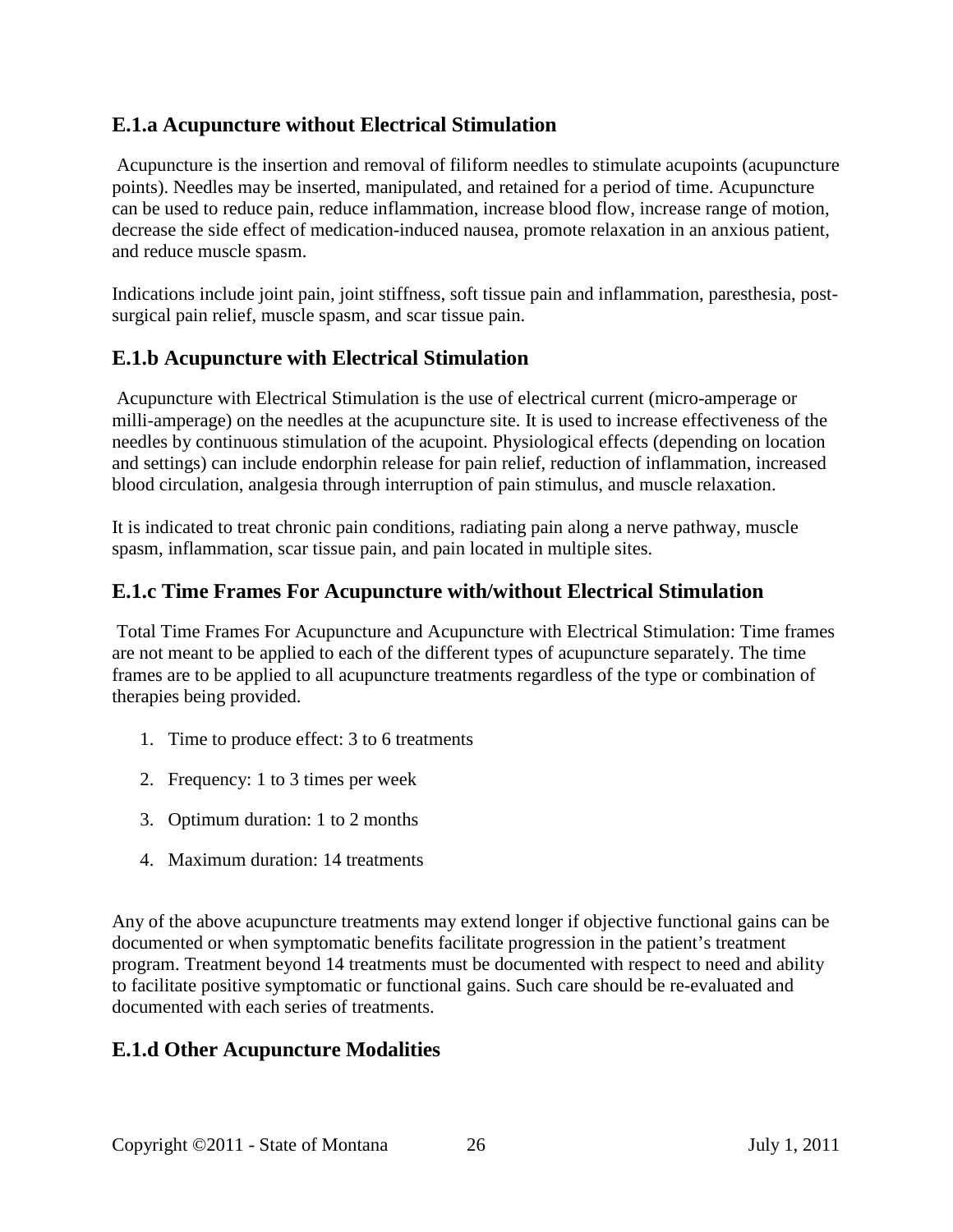### E.1.a Acupuncture without Electrical Stimulation

Acupuncture is the insertion and removal of filiform needles to stimulate acupoints (acupuncture points). Needles may be inserted, manipulated, and retained for a period of time. Acupuncture can be used to reduce pain, reduce inflammation, increase blood flow, increase range of motion, decrease the side effect of medication-induced nausea, promote relaxation in an anxious patient, and reduce muscle spasm.

Indications include joint pain, joint stiffness, soft tissue pain and inflammation, paresthesia, post-surgical pain relief, muscle spasm, and scar tissue pain.

### E.1.b Acupuncture with Electrical Stimulation

Acupuncture with Electrical Stimulation is the use of electrical current (micro-amperage or milli-amperage) on the needles at the acupuncture site. It is used to increase effectiveness of the needles by continuous stimulation of the acupoint. Physiological effects (depending on location and settings) can include endorphin release for pain relief, reduction of inflammation, increased blood circulation, analgesia through interruption of pain stimulus, and muscle relaxation.

It is indicated to treat chronic pain conditions, radiating pain along a nerve pathway, muscle spasm, inflammation, scar tissue pain, and pain located in multiple sites.

### E.1.c Time Frames For Acupuncture with/without Electrical Stimulation

Total Time Frames For Acupuncture and Acupuncture with Electrical Stimulation: Time frames are not meant to be applied to each of the different types of acupuncture separately. The time frames are to be applied to all acupuncture treatments regardless of the type or combination of therapies being provided.

1. Time to produce effect: 3 to 6 treatments
2. Frequency: 1 to 3 times per week
3. Optimum duration: 1 to 2 months
4. Maximum duration: 14 treatments

Any of the above acupuncture treatments may extend longer if objective functional gains can be documented or when symptomatic benefits facilitate progression in the patient's treatment program. Treatment beyond 14 treatments must be documented with respect to need and ability to facilitate positive symptomatic or functional gains. Such care should be re-evaluated and documented with each series of treatments.

### E.1.d Other Acupuncture Modalities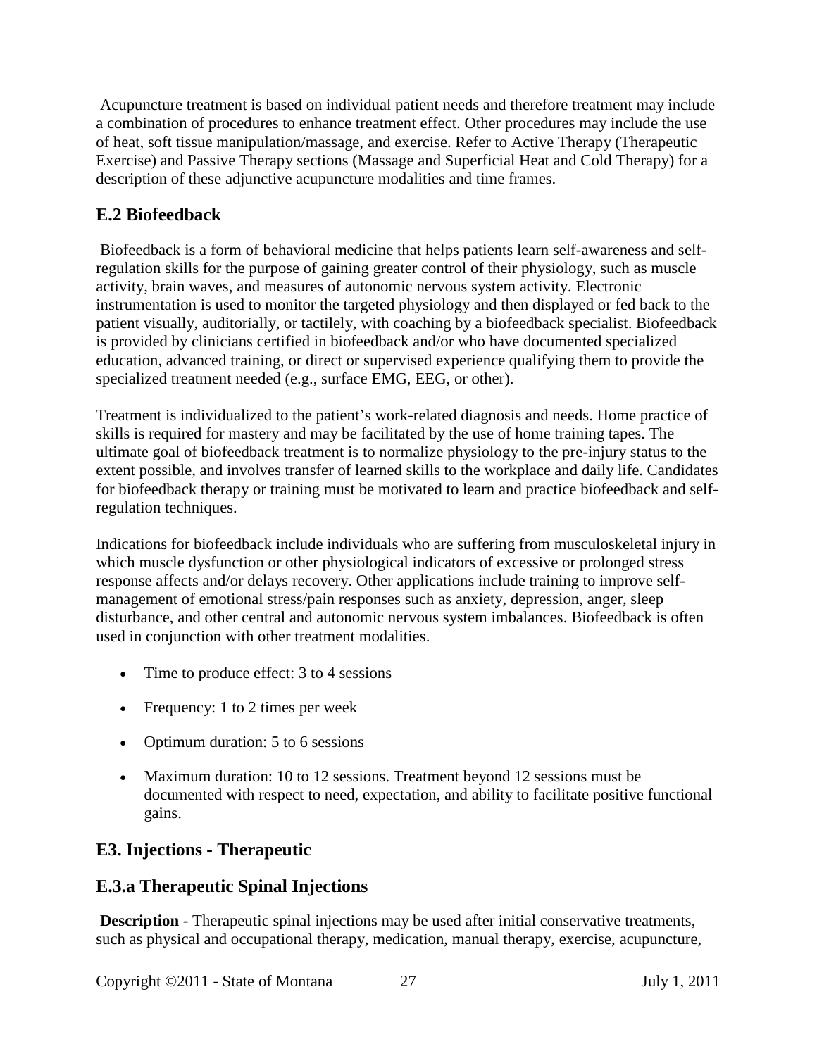Acupuncture treatment is based on individual patient needs and therefore treatment may include a combination of procedures to enhance treatment effect. Other procedures may include the use of heat, soft tissue manipulation/massage, and exercise. Refer to Active Therapy (Therapeutic Exercise) and Passive Therapy sections (Massage and Superficial Heat and Cold Therapy) for a description of these adjunctive acupuncture modalities and time frames.

## E.2 Biofeedback

Biofeedback is a form of behavioral medicine that helps patients learn self-awareness and self-regulation skills for the purpose of gaining greater control of their physiology, such as muscle activity, brain waves, and measures of autonomic nervous system activity. Electronic instrumentation is used to monitor the targeted physiology and then displayed or fed back to the patient visually, auditorially, or tactilely, with coaching by a biofeedback specialist. Biofeedback is provided by clinicians certified in biofeedback and/or who have documented specialized education, advanced training, or direct or supervised experience qualifying them to provide the specialized treatment needed (e.g., surface EMG, EEG, or other).

Treatment is individualized to the patient's work-related diagnosis and needs. Home practice of skills is required for mastery and may be facilitated by the use of home training tapes. The ultimate goal of biofeedback treatment is to normalize physiology to the pre-injury status to the extent possible, and involves transfer of learned skills to the workplace and daily life. Candidates for biofeedback therapy or training must be motivated to learn and practice biofeedback and self-regulation techniques.

Indications for biofeedback include individuals who are suffering from musculoskeletal injury in which muscle dysfunction or other physiological indicators of excessive or prolonged stress response affects and/or delays recovery. Other applications include training to improve self-management of emotional stress/pain responses such as anxiety, depression, anger, sleep disturbance, and other central and autonomic nervous system imbalances. Biofeedback is often used in conjunction with other treatment modalities.

- Time to produce effect: 3 to 4 sessions
- Frequency: 1 to 2 times per week
- Optimum duration: 5 to 6 sessions
- Maximum duration: 10 to 12 sessions. Treatment beyond 12 sessions must be documented with respect to need, expectation, and ability to facilitate positive functional gains.

## E3. Injections - Therapeutic

## E.3.a Therapeutic Spinal Injections

**Description** - Therapeutic spinal injections may be used after initial conservative treatments, such as physical and occupational therapy, medication, manual therapy, exercise, acupuncture,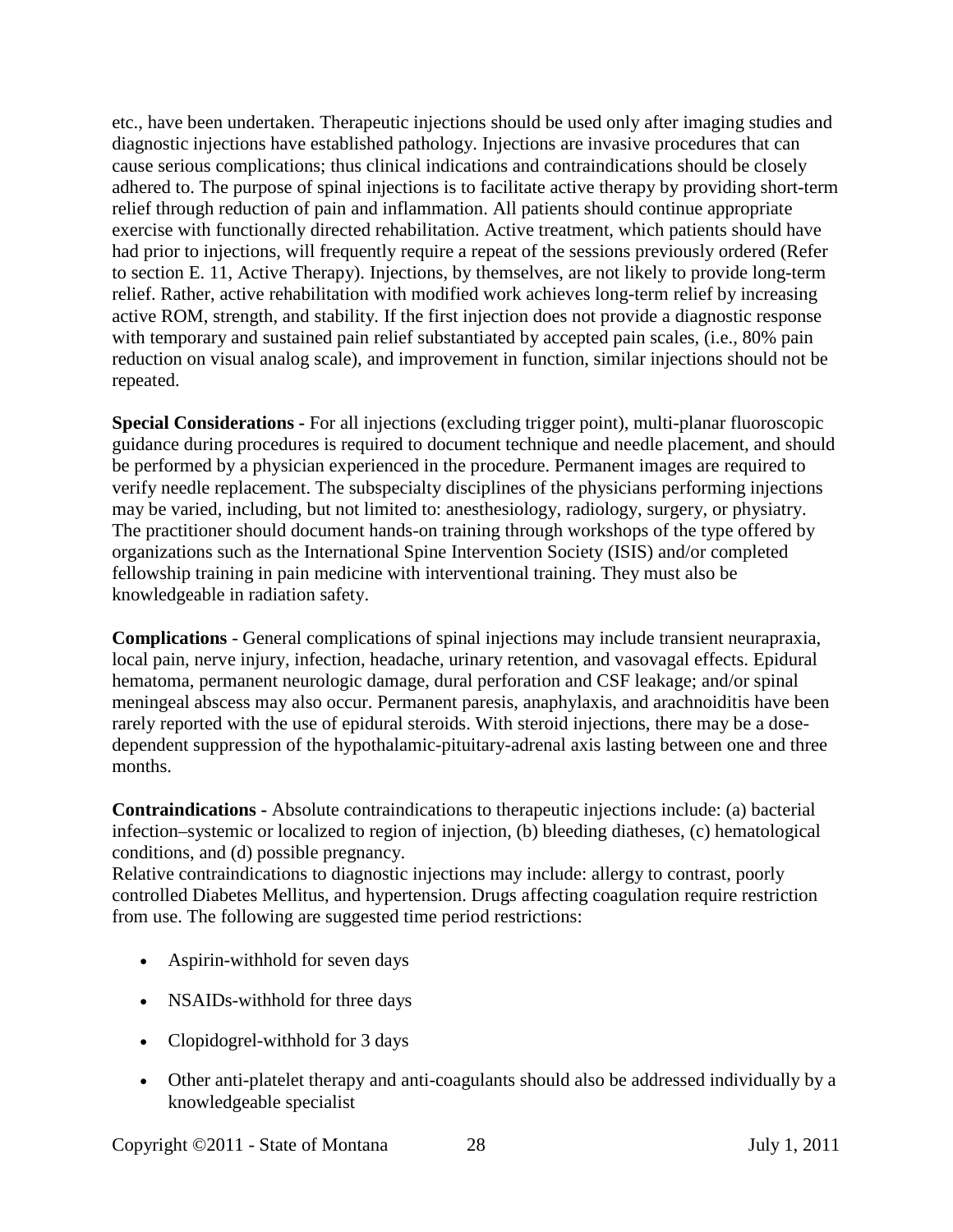etc., have been undertaken. Therapeutic injections should be used only after imaging studies and diagnostic injections have established pathology. Injections are invasive procedures that can cause serious complications; thus clinical indications and contraindications should be closely adhered to. The purpose of spinal injections is to facilitate active therapy by providing short-term relief through reduction of pain and inflammation. All patients should continue appropriate exercise with functionally directed rehabilitation. Active treatment, which patients should have had prior to injections, will frequently require a repeat of the sessions previously ordered (Refer to section E. 11, Active Therapy). Injections, by themselves, are not likely to provide long-term relief. Rather, active rehabilitation with modified work achieves long-term relief by increasing active ROM, strength, and stability. If the first injection does not provide a diagnostic response with temporary and sustained pain relief substantiated by accepted pain scales, (i.e., 80% pain reduction on visual analog scale), and improvement in function, similar injections should not be repeated.

**Special Considerations -** For all injections (excluding trigger point), multi-planar fluoroscopic guidance during procedures is required to document technique and needle placement, and should be performed by a physician experienced in the procedure. Permanent images are required to verify needle replacement. The subspecialty disciplines of the physicians performing injections may be varied, including, but not limited to: anesthesiology, radiology, surgery, or physiatry. The practitioner should document hands-on training through workshops of the type offered by organizations such as the International Spine Intervention Society (ISIS) and/or completed fellowship training in pain medicine with interventional training. They must also be knowledgeable in radiation safety.

**Complications** - General complications of spinal injections may include transient neurapraxia, local pain, nerve injury, infection, headache, urinary retention, and vasovagal effects. Epidural hematoma, permanent neurologic damage, dural perforation and CSF leakage; and/or spinal meningeal abscess may also occur. Permanent paresis, anaphylaxis, and arachnoiditis have been rarely reported with the use of epidural steroids. With steroid injections, there may be a dose-dependent suppression of the hypothalamic-pituitary-adrenal axis lasting between one and three months.

**Contraindications -** Absolute contraindications to therapeutic injections include: (a) bacterial infection–systemic or localized to region of injection, (b) bleeding diatheses, (c) hematological conditions, and (d) possible pregnancy.
Relative contraindications to diagnostic injections may include: allergy to contrast, poorly controlled Diabetes Mellitus, and hypertension. Drugs affecting coagulation require restriction from use. The following are suggested time period restrictions:

- Aspirin-withhold for seven days
- NSAIDs-withhold for three days
- Clopidogrel-withhold for 3 days
- Other anti-platelet therapy and anti-coagulants should also be addressed individually by a knowledgeable specialist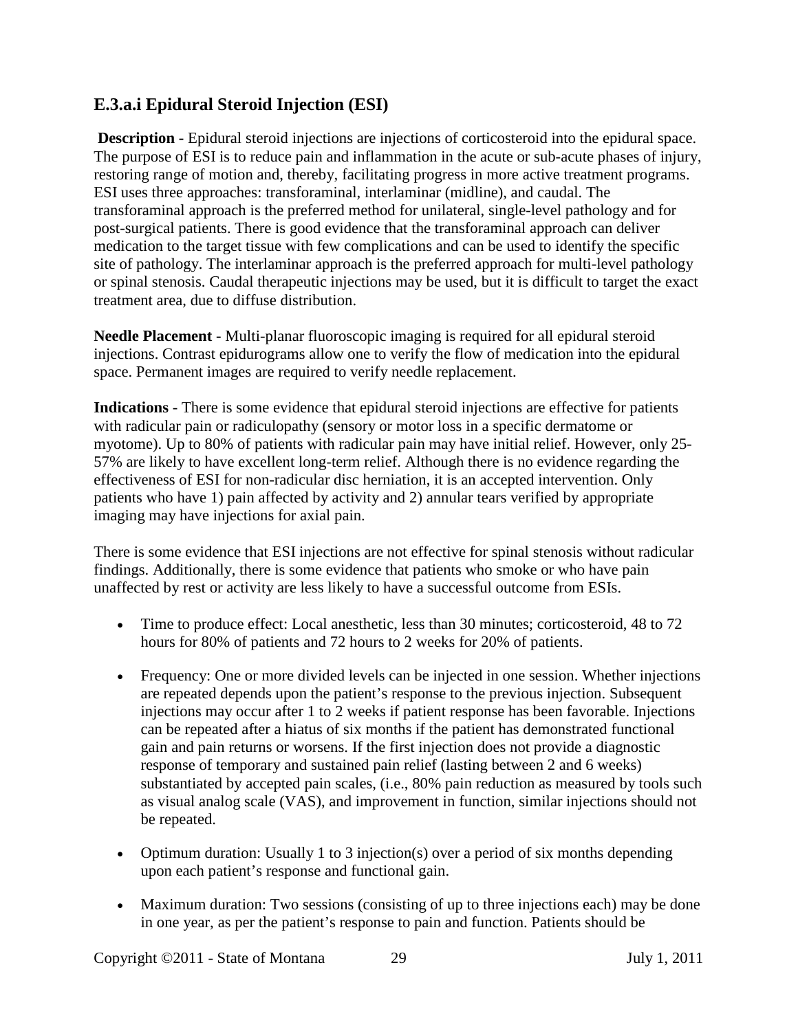## E.3.a.i Epidural Steroid Injection (ESI)

**Description** - Epidural steroid injections are injections of corticosteroid into the epidural space. The purpose of ESI is to reduce pain and inflammation in the acute or sub-acute phases of injury, restoring range of motion and, thereby, facilitating progress in more active treatment programs. ESI uses three approaches: transforaminal, interlaminar (midline), and caudal. The transforaminal approach is the preferred method for unilateral, single-level pathology and for post-surgical patients. There is good evidence that the transforaminal approach can deliver medication to the target tissue with few complications and can be used to identify the specific site of pathology. The interlaminar approach is the preferred approach for multi-level pathology or spinal stenosis. Caudal therapeutic injections may be used, but it is difficult to target the exact treatment area, due to diffuse distribution.

**Needle Placement -** Multi-planar fluoroscopic imaging is required for all epidural steroid injections. Contrast epidurograms allow one to verify the flow of medication into the epidural space. Permanent images are required to verify needle replacement.

**Indications** - There is some evidence that epidural steroid injections are effective for patients with radicular pain or radiculopathy (sensory or motor loss in a specific dermatome or myotome). Up to 80% of patients with radicular pain may have initial relief. However, only 25-57% are likely to have excellent long-term relief. Although there is no evidence regarding the effectiveness of ESI for non-radicular disc herniation, it is an accepted intervention. Only patients who have 1) pain affected by activity and 2) annular tears verified by appropriate imaging may have injections for axial pain.

There is some evidence that ESI injections are not effective for spinal stenosis without radicular findings. Additionally, there is some evidence that patients who smoke or who have pain unaffected by rest or activity are less likely to have a successful outcome from ESIs.

- Time to produce effect: Local anesthetic, less than 30 minutes; corticosteroid, 48 to 72 hours for 80% of patients and 72 hours to 2 weeks for 20% of patients.
- Frequency: One or more divided levels can be injected in one session. Whether injections are repeated depends upon the patient's response to the previous injection. Subsequent injections may occur after 1 to 2 weeks if patient response has been favorable. Injections can be repeated after a hiatus of six months if the patient has demonstrated functional gain and pain returns or worsens. If the first injection does not provide a diagnostic response of temporary and sustained pain relief (lasting between 2 and 6 weeks) substantiated by accepted pain scales, (i.e., 80% pain reduction as measured by tools such as visual analog scale (VAS), and improvement in function, similar injections should not be repeated.
- Optimum duration: Usually 1 to 3 injection(s) over a period of six months depending upon each patient's response and functional gain.
- Maximum duration: Two sessions (consisting of up to three injections each) may be done in one year, as per the patient's response to pain and function. Patients should be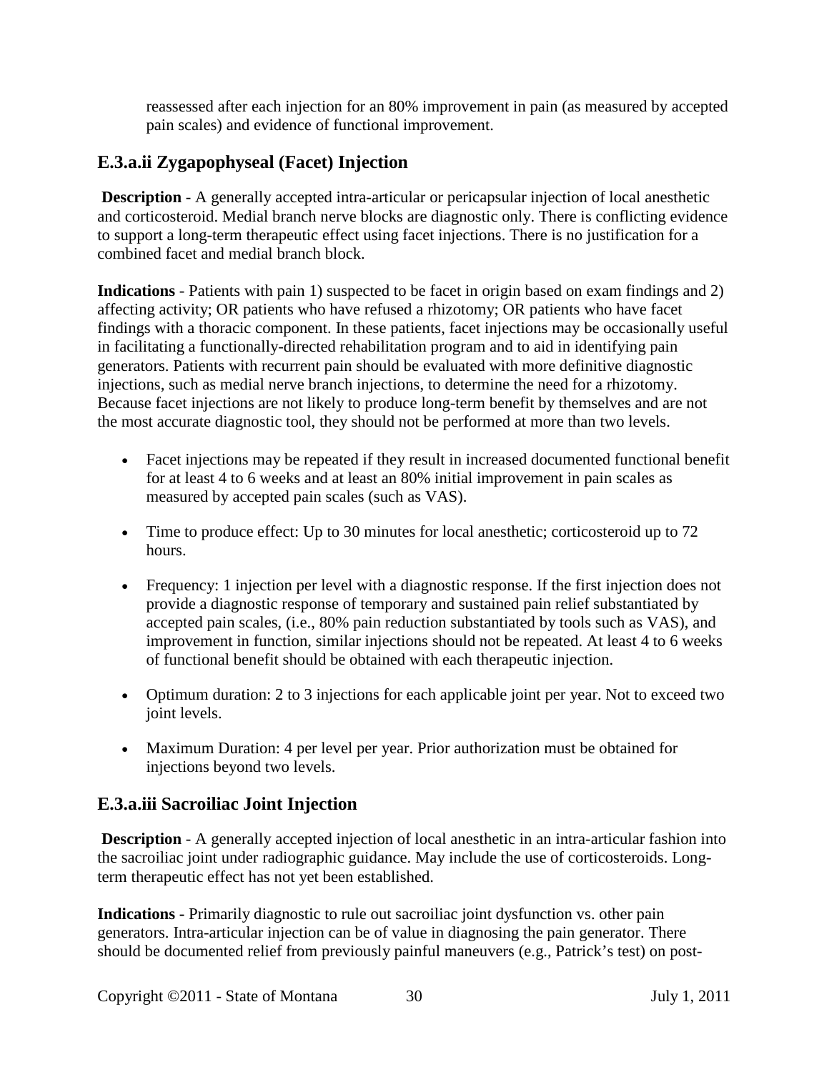reassessed after each injection for an 80% improvement in pain (as measured by accepted pain scales) and evidence of functional improvement.

### E.3.a.ii Zygapophyseal (Facet) Injection

**Description** - A generally accepted intra-articular or pericapsular injection of local anesthetic and corticosteroid. Medial branch nerve blocks are diagnostic only. There is conflicting evidence to support a long-term therapeutic effect using facet injections. There is no justification for a combined facet and medial branch block.

**Indications** - Patients with pain 1) suspected to be facet in origin based on exam findings and 2) affecting activity; OR patients who have refused a rhizotomy; OR patients who have facet findings with a thoracic component. In these patients, facet injections may be occasionally useful in facilitating a functionally-directed rehabilitation program and to aid in identifying pain generators. Patients with recurrent pain should be evaluated with more definitive diagnostic injections, such as medial nerve branch injections, to determine the need for a rhizotomy. Because facet injections are not likely to produce long-term benefit by themselves and are not the most accurate diagnostic tool, they should not be performed at more than two levels.

- Facet injections may be repeated if they result in increased documented functional benefit for at least 4 to 6 weeks and at least an 80% initial improvement in pain scales as measured by accepted pain scales (such as VAS).
- Time to produce effect: Up to 30 minutes for local anesthetic; corticosteroid up to 72 hours.
- Frequency: 1 injection per level with a diagnostic response. If the first injection does not provide a diagnostic response of temporary and sustained pain relief substantiated by accepted pain scales, (i.e., 80% pain reduction substantiated by tools such as VAS), and improvement in function, similar injections should not be repeated. At least 4 to 6 weeks of functional benefit should be obtained with each therapeutic injection.
- Optimum duration: 2 to 3 injections for each applicable joint per year. Not to exceed two joint levels.
- Maximum Duration: 4 per level per year. Prior authorization must be obtained for injections beyond two levels.

### E.3.a.iii Sacroiliac Joint Injection

**Description** - A generally accepted injection of local anesthetic in an intra-articular fashion into the sacroiliac joint under radiographic guidance. May include the use of corticosteroids. Long-term therapeutic effect has not yet been established.

**Indications** - Primarily diagnostic to rule out sacroiliac joint dysfunction vs. other pain generators. Intra-articular injection can be of value in diagnosing the pain generator. There should be documented relief from previously painful maneuvers (e.g., Patrick's test) on post-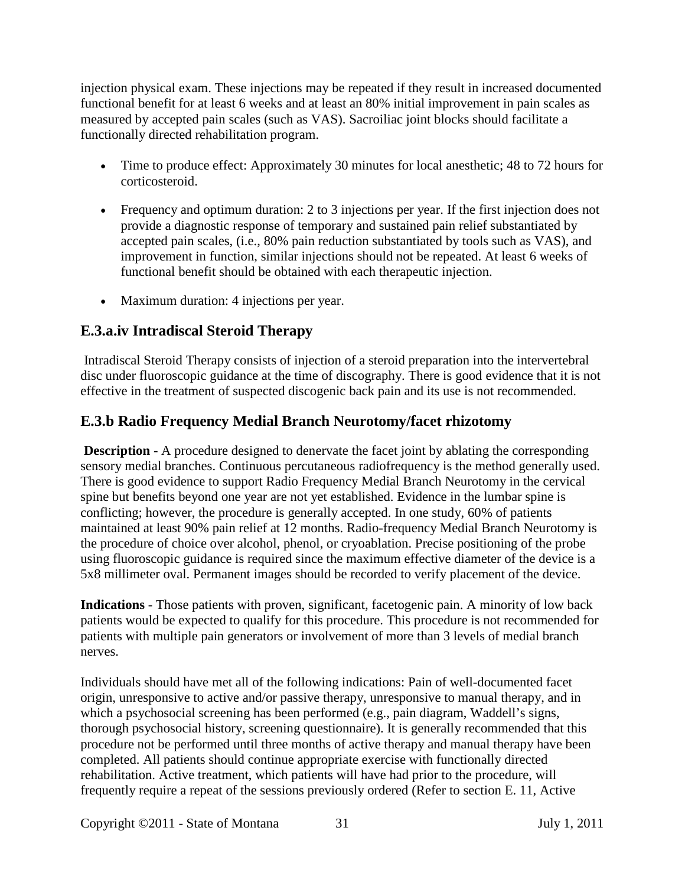injection physical exam. These injections may be repeated if they result in increased documented functional benefit for at least 6 weeks and at least an 80% initial improvement in pain scales as measured by accepted pain scales (such as VAS). Sacroiliac joint blocks should facilitate a functionally directed rehabilitation program.

- Time to produce effect: Approximately 30 minutes for local anesthetic; 48 to 72 hours for corticosteroid.
- Frequency and optimum duration: 2 to 3 injections per year. If the first injection does not provide a diagnostic response of temporary and sustained pain relief substantiated by accepted pain scales, (i.e., 80% pain reduction substantiated by tools such as VAS), and improvement in function, similar injections should not be repeated. At least 6 weeks of functional benefit should be obtained with each therapeutic injection.
- Maximum duration: 4 injections per year.

## E.3.a.iv Intradiscal Steroid Therapy

Intradiscal Steroid Therapy consists of injection of a steroid preparation into the intervertebral disc under fluoroscopic guidance at the time of discography. There is good evidence that it is not effective in the treatment of suspected discogenic back pain and its use is not recommended.

## E.3.b Radio Frequency Medial Branch Neurotomy/facet rhizotomy

**Description** - A procedure designed to denervate the facet joint by ablating the corresponding sensory medial branches. Continuous percutaneous radiofrequency is the method generally used. There is good evidence to support Radio Frequency Medial Branch Neurotomy in the cervical spine but benefits beyond one year are not yet established. Evidence in the lumbar spine is conflicting; however, the procedure is generally accepted. In one study, 60% of patients maintained at least 90% pain relief at 12 months. Radio-frequency Medial Branch Neurotomy is the procedure of choice over alcohol, phenol, or cryoablation. Precise positioning of the probe using fluoroscopic guidance is required since the maximum effective diameter of the device is a 5x8 millimeter oval. Permanent images should be recorded to verify placement of the device.

**Indications** - Those patients with proven, significant, facetogenic pain. A minority of low back patients would be expected to qualify for this procedure. This procedure is not recommended for patients with multiple pain generators or involvement of more than 3 levels of medial branch nerves.

Individuals should have met all of the following indications: Pain of well-documented facet origin, unresponsive to active and/or passive therapy, unresponsive to manual therapy, and in which a psychosocial screening has been performed (e.g., pain diagram, Waddell's signs, thorough psychosocial history, screening questionnaire). It is generally recommended that this procedure not be performed until three months of active therapy and manual therapy have been completed. All patients should continue appropriate exercise with functionally directed rehabilitation. Active treatment, which patients will have had prior to the procedure, will frequently require a repeat of the sessions previously ordered (Refer to section E. 11, Active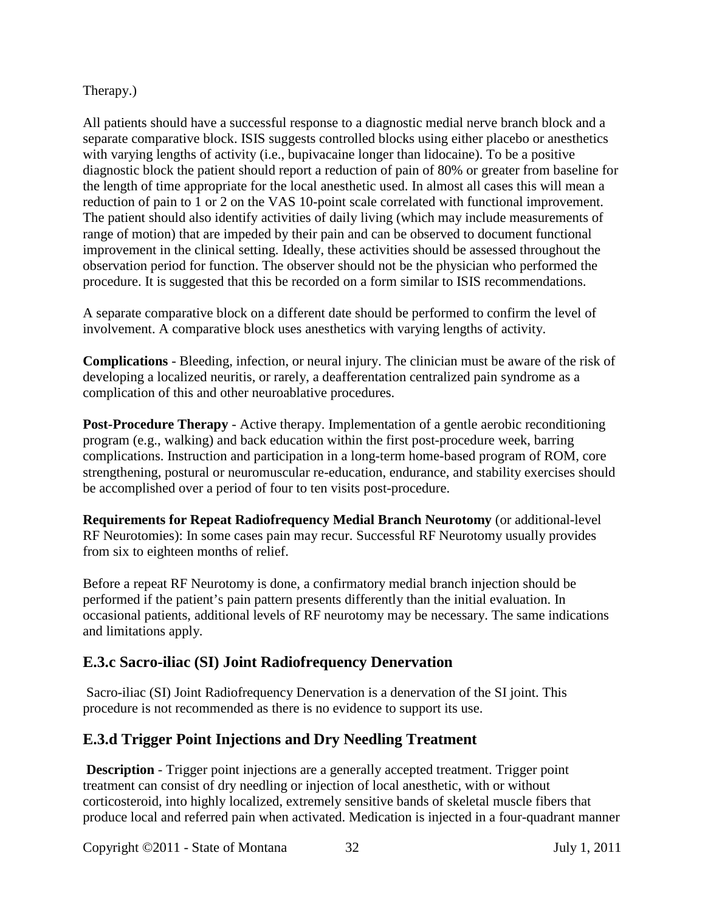Therapy.)

All patients should have a successful response to a diagnostic medial nerve branch block and a separate comparative block. ISIS suggests controlled blocks using either placebo or anesthetics with varying lengths of activity (i.e., bupivacaine longer than lidocaine). To be a positive diagnostic block the patient should report a reduction of pain of 80% or greater from baseline for the length of time appropriate for the local anesthetic used. In almost all cases this will mean a reduction of pain to 1 or 2 on the VAS 10-point scale correlated with functional improvement. The patient should also identify activities of daily living (which may include measurements of range of motion) that are impeded by their pain and can be observed to document functional improvement in the clinical setting. Ideally, these activities should be assessed throughout the observation period for function. The observer should not be the physician who performed the procedure. It is suggested that this be recorded on a form similar to ISIS recommendations.

A separate comparative block on a different date should be performed to confirm the level of involvement. A comparative block uses anesthetics with varying lengths of activity.

**Complications** - Bleeding, infection, or neural injury. The clinician must be aware of the risk of developing a localized neuritis, or rarely, a deafferentation centralized pain syndrome as a complication of this and other neuroablative procedures.

**Post-Procedure Therapy** - Active therapy. Implementation of a gentle aerobic reconditioning program (e.g., walking) and back education within the first post-procedure week, barring complications. Instruction and participation in a long-term home-based program of ROM, core strengthening, postural or neuromuscular re-education, endurance, and stability exercises should be accomplished over a period of four to ten visits post-procedure.

**Requirements for Repeat Radiofrequency Medial Branch Neurotomy** (or additional-level RF Neurotomies): In some cases pain may recur. Successful RF Neurotomy usually provides from six to eighteen months of relief.

Before a repeat RF Neurotomy is done, a confirmatory medial branch injection should be performed if the patient's pain pattern presents differently than the initial evaluation. In occasional patients, additional levels of RF neurotomy may be necessary. The same indications and limitations apply.

## E.3.c Sacro-iliac (SI) Joint Radiofrequency Denervation

Sacro-iliac (SI) Joint Radiofrequency Denervation is a denervation of the SI joint. This procedure is not recommended as there is no evidence to support its use.

## E.3.d Trigger Point Injections and Dry Needling Treatment

**Description** - Trigger point injections are a generally accepted treatment. Trigger point treatment can consist of dry needling or injection of local anesthetic, with or without corticosteroid, into highly localized, extremely sensitive bands of skeletal muscle fibers that produce local and referred pain when activated. Medication is injected in a four-quadrant manner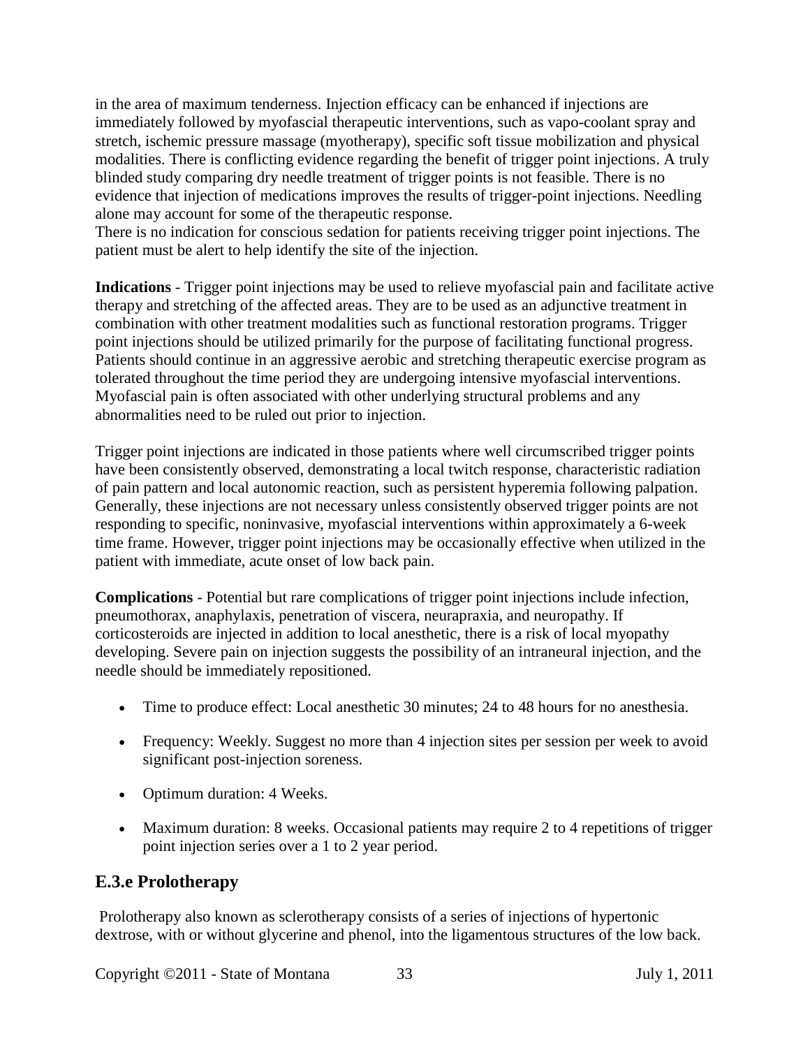in the area of maximum tenderness. Injection efficacy can be enhanced if injections are immediately followed by myofascial therapeutic interventions, such as vapo-coolant spray and stretch, ischemic pressure massage (myotherapy), specific soft tissue mobilization and physical modalities. There is conflicting evidence regarding the benefit of trigger point injections. A truly blinded study comparing dry needle treatment of trigger points is not feasible. There is no evidence that injection of medications improves the results of trigger-point injections. Needling alone may account for some of the therapeutic response.
There is no indication for conscious sedation for patients receiving trigger point injections. The patient must be alert to help identify the site of the injection.

**Indications** - Trigger point injections may be used to relieve myofascial pain and facilitate active therapy and stretching of the affected areas. They are to be used as an adjunctive treatment in combination with other treatment modalities such as functional restoration programs. Trigger point injections should be utilized primarily for the purpose of facilitating functional progress. Patients should continue in an aggressive aerobic and stretching therapeutic exercise program as tolerated throughout the time period they are undergoing intensive myofascial interventions. Myofascial pain is often associated with other underlying structural problems and any abnormalities need to be ruled out prior to injection.

Trigger point injections are indicated in those patients where well circumscribed trigger points have been consistently observed, demonstrating a local twitch response, characteristic radiation of pain pattern and local autonomic reaction, such as persistent hyperemia following palpation. Generally, these injections are not necessary unless consistently observed trigger points are not responding to specific, noninvasive, myofascial interventions within approximately a 6-week time frame. However, trigger point injections may be occasionally effective when utilized in the patient with immediate, acute onset of low back pain.

**Complications** - Potential but rare complications of trigger point injections include infection, pneumothorax, anaphylaxis, penetration of viscera, neurapraxia, and neuropathy. If corticosteroids are injected in addition to local anesthetic, there is a risk of local myopathy developing. Severe pain on injection suggests the possibility of an intraneural injection, and the needle should be immediately repositioned.

- Time to produce effect: Local anesthetic 30 minutes; 24 to 48 hours for no anesthesia.
- Frequency: Weekly. Suggest no more than 4 injection sites per session per week to avoid significant post-injection soreness.
- Optimum duration: 4 Weeks.
- Maximum duration: 8 weeks. Occasional patients may require 2 to 4 repetitions of trigger point injection series over a 1 to 2 year period.

## E.3.e Prolotherapy

Prolotherapy also known as sclerotherapy consists of a series of injections of hypertonic dextrose, with or without glycerine and phenol, into the ligamentous structures of the low back.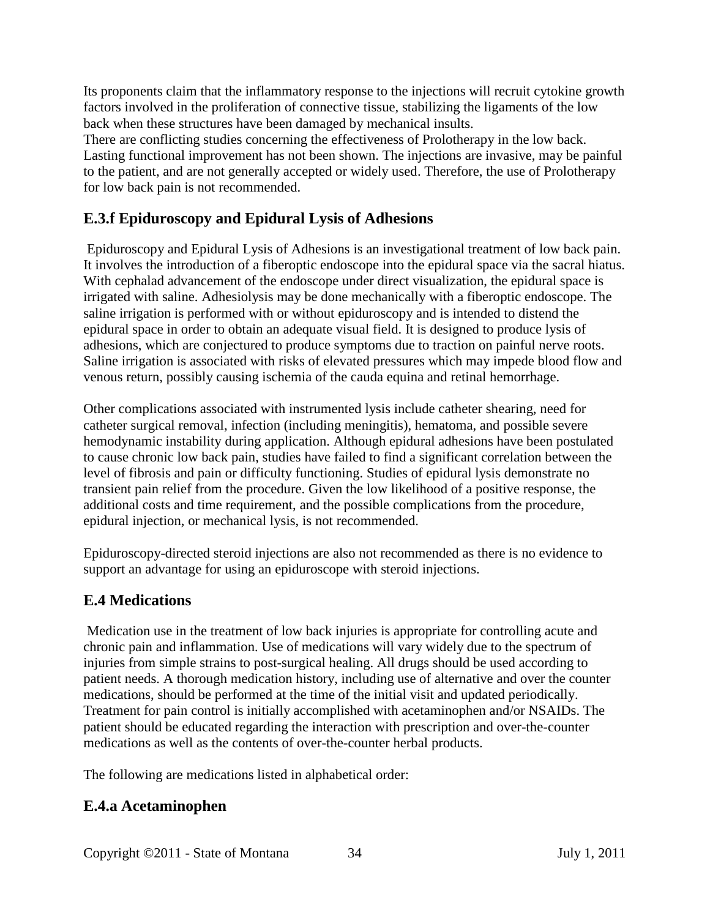Its proponents claim that the inflammatory response to the injections will recruit cytokine growth factors involved in the proliferation of connective tissue, stabilizing the ligaments of the low back when these structures have been damaged by mechanical insults.
There are conflicting studies concerning the effectiveness of Prolotherapy in the low back. Lasting functional improvement has not been shown. The injections are invasive, may be painful to the patient, and are not generally accepted or widely used. Therefore, the use of Prolotherapy for low back pain is not recommended.

## E.3.f Epiduroscopy and Epidural Lysis of Adhesions

Epiduroscopy and Epidural Lysis of Adhesions is an investigational treatment of low back pain. It involves the introduction of a fiberoptic endoscope into the epidural space via the sacral hiatus. With cephalad advancement of the endoscope under direct visualization, the epidural space is irrigated with saline. Adhesiolysis may be done mechanically with a fiberoptic endoscope. The saline irrigation is performed with or without epiduroscopy and is intended to distend the epidural space in order to obtain an adequate visual field. It is designed to produce lysis of adhesions, which are conjectured to produce symptoms due to traction on painful nerve roots. Saline irrigation is associated with risks of elevated pressures which may impede blood flow and venous return, possibly causing ischemia of the cauda equina and retinal hemorrhage.

Other complications associated with instrumented lysis include catheter shearing, need for catheter surgical removal, infection (including meningitis), hematoma, and possible severe hemodynamic instability during application. Although epidural adhesions have been postulated to cause chronic low back pain, studies have failed to find a significant correlation between the level of fibrosis and pain or difficulty functioning. Studies of epidural lysis demonstrate no transient pain relief from the procedure. Given the low likelihood of a positive response, the additional costs and time requirement, and the possible complications from the procedure, epidural injection, or mechanical lysis, is not recommended.

Epiduroscopy-directed steroid injections are also not recommended as there is no evidence to support an advantage for using an epiduroscope with steroid injections.

## E.4 Medications

Medication use in the treatment of low back injuries is appropriate for controlling acute and chronic pain and inflammation. Use of medications will vary widely due to the spectrum of injuries from simple strains to post-surgical healing. All drugs should be used according to patient needs. A thorough medication history, including use of alternative and over the counter medications, should be performed at the time of the initial visit and updated periodically. Treatment for pain control is initially accomplished with acetaminophen and/or NSAIDs. The patient should be educated regarding the interaction with prescription and over-the-counter medications as well as the contents of over-the-counter herbal products.

The following are medications listed in alphabetical order:

## E.4.a Acetaminophen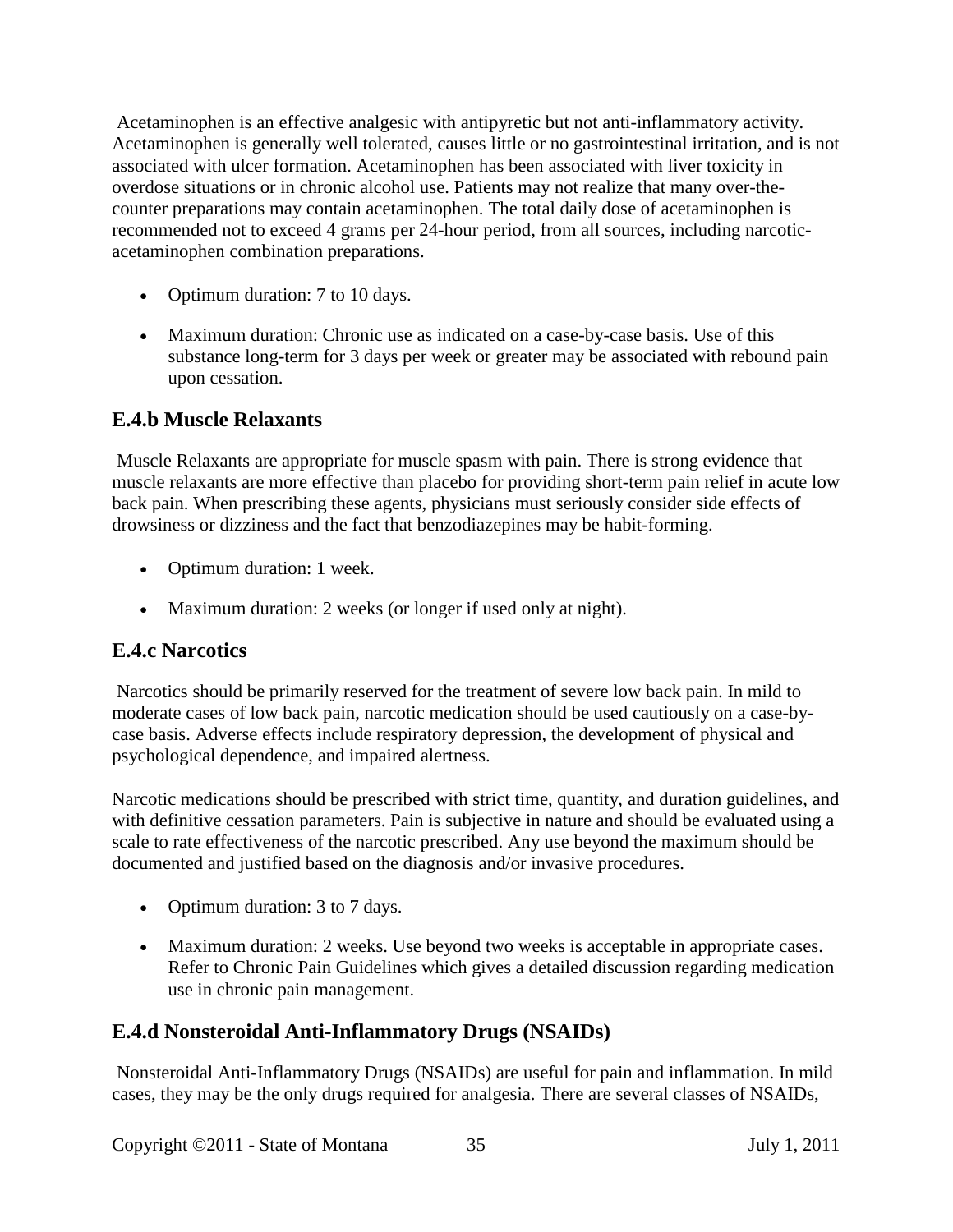Acetaminophen is an effective analgesic with antipyretic but not anti-inflammatory activity. Acetaminophen is generally well tolerated, causes little or no gastrointestinal irritation, and is not associated with ulcer formation. Acetaminophen has been associated with liver toxicity in overdose situations or in chronic alcohol use. Patients may not realize that many over-the-counter preparations may contain acetaminophen. The total daily dose of acetaminophen is recommended not to exceed 4 grams per 24-hour period, from all sources, including narcotic-acetaminophen combination preparations.

- Optimum duration: 7 to 10 days.
- Maximum duration: Chronic use as indicated on a case-by-case basis. Use of this substance long-term for 3 days per week or greater may be associated with rebound pain upon cessation.

### E.4.b Muscle Relaxants

Muscle Relaxants are appropriate for muscle spasm with pain. There is strong evidence that muscle relaxants are more effective than placebo for providing short-term pain relief in acute low back pain. When prescribing these agents, physicians must seriously consider side effects of drowsiness or dizziness and the fact that benzodiazepines may be habit-forming.

- Optimum duration: 1 week.
- Maximum duration: 2 weeks (or longer if used only at night).

### E.4.c Narcotics

Narcotics should be primarily reserved for the treatment of severe low back pain. In mild to moderate cases of low back pain, narcotic medication should be used cautiously on a case-by-case basis. Adverse effects include respiratory depression, the development of physical and psychological dependence, and impaired alertness.

Narcotic medications should be prescribed with strict time, quantity, and duration guidelines, and with definitive cessation parameters. Pain is subjective in nature and should be evaluated using a scale to rate effectiveness of the narcotic prescribed. Any use beyond the maximum should be documented and justified based on the diagnosis and/or invasive procedures.

- Optimum duration: 3 to 7 days.
- Maximum duration: 2 weeks. Use beyond two weeks is acceptable in appropriate cases. Refer to Chronic Pain Guidelines which gives a detailed discussion regarding medication use in chronic pain management.

### E.4.d Nonsteroidal Anti-Inflammatory Drugs (NSAIDs)

Nonsteroidal Anti-Inflammatory Drugs (NSAIDs) are useful for pain and inflammation. In mild cases, they may be the only drugs required for analgesia. There are several classes of NSAIDs,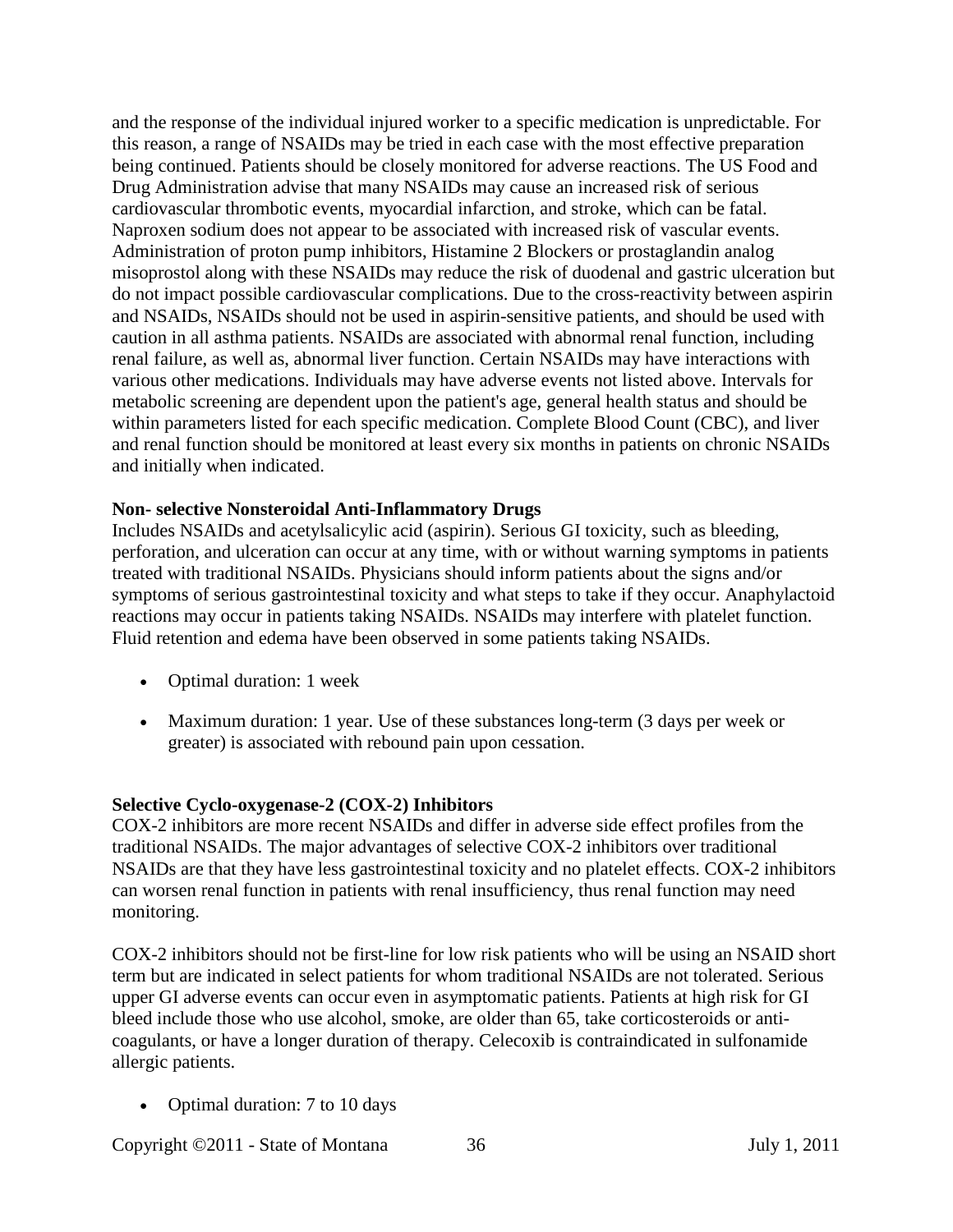and the response of the individual injured worker to a specific medication is unpredictable. For this reason, a range of NSAIDs may be tried in each case with the most effective preparation being continued. Patients should be closely monitored for adverse reactions. The US Food and Drug Administration advise that many NSAIDs may cause an increased risk of serious cardiovascular thrombotic events, myocardial infarction, and stroke, which can be fatal. Naproxen sodium does not appear to be associated with increased risk of vascular events. Administration of proton pump inhibitors, Histamine 2 Blockers or prostaglandin analog misoprostol along with these NSAIDs may reduce the risk of duodenal and gastric ulceration but do not impact possible cardiovascular complications. Due to the cross-reactivity between aspirin and NSAIDs, NSAIDs should not be used in aspirin-sensitive patients, and should be used with caution in all asthma patients. NSAIDs are associated with abnormal renal function, including renal failure, as well as, abnormal liver function. Certain NSAIDs may have interactions with various other medications. Individuals may have adverse events not listed above. Intervals for metabolic screening are dependent upon the patient's age, general health status and should be within parameters listed for each specific medication. Complete Blood Count (CBC), and liver and renal function should be monitored at least every six months in patients on chronic NSAIDs and initially when indicated.

**Non- selective Nonsteroidal Anti-Inflammatory Drugs**

Includes NSAIDs and acetylsalicylic acid (aspirin). Serious GI toxicity, such as bleeding, perforation, and ulceration can occur at any time, with or without warning symptoms in patients treated with traditional NSAIDs. Physicians should inform patients about the signs and/or symptoms of serious gastrointestinal toxicity and what steps to take if they occur. Anaphylactoid reactions may occur in patients taking NSAIDs. NSAIDs may interfere with platelet function. Fluid retention and edema have been observed in some patients taking NSAIDs.

- Optimal duration: 1 week
- Maximum duration: 1 year. Use of these substances long-term (3 days per week or greater) is associated with rebound pain upon cessation.

**Selective Cyclo-oxygenase-2 (COX-2) Inhibitors**

COX-2 inhibitors are more recent NSAIDs and differ in adverse side effect profiles from the traditional NSAIDs. The major advantages of selective COX-2 inhibitors over traditional NSAIDs are that they have less gastrointestinal toxicity and no platelet effects. COX-2 inhibitors can worsen renal function in patients with renal insufficiency, thus renal function may need monitoring.

COX-2 inhibitors should not be first-line for low risk patients who will be using an NSAID short term but are indicated in select patients for whom traditional NSAIDs are not tolerated. Serious upper GI adverse events can occur even in asymptomatic patients. Patients at high risk for GI bleed include those who use alcohol, smoke, are older than 65, take corticosteroids or anti-coagulants, or have a longer duration of therapy. Celecoxib is contraindicated in sulfonamide allergic patients.

- Optimal duration: 7 to 10 days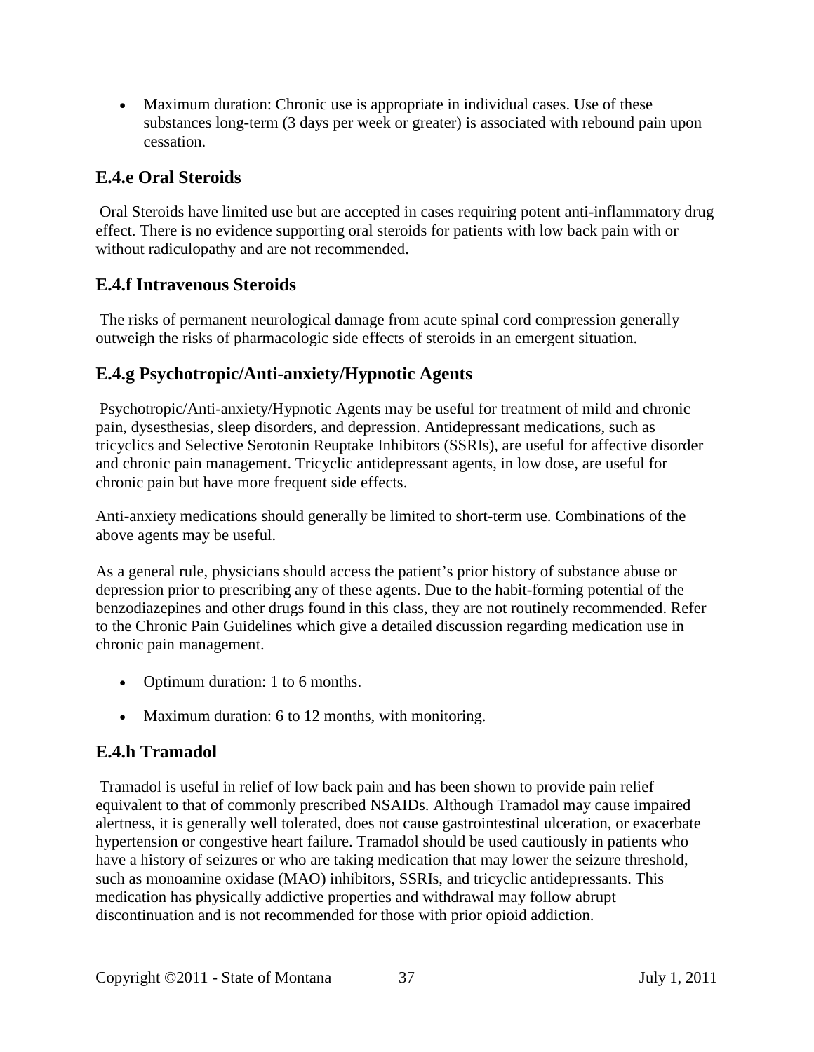- Maximum duration: Chronic use is appropriate in individual cases. Use of these substances long-term (3 days per week or greater) is associated with rebound pain upon cessation.

### E.4.e Oral Steroids

Oral Steroids have limited use but are accepted in cases requiring potent anti-inflammatory drug effect. There is no evidence supporting oral steroids for patients with low back pain with or without radiculopathy and are not recommended.

### E.4.f Intravenous Steroids

The risks of permanent neurological damage from acute spinal cord compression generally outweigh the risks of pharmacologic side effects of steroids in an emergent situation.

### E.4.g Psychotropic/Anti-anxiety/Hypnotic Agents

Psychotropic/Anti-anxiety/Hypnotic Agents may be useful for treatment of mild and chronic pain, dysesthesias, sleep disorders, and depression. Antidepressant medications, such as tricyclics and Selective Serotonin Reuptake Inhibitors (SSRIs), are useful for affective disorder and chronic pain management. Tricyclic antidepressant agents, in low dose, are useful for chronic pain but have more frequent side effects.

Anti-anxiety medications should generally be limited to short-term use. Combinations of the above agents may be useful.

As a general rule, physicians should access the patient's prior history of substance abuse or depression prior to prescribing any of these agents. Due to the habit-forming potential of the benzodiazepines and other drugs found in this class, they are not routinely recommended. Refer to the Chronic Pain Guidelines which give a detailed discussion regarding medication use in chronic pain management.

- Optimum duration: 1 to 6 months.
- Maximum duration: 6 to 12 months, with monitoring.

### E.4.h Tramadol

Tramadol is useful in relief of low back pain and has been shown to provide pain relief equivalent to that of commonly prescribed NSAIDs. Although Tramadol may cause impaired alertness, it is generally well tolerated, does not cause gastrointestinal ulceration, or exacerbate hypertension or congestive heart failure. Tramadol should be used cautiously in patients who have a history of seizures or who are taking medication that may lower the seizure threshold, such as monoamine oxidase (MAO) inhibitors, SSRIs, and tricyclic antidepressants. This medication has physically addictive properties and withdrawal may follow abrupt discontinuation and is not recommended for those with prior opioid addiction.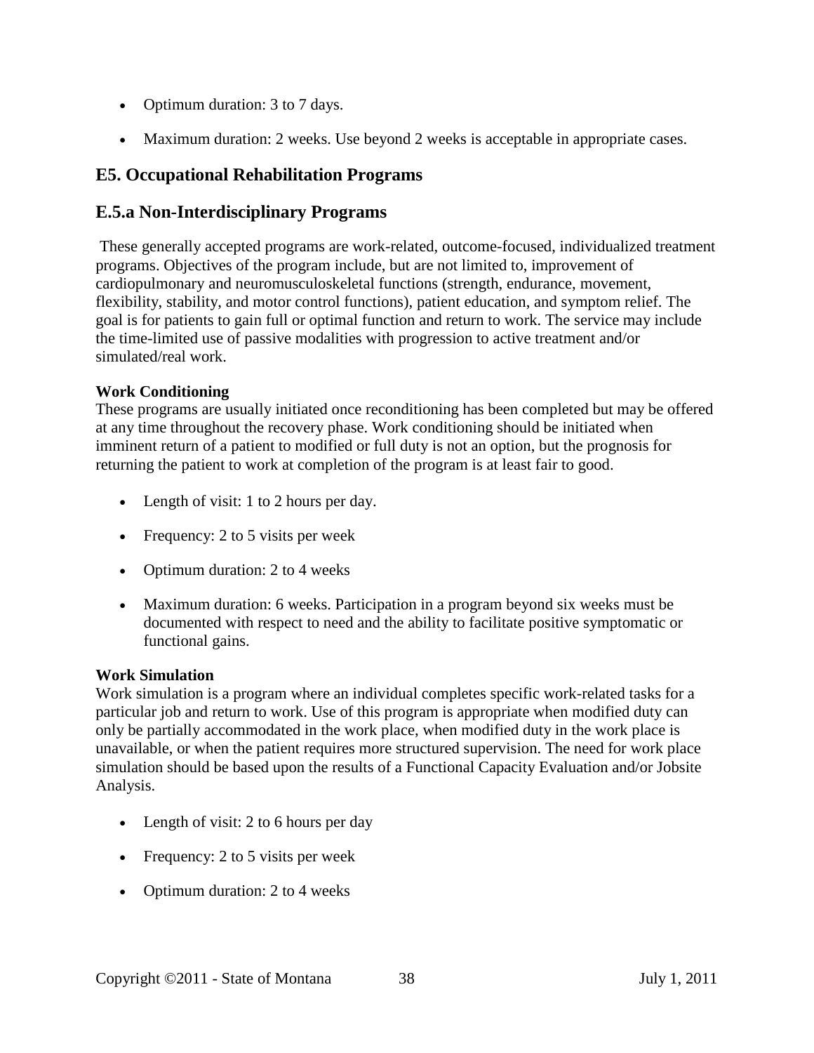- Optimum duration: 3 to 7 days.
- Maximum duration: 2 weeks. Use beyond 2 weeks is acceptable in appropriate cases.

## E5. Occupational Rehabilitation Programs

## E.5.a Non-Interdisciplinary Programs

These generally accepted programs are work-related, outcome-focused, individualized treatment programs. Objectives of the program include, but are not limited to, improvement of cardiopulmonary and neuromusculoskeletal functions (strength, endurance, movement, flexibility, stability, and motor control functions), patient education, and symptom relief. The goal is for patients to gain full or optimal function and return to work. The service may include the time-limited use of passive modalities with progression to active treatment and/or simulated/real work.

**Work Conditioning**
These programs are usually initiated once reconditioning has been completed but may be offered at any time throughout the recovery phase. Work conditioning should be initiated when imminent return of a patient to modified or full duty is not an option, but the prognosis for returning the patient to work at completion of the program is at least fair to good.

- Length of visit: 1 to 2 hours per day.
- Frequency: 2 to 5 visits per week
- Optimum duration: 2 to 4 weeks
- Maximum duration: 6 weeks. Participation in a program beyond six weeks must be documented with respect to need and the ability to facilitate positive symptomatic or functional gains.

**Work Simulation**
Work simulation is a program where an individual completes specific work-related tasks for a particular job and return to work. Use of this program is appropriate when modified duty can only be partially accommodated in the work place, when modified duty in the work place is unavailable, or when the patient requires more structured supervision. The need for work place simulation should be based upon the results of a Functional Capacity Evaluation and/or Jobsite Analysis.

- Length of visit: 2 to 6 hours per day
- Frequency: 2 to 5 visits per week
- Optimum duration: 2 to 4 weeks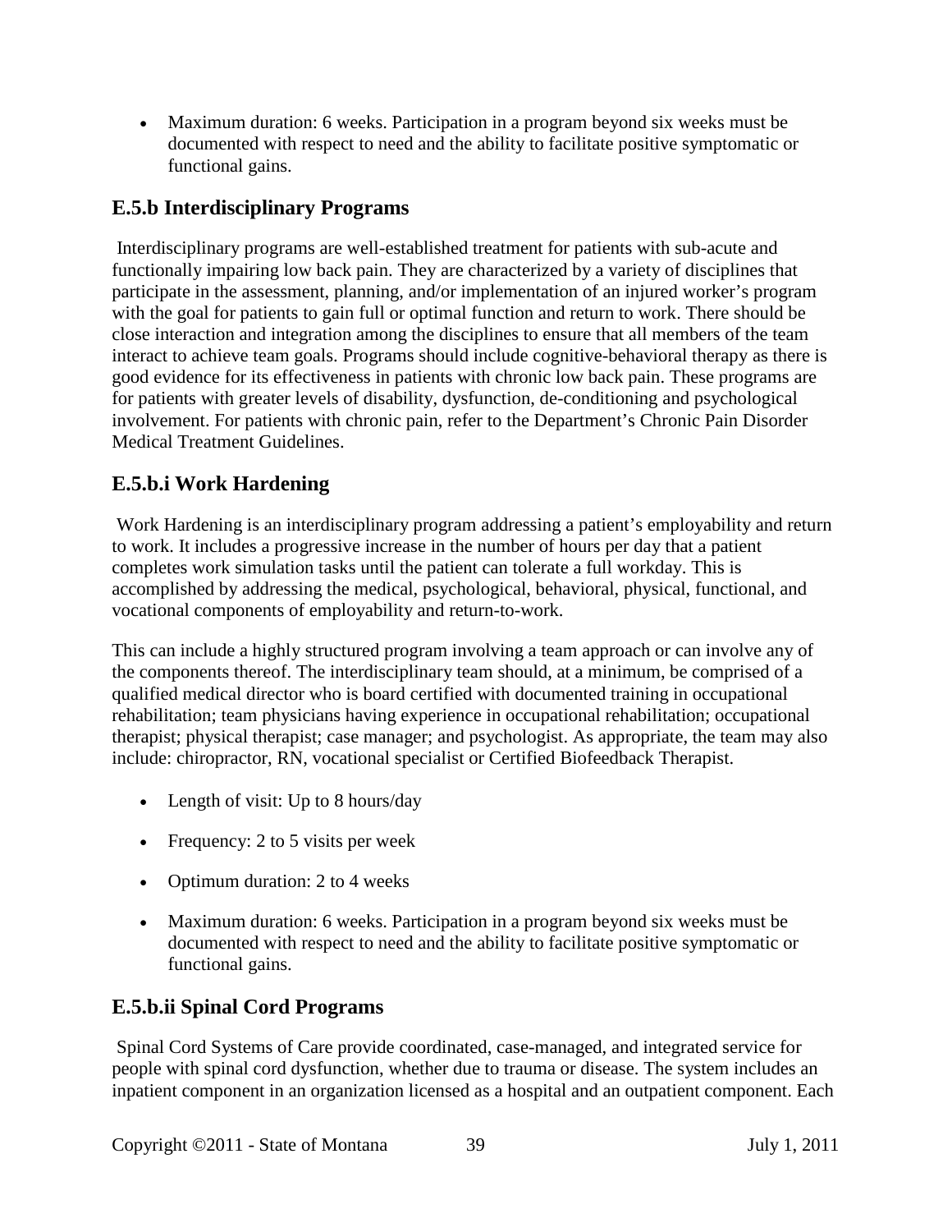- Maximum duration: 6 weeks. Participation in a program beyond six weeks must be documented with respect to need and the ability to facilitate positive symptomatic or functional gains.

## E.5.b Interdisciplinary Programs

Interdisciplinary programs are well-established treatment for patients with sub-acute and functionally impairing low back pain. They are characterized by a variety of disciplines that participate in the assessment, planning, and/or implementation of an injured worker's program with the goal for patients to gain full or optimal function and return to work. There should be close interaction and integration among the disciplines to ensure that all members of the team interact to achieve team goals. Programs should include cognitive-behavioral therapy as there is good evidence for its effectiveness in patients with chronic low back pain. These programs are for patients with greater levels of disability, dysfunction, de-conditioning and psychological involvement. For patients with chronic pain, refer to the Department's Chronic Pain Disorder Medical Treatment Guidelines.

## E.5.b.i Work Hardening

Work Hardening is an interdisciplinary program addressing a patient's employability and return to work. It includes a progressive increase in the number of hours per day that a patient completes work simulation tasks until the patient can tolerate a full workday. This is accomplished by addressing the medical, psychological, behavioral, physical, functional, and vocational components of employability and return-to-work.

This can include a highly structured program involving a team approach or can involve any of the components thereof. The interdisciplinary team should, at a minimum, be comprised of a qualified medical director who is board certified with documented training in occupational rehabilitation; team physicians having experience in occupational rehabilitation; occupational therapist; physical therapist; case manager; and psychologist. As appropriate, the team may also include: chiropractor, RN, vocational specialist or Certified Biofeedback Therapist.

- Length of visit: Up to 8 hours/day
- Frequency: 2 to 5 visits per week
- Optimum duration: 2 to 4 weeks
- Maximum duration: 6 weeks. Participation in a program beyond six weeks must be documented with respect to need and the ability to facilitate positive symptomatic or functional gains.

## E.5.b.ii Spinal Cord Programs

Spinal Cord Systems of Care provide coordinated, case-managed, and integrated service for people with spinal cord dysfunction, whether due to trauma or disease. The system includes an inpatient component in an organization licensed as a hospital and an outpatient component. Each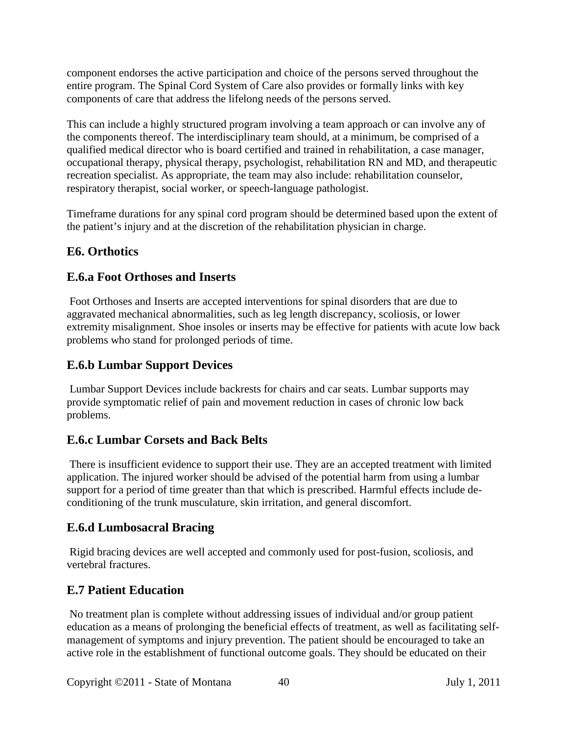component endorses the active participation and choice of the persons served throughout the entire program. The Spinal Cord System of Care also provides or formally links with key components of care that address the lifelong needs of the persons served.

This can include a highly structured program involving a team approach or can involve any of the components thereof. The interdisciplinary team should, at a minimum, be comprised of a qualified medical director who is board certified and trained in rehabilitation, a case manager, occupational therapy, physical therapy, psychologist, rehabilitation RN and MD, and therapeutic recreation specialist. As appropriate, the team may also include: rehabilitation counselor, respiratory therapist, social worker, or speech-language pathologist.

Timeframe durations for any spinal cord program should be determined based upon the extent of the patient's injury and at the discretion of the rehabilitation physician in charge.

## E6. Orthotics

### E.6.a Foot Orthoses and Inserts

Foot Orthoses and Inserts are accepted interventions for spinal disorders that are due to aggravated mechanical abnormalities, such as leg length discrepancy, scoliosis, or lower extremity misalignment. Shoe insoles or inserts may be effective for patients with acute low back problems who stand for prolonged periods of time.

### E.6.b Lumbar Support Devices

Lumbar Support Devices include backrests for chairs and car seats. Lumbar supports may provide symptomatic relief of pain and movement reduction in cases of chronic low back problems.

### E.6.c Lumbar Corsets and Back Belts

There is insufficient evidence to support their use. They are an accepted treatment with limited application. The injured worker should be advised of the potential harm from using a lumbar support for a period of time greater than that which is prescribed. Harmful effects include de-conditioning of the trunk musculature, skin irritation, and general discomfort.

### E.6.d Lumbosacral Bracing

Rigid bracing devices are well accepted and commonly used for post-fusion, scoliosis, and vertebral fractures.

## E.7 Patient Education

No treatment plan is complete without addressing issues of individual and/or group patient education as a means of prolonging the beneficial effects of treatment, as well as facilitating self-management of symptoms and injury prevention. The patient should be encouraged to take an active role in the establishment of functional outcome goals. They should be educated on their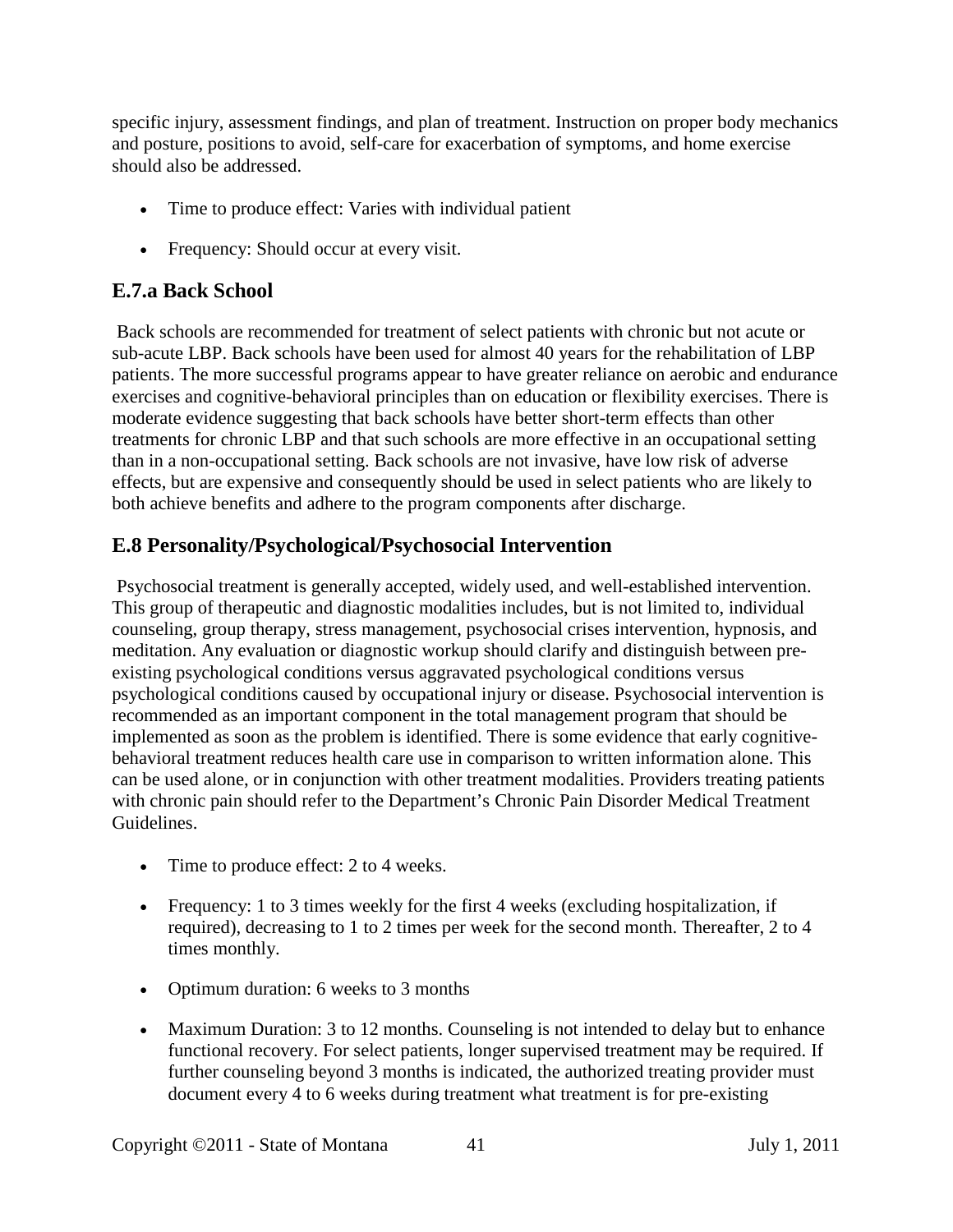specific injury, assessment findings, and plan of treatment. Instruction on proper body mechanics and posture, positions to avoid, self-care for exacerbation of symptoms, and home exercise should also be addressed.

- Time to produce effect: Varies with individual patient
- Frequency: Should occur at every visit.

## E.7.a Back School

Back schools are recommended for treatment of select patients with chronic but not acute or sub-acute LBP. Back schools have been used for almost 40 years for the rehabilitation of LBP patients. The more successful programs appear to have greater reliance on aerobic and endurance exercises and cognitive-behavioral principles than on education or flexibility exercises. There is moderate evidence suggesting that back schools have better short-term effects than other treatments for chronic LBP and that such schools are more effective in an occupational setting than in a non-occupational setting. Back schools are not invasive, have low risk of adverse effects, but are expensive and consequently should be used in select patients who are likely to both achieve benefits and adhere to the program components after discharge.

## E.8 Personality/Psychological/Psychosocial Intervention

Psychosocial treatment is generally accepted, widely used, and well-established intervention. This group of therapeutic and diagnostic modalities includes, but is not limited to, individual counseling, group therapy, stress management, psychosocial crises intervention, hypnosis, and meditation. Any evaluation or diagnostic workup should clarify and distinguish between pre-existing psychological conditions versus aggravated psychological conditions versus psychological conditions caused by occupational injury or disease. Psychosocial intervention is recommended as an important component in the total management program that should be implemented as soon as the problem is identified. There is some evidence that early cognitive-behavioral treatment reduces health care use in comparison to written information alone. This can be used alone, or in conjunction with other treatment modalities. Providers treating patients with chronic pain should refer to the Department's Chronic Pain Disorder Medical Treatment Guidelines.

- Time to produce effect: 2 to 4 weeks.
- Frequency: 1 to 3 times weekly for the first 4 weeks (excluding hospitalization, if required), decreasing to 1 to 2 times per week for the second month. Thereafter, 2 to 4 times monthly.
- Optimum duration: 6 weeks to 3 months
- Maximum Duration: 3 to 12 months. Counseling is not intended to delay but to enhance functional recovery. For select patients, longer supervised treatment may be required. If further counseling beyond 3 months is indicated, the authorized treating provider must document every 4 to 6 weeks during treatment what treatment is for pre-existing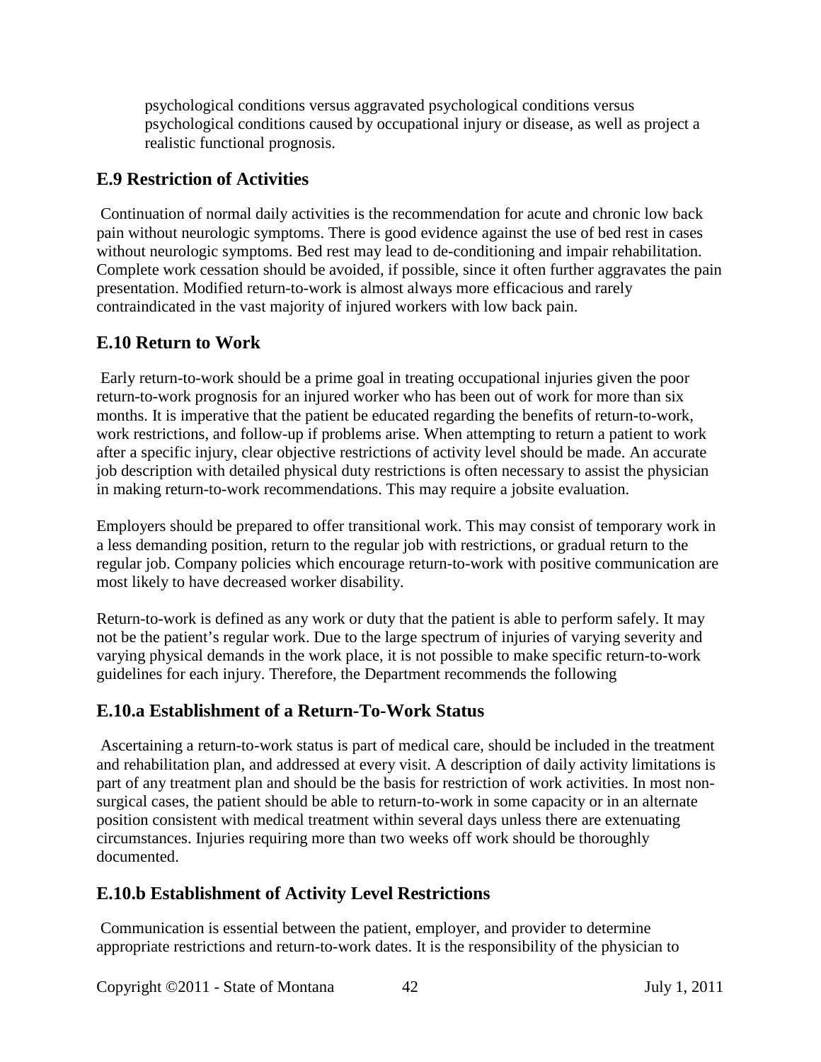psychological conditions versus aggravated psychological conditions versus psychological conditions caused by occupational injury or disease, as well as project a realistic functional prognosis.

## E.9 Restriction of Activities

Continuation of normal daily activities is the recommendation for acute and chronic low back pain without neurologic symptoms. There is good evidence against the use of bed rest in cases without neurologic symptoms. Bed rest may lead to de-conditioning and impair rehabilitation. Complete work cessation should be avoided, if possible, since it often further aggravates the pain presentation. Modified return-to-work is almost always more efficacious and rarely contraindicated in the vast majority of injured workers with low back pain.

## E.10 Return to Work

Early return-to-work should be a prime goal in treating occupational injuries given the poor return-to-work prognosis for an injured worker who has been out of work for more than six months. It is imperative that the patient be educated regarding the benefits of return-to-work, work restrictions, and follow-up if problems arise. When attempting to return a patient to work after a specific injury, clear objective restrictions of activity level should be made. An accurate job description with detailed physical duty restrictions is often necessary to assist the physician in making return-to-work recommendations. This may require a jobsite evaluation.

Employers should be prepared to offer transitional work. This may consist of temporary work in a less demanding position, return to the regular job with restrictions, or gradual return to the regular job. Company policies which encourage return-to-work with positive communication are most likely to have decreased worker disability.

Return-to-work is defined as any work or duty that the patient is able to perform safely. It may not be the patient's regular work. Due to the large spectrum of injuries of varying severity and varying physical demands in the work place, it is not possible to make specific return-to-work guidelines for each injury. Therefore, the Department recommends the following

## E.10.a Establishment of a Return-To-Work Status

Ascertaining a return-to-work status is part of medical care, should be included in the treatment and rehabilitation plan, and addressed at every visit. A description of daily activity limitations is part of any treatment plan and should be the basis for restriction of work activities. In most non-surgical cases, the patient should be able to return-to-work in some capacity or in an alternate position consistent with medical treatment within several days unless there are extenuating circumstances. Injuries requiring more than two weeks off work should be thoroughly documented.

## E.10.b Establishment of Activity Level Restrictions

Communication is essential between the patient, employer, and provider to determine appropriate restrictions and return-to-work dates. It is the responsibility of the physician to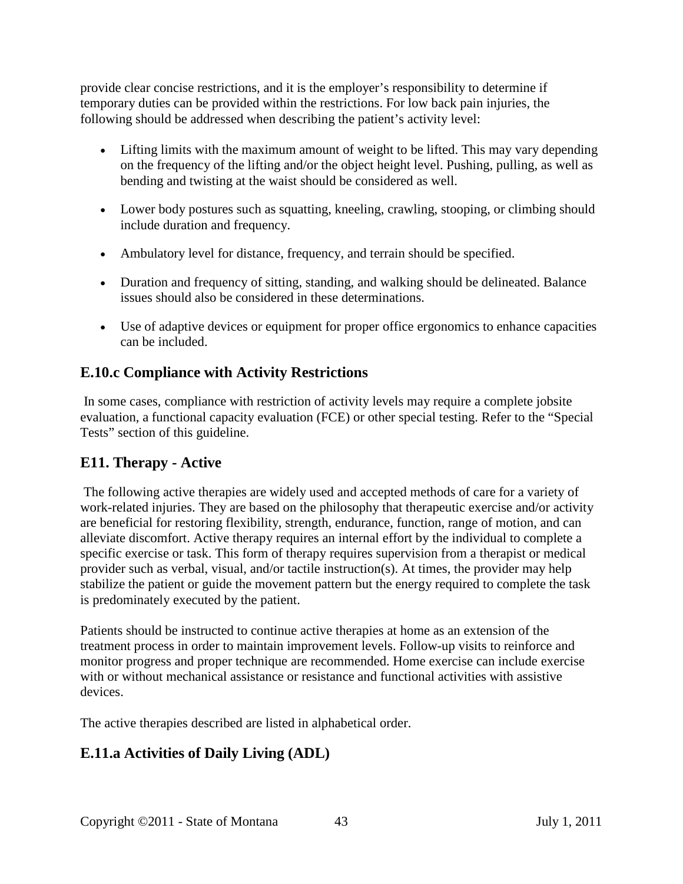provide clear concise restrictions, and it is the employer's responsibility to determine if temporary duties can be provided within the restrictions. For low back pain injuries, the following should be addressed when describing the patient's activity level:

- Lifting limits with the maximum amount of weight to be lifted. This may vary depending on the frequency of the lifting and/or the object height level. Pushing, pulling, as well as bending and twisting at the waist should be considered as well.
- Lower body postures such as squatting, kneeling, crawling, stooping, or climbing should include duration and frequency.
- Ambulatory level for distance, frequency, and terrain should be specified.
- Duration and frequency of sitting, standing, and walking should be delineated. Balance issues should also be considered in these determinations.
- Use of adaptive devices or equipment for proper office ergonomics to enhance capacities can be included.

## E.10.c Compliance with Activity Restrictions

In some cases, compliance with restriction of activity levels may require a complete jobsite evaluation, a functional capacity evaluation (FCE) or other special testing. Refer to the "Special Tests" section of this guideline.

## E11. Therapy - Active

The following active therapies are widely used and accepted methods of care for a variety of work-related injuries. They are based on the philosophy that therapeutic exercise and/or activity are beneficial for restoring flexibility, strength, endurance, function, range of motion, and can alleviate discomfort. Active therapy requires an internal effort by the individual to complete a specific exercise or task. This form of therapy requires supervision from a therapist or medical provider such as verbal, visual, and/or tactile instruction(s). At times, the provider may help stabilize the patient or guide the movement pattern but the energy required to complete the task is predominately executed by the patient.

Patients should be instructed to continue active therapies at home as an extension of the treatment process in order to maintain improvement levels. Follow-up visits to reinforce and monitor progress and proper technique are recommended. Home exercise can include exercise with or without mechanical assistance or resistance and functional activities with assistive devices.

The active therapies described are listed in alphabetical order.

## E.11.a Activities of Daily Living (ADL)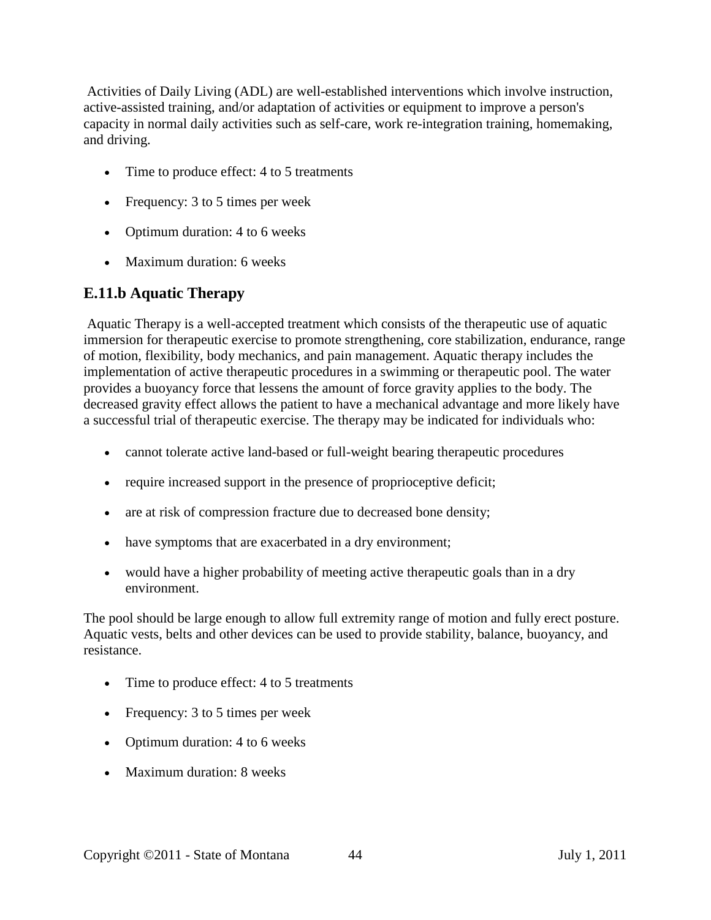Activities of Daily Living (ADL) are well-established interventions which involve instruction, active-assisted training, and/or adaptation of activities or equipment to improve a person's capacity in normal daily activities such as self-care, work re-integration training, homemaking, and driving.

- Time to produce effect: 4 to 5 treatments
- Frequency: 3 to 5 times per week
- Optimum duration: 4 to 6 weeks
- Maximum duration: 6 weeks

## E.11.b Aquatic Therapy

Aquatic Therapy is a well-accepted treatment which consists of the therapeutic use of aquatic immersion for therapeutic exercise to promote strengthening, core stabilization, endurance, range of motion, flexibility, body mechanics, and pain management. Aquatic therapy includes the implementation of active therapeutic procedures in a swimming or therapeutic pool. The water provides a buoyancy force that lessens the amount of force gravity applies to the body. The decreased gravity effect allows the patient to have a mechanical advantage and more likely have a successful trial of therapeutic exercise. The therapy may be indicated for individuals who:

- cannot tolerate active land-based or full-weight bearing therapeutic procedures
- require increased support in the presence of proprioceptive deficit;
- are at risk of compression fracture due to decreased bone density;
- have symptoms that are exacerbated in a dry environment;
- would have a higher probability of meeting active therapeutic goals than in a dry environment.

The pool should be large enough to allow full extremity range of motion and fully erect posture. Aquatic vests, belts and other devices can be used to provide stability, balance, buoyancy, and resistance.

- Time to produce effect: 4 to 5 treatments
- Frequency: 3 to 5 times per week
- Optimum duration: 4 to 6 weeks
- Maximum duration: 8 weeks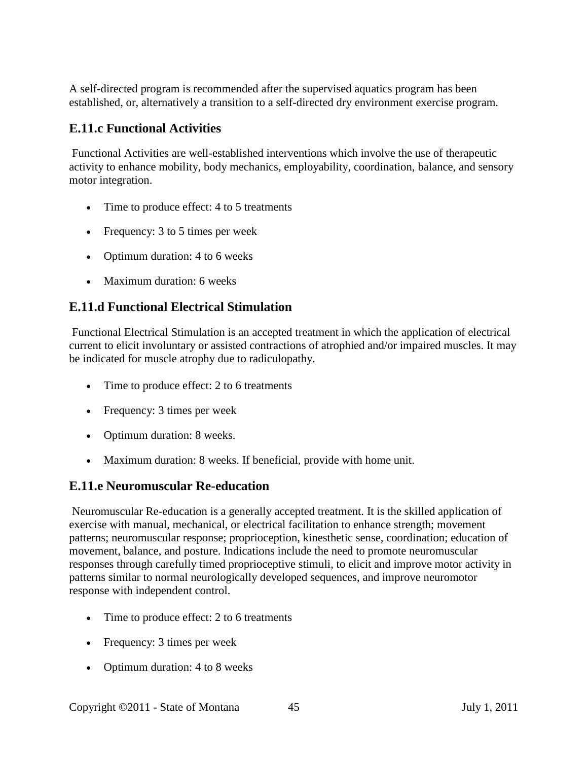A self-directed program is recommended after the supervised aquatics program has been established, or, alternatively a transition to a self-directed dry environment exercise program.

### E.11.c Functional Activities

Functional Activities are well-established interventions which involve the use of therapeutic activity to enhance mobility, body mechanics, employability, coordination, balance, and sensory motor integration.

- Time to produce effect: 4 to 5 treatments
- Frequency: 3 to 5 times per week
- Optimum duration: 4 to 6 weeks
- Maximum duration: 6 weeks

### E.11.d Functional Electrical Stimulation

Functional Electrical Stimulation is an accepted treatment in which the application of electrical current to elicit involuntary or assisted contractions of atrophied and/or impaired muscles. It may be indicated for muscle atrophy due to radiculopathy.

- Time to produce effect: 2 to 6 treatments
- Frequency: 3 times per week
- Optimum duration: 8 weeks.
- Maximum duration: 8 weeks. If beneficial, provide with home unit.

### E.11.e Neuromuscular Re-education

Neuromuscular Re-education is a generally accepted treatment. It is the skilled application of exercise with manual, mechanical, or electrical facilitation to enhance strength; movement patterns; neuromuscular response; proprioception, kinesthetic sense, coordination; education of movement, balance, and posture. Indications include the need to promote neuromuscular responses through carefully timed proprioceptive stimuli, to elicit and improve motor activity in patterns similar to normal neurologically developed sequences, and improve neuromotor response with independent control.

- Time to produce effect: 2 to 6 treatments
- Frequency: 3 times per week
- Optimum duration: 4 to 8 weeks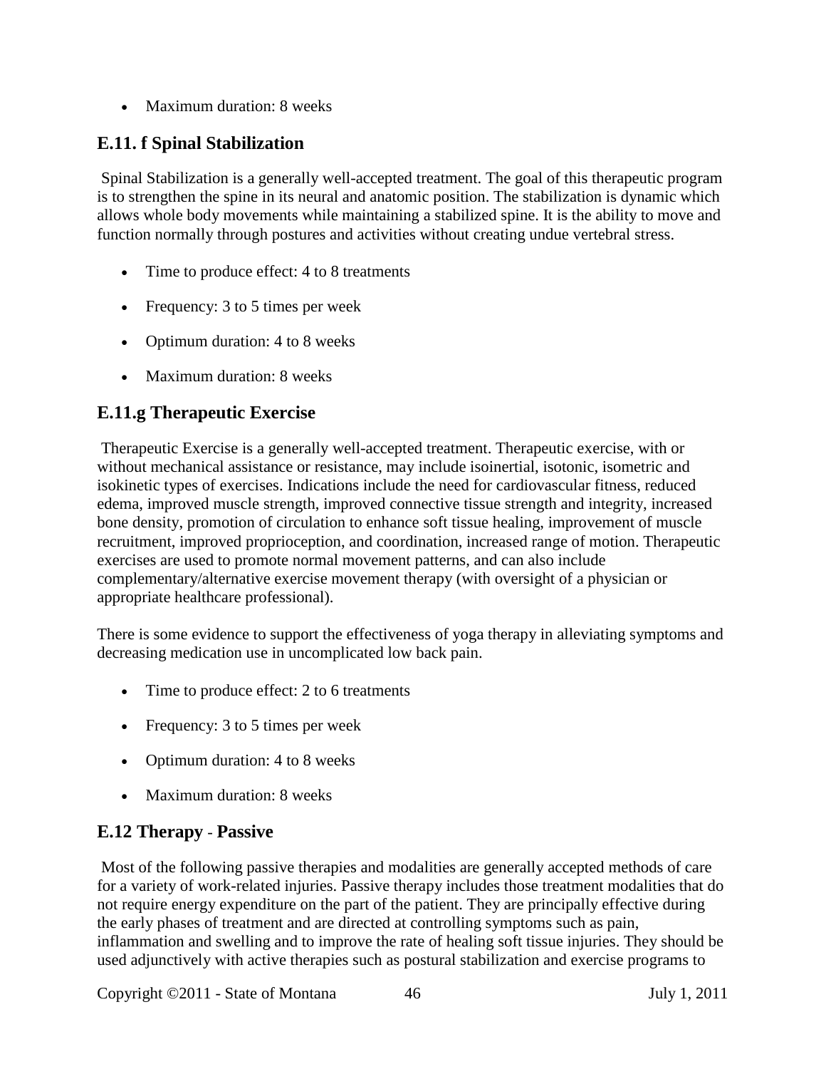- Maximum duration: 8 weeks

## E.11. f Spinal Stabilization

Spinal Stabilization is a generally well-accepted treatment. The goal of this therapeutic program is to strengthen the spine in its neural and anatomic position. The stabilization is dynamic which allows whole body movements while maintaining a stabilized spine. It is the ability to move and function normally through postures and activities without creating undue vertebral stress.

- Time to produce effect: 4 to 8 treatments
- Frequency: 3 to 5 times per week
- Optimum duration: 4 to 8 weeks
- Maximum duration: 8 weeks

## E.11.g Therapeutic Exercise

Therapeutic Exercise is a generally well-accepted treatment. Therapeutic exercise, with or without mechanical assistance or resistance, may include isoinertial, isotonic, isometric and isokinetic types of exercises. Indications include the need for cardiovascular fitness, reduced edema, improved muscle strength, improved connective tissue strength and integrity, increased bone density, promotion of circulation to enhance soft tissue healing, improvement of muscle recruitment, improved proprioception, and coordination, increased range of motion. Therapeutic exercises are used to promote normal movement patterns, and can also include complementary/alternative exercise movement therapy (with oversight of a physician or appropriate healthcare professional).

There is some evidence to support the effectiveness of yoga therapy in alleviating symptoms and decreasing medication use in uncomplicated low back pain.

- Time to produce effect: 2 to 6 treatments
- Frequency: 3 to 5 times per week
- Optimum duration: 4 to 8 weeks
- Maximum duration: 8 weeks

## E.12 Therapy - Passive

Most of the following passive therapies and modalities are generally accepted methods of care for a variety of work-related injuries. Passive therapy includes those treatment modalities that do not require energy expenditure on the part of the patient. They are principally effective during the early phases of treatment and are directed at controlling symptoms such as pain, inflammation and swelling and to improve the rate of healing soft tissue injuries. They should be used adjunctively with active therapies such as postural stabilization and exercise programs to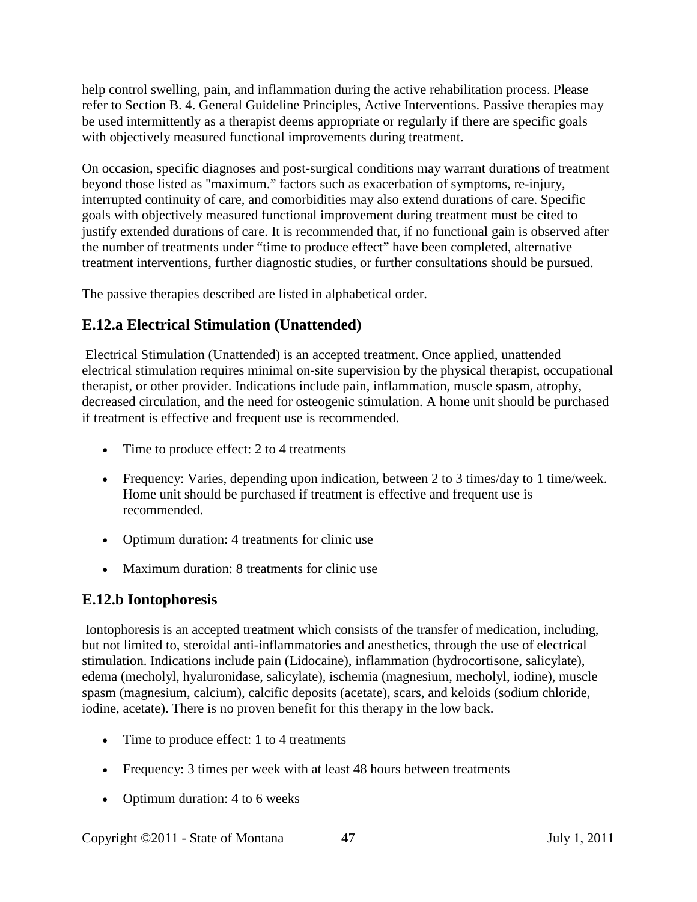help control swelling, pain, and inflammation during the active rehabilitation process. Please refer to Section B. 4. General Guideline Principles, Active Interventions. Passive therapies may be used intermittently as a therapist deems appropriate or regularly if there are specific goals with objectively measured functional improvements during treatment.

On occasion, specific diagnoses and post-surgical conditions may warrant durations of treatment beyond those listed as "maximum." factors such as exacerbation of symptoms, re-injury, interrupted continuity of care, and comorbidities may also extend durations of care. Specific goals with objectively measured functional improvement during treatment must be cited to justify extended durations of care. It is recommended that, if no functional gain is observed after the number of treatments under "time to produce effect" have been completed, alternative treatment interventions, further diagnostic studies, or further consultations should be pursued.

The passive therapies described are listed in alphabetical order.

## E.12.a Electrical Stimulation (Unattended)

Electrical Stimulation (Unattended) is an accepted treatment. Once applied, unattended electrical stimulation requires minimal on-site supervision by the physical therapist, occupational therapist, or other provider. Indications include pain, inflammation, muscle spasm, atrophy, decreased circulation, and the need for osteogenic stimulation. A home unit should be purchased if treatment is effective and frequent use is recommended.

- Time to produce effect: 2 to 4 treatments
- Frequency: Varies, depending upon indication, between 2 to 3 times/day to 1 time/week. Home unit should be purchased if treatment is effective and frequent use is recommended.
- Optimum duration: 4 treatments for clinic use
- Maximum duration: 8 treatments for clinic use

## E.12.b Iontophoresis

Iontophoresis is an accepted treatment which consists of the transfer of medication, including, but not limited to, steroidal anti-inflammatories and anesthetics, through the use of electrical stimulation. Indications include pain (Lidocaine), inflammation (hydrocortisone, salicylate), edema (mecholyl, hyaluronidase, salicylate), ischemia (magnesium, mecholyl, iodine), muscle spasm (magnesium, calcium), calcific deposits (acetate), scars, and keloids (sodium chloride, iodine, acetate). There is no proven benefit for this therapy in the low back.

- Time to produce effect: 1 to 4 treatments
- Frequency: 3 times per week with at least 48 hours between treatments
- Optimum duration: 4 to 6 weeks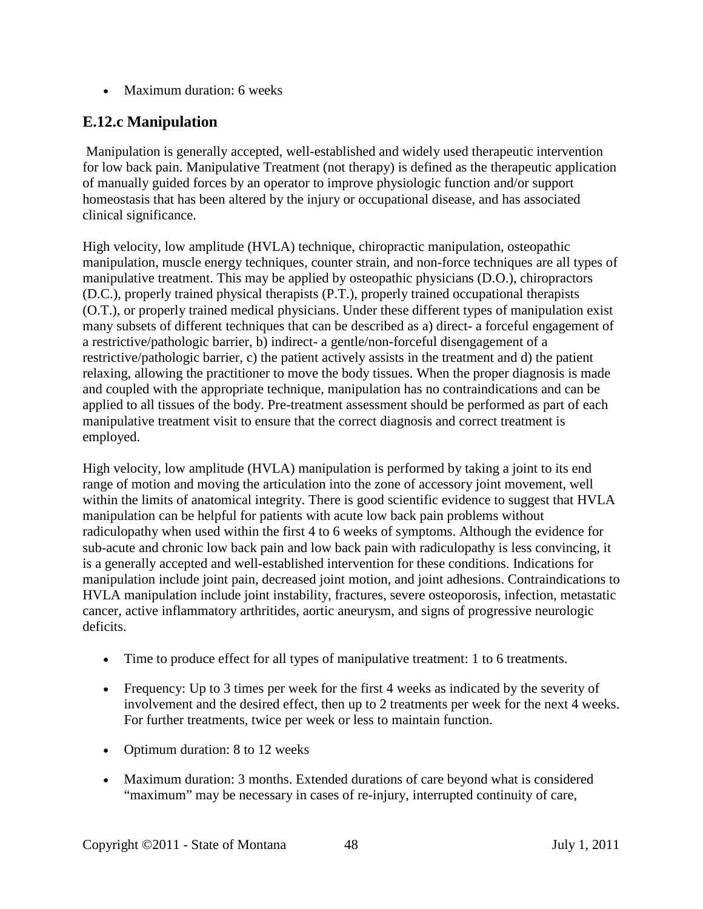- Maximum duration: 6 weeks

## E.12.c Manipulation

Manipulation is generally accepted, well-established and widely used therapeutic intervention for low back pain. Manipulative Treatment (not therapy) is defined as the therapeutic application of manually guided forces by an operator to improve physiologic function and/or support homeostasis that has been altered by the injury or occupational disease, and has associated clinical significance.

High velocity, low amplitude (HVLA) technique, chiropractic manipulation, osteopathic manipulation, muscle energy techniques, counter strain, and non-force techniques are all types of manipulative treatment. This may be applied by osteopathic physicians (D.O.), chiropractors (D.C.), properly trained physical therapists (P.T.), properly trained occupational therapists (O.T.), or properly trained medical physicians. Under these different types of manipulation exist many subsets of different techniques that can be described as a) direct- a forceful engagement of a restrictive/pathologic barrier, b) indirect- a gentle/non-forceful disengagement of a restrictive/pathologic barrier, c) the patient actively assists in the treatment and d) the patient relaxing, allowing the practitioner to move the body tissues. When the proper diagnosis is made and coupled with the appropriate technique, manipulation has no contraindications and can be applied to all tissues of the body. Pre-treatment assessment should be performed as part of each manipulative treatment visit to ensure that the correct diagnosis and correct treatment is employed.

High velocity, low amplitude (HVLA) manipulation is performed by taking a joint to its end range of motion and moving the articulation into the zone of accessory joint movement, well within the limits of anatomical integrity. There is good scientific evidence to suggest that HVLA manipulation can be helpful for patients with acute low back pain problems without radiculopathy when used within the first 4 to 6 weeks of symptoms. Although the evidence for sub-acute and chronic low back pain and low back pain with radiculopathy is less convincing, it is a generally accepted and well-established intervention for these conditions. Indications for manipulation include joint pain, decreased joint motion, and joint adhesions. Contraindications to HVLA manipulation include joint instability, fractures, severe osteoporosis, infection, metastatic cancer, active inflammatory arthritides, aortic aneurysm, and signs of progressive neurologic deficits.

- Time to produce effect for all types of manipulative treatment: 1 to 6 treatments.
- Frequency: Up to 3 times per week for the first 4 weeks as indicated by the severity of involvement and the desired effect, then up to 2 treatments per week for the next 4 weeks. For further treatments, twice per week or less to maintain function.
- Optimum duration: 8 to 12 weeks
- Maximum duration: 3 months. Extended durations of care beyond what is considered "maximum" may be necessary in cases of re-injury, interrupted continuity of care,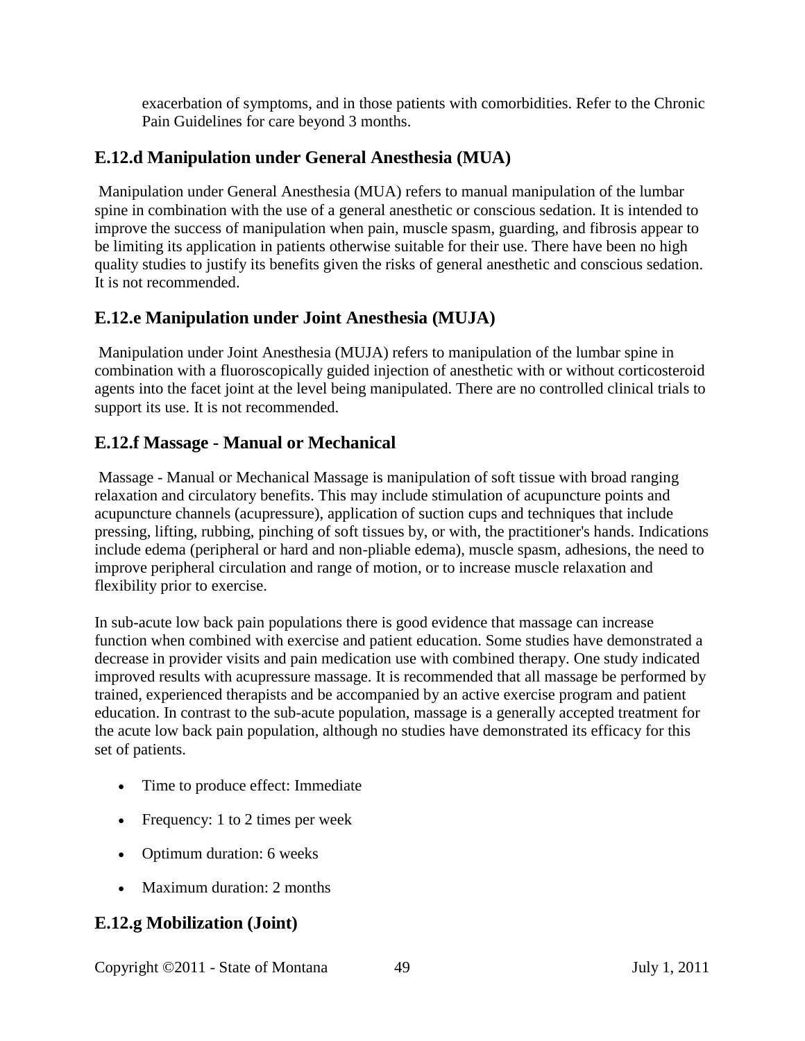exacerbation of symptoms, and in those patients with comorbidities. Refer to the Chronic Pain Guidelines for care beyond 3 months.

### E.12.d Manipulation under General Anesthesia (MUA)

Manipulation under General Anesthesia (MUA) refers to manual manipulation of the lumbar spine in combination with the use of a general anesthetic or conscious sedation. It is intended to improve the success of manipulation when pain, muscle spasm, guarding, and fibrosis appear to be limiting its application in patients otherwise suitable for their use. There have been no high quality studies to justify its benefits given the risks of general anesthetic and conscious sedation. It is not recommended.

### E.12.e Manipulation under Joint Anesthesia (MUJA)

Manipulation under Joint Anesthesia (MUJA) refers to manipulation of the lumbar spine in combination with a fluoroscopically guided injection of anesthetic with or without corticosteroid agents into the facet joint at the level being manipulated. There are no controlled clinical trials to support its use. It is not recommended.

### E.12.f Massage - Manual or Mechanical

Massage - Manual or Mechanical Massage is manipulation of soft tissue with broad ranging relaxation and circulatory benefits. This may include stimulation of acupuncture points and acupuncture channels (acupressure), application of suction cups and techniques that include pressing, lifting, rubbing, pinching of soft tissues by, or with, the practitioner's hands. Indications include edema (peripheral or hard and non-pliable edema), muscle spasm, adhesions, the need to improve peripheral circulation and range of motion, or to increase muscle relaxation and flexibility prior to exercise.

In sub-acute low back pain populations there is good evidence that massage can increase function when combined with exercise and patient education. Some studies have demonstrated a decrease in provider visits and pain medication use with combined therapy. One study indicated improved results with acupressure massage. It is recommended that all massage be performed by trained, experienced therapists and be accompanied by an active exercise program and patient education. In contrast to the sub-acute population, massage is a generally accepted treatment for the acute low back pain population, although no studies have demonstrated its efficacy for this set of patients.

- Time to produce effect: Immediate
- Frequency: 1 to 2 times per week
- Optimum duration: 6 weeks
- Maximum duration: 2 months

### E.12.g Mobilization (Joint)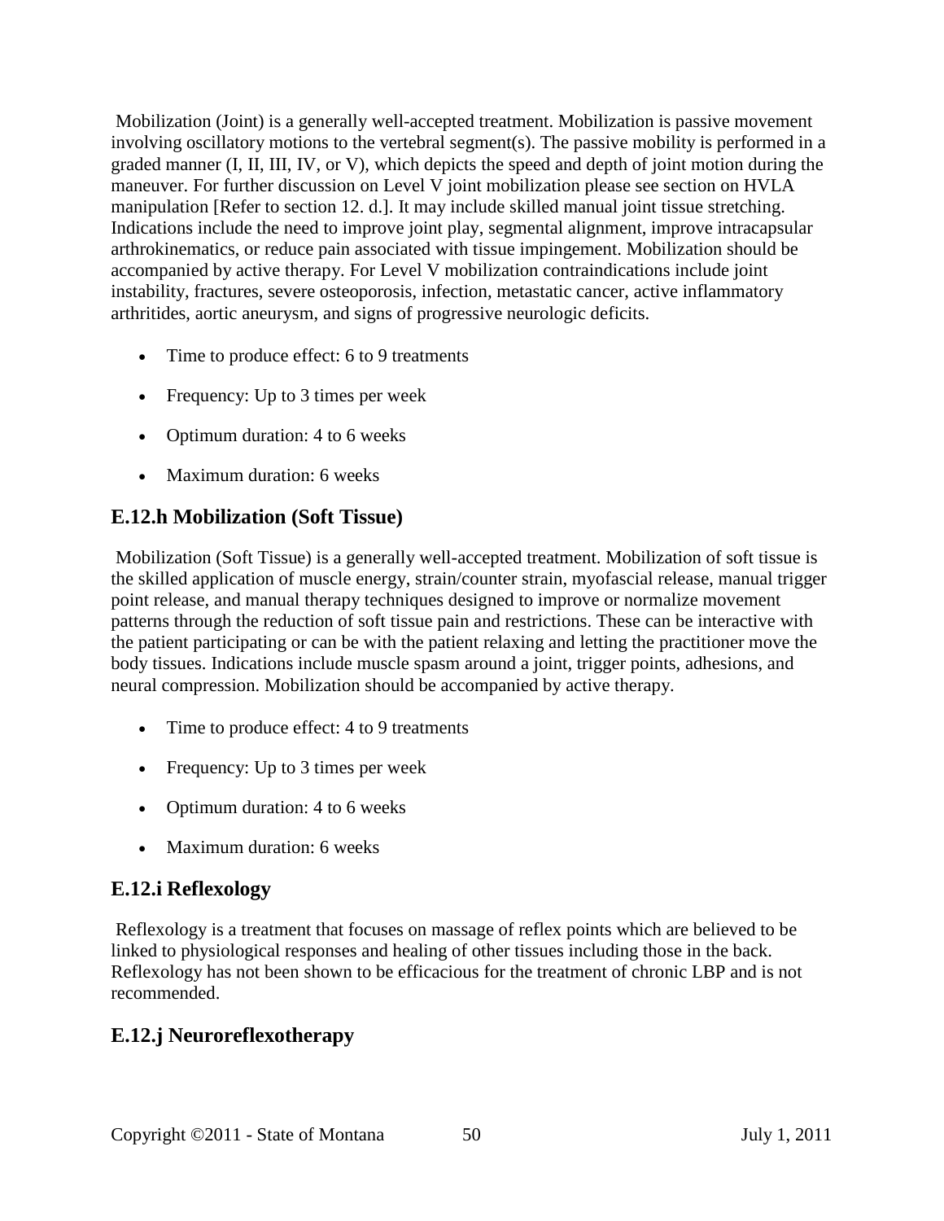Mobilization (Joint) is a generally well-accepted treatment. Mobilization is passive movement involving oscillatory motions to the vertebral segment(s). The passive mobility is performed in a graded manner (I, II, III, IV, or V), which depicts the speed and depth of joint motion during the maneuver. For further discussion on Level V joint mobilization please see section on HVLA manipulation [Refer to section 12. d.]. It may include skilled manual joint tissue stretching. Indications include the need to improve joint play, segmental alignment, improve intracapsular arthrokinematics, or reduce pain associated with tissue impingement. Mobilization should be accompanied by active therapy. For Level V mobilization contraindications include joint instability, fractures, severe osteoporosis, infection, metastatic cancer, active inflammatory arthritides, aortic aneurysm, and signs of progressive neurologic deficits.

- Time to produce effect: 6 to 9 treatments
- Frequency: Up to 3 times per week
- Optimum duration: 4 to 6 weeks
- Maximum duration: 6 weeks

## E.12.h Mobilization (Soft Tissue)

Mobilization (Soft Tissue) is a generally well-accepted treatment. Mobilization of soft tissue is the skilled application of muscle energy, strain/counter strain, myofascial release, manual trigger point release, and manual therapy techniques designed to improve or normalize movement patterns through the reduction of soft tissue pain and restrictions. These can be interactive with the patient participating or can be with the patient relaxing and letting the practitioner move the body tissues. Indications include muscle spasm around a joint, trigger points, adhesions, and neural compression. Mobilization should be accompanied by active therapy.

- Time to produce effect: 4 to 9 treatments
- Frequency: Up to 3 times per week
- Optimum duration: 4 to 6 weeks
- Maximum duration: 6 weeks

## E.12.i Reflexology

Reflexology is a treatment that focuses on massage of reflex points which are believed to be linked to physiological responses and healing of other tissues including those in the back. Reflexology has not been shown to be efficacious for the treatment of chronic LBP and is not recommended.

## E.12.j Neuroreflexotherapy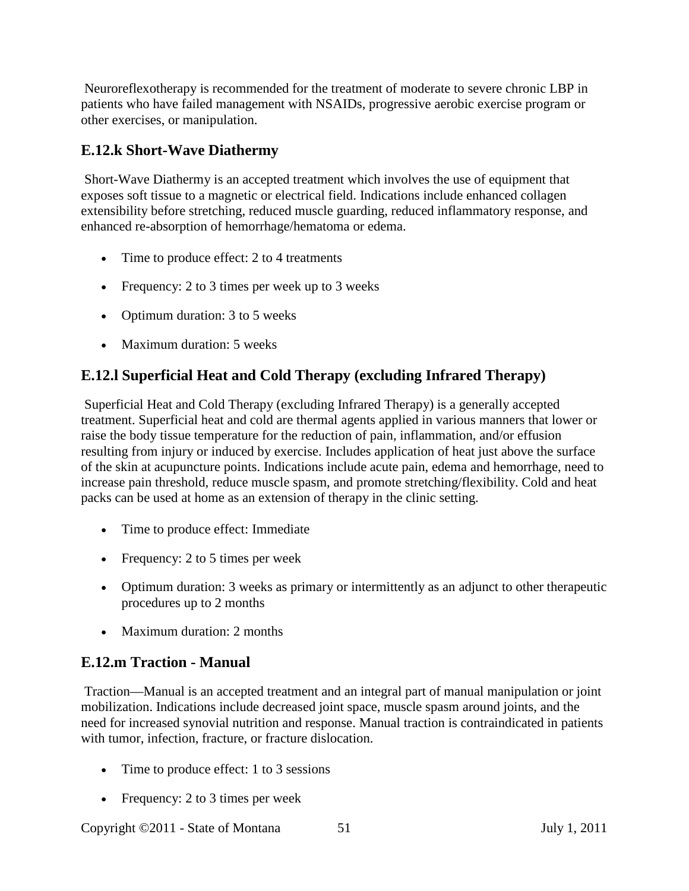Neuroreflexotherapy is recommended for the treatment of moderate to severe chronic LBP in patients who have failed management with NSAIDs, progressive aerobic exercise program or other exercises, or manipulation.

## E.12.k Short-Wave Diathermy

Short-Wave Diathermy is an accepted treatment which involves the use of equipment that exposes soft tissue to a magnetic or electrical field. Indications include enhanced collagen extensibility before stretching, reduced muscle guarding, reduced inflammatory response, and enhanced re-absorption of hemorrhage/hematoma or edema.

- Time to produce effect: 2 to 4 treatments
- Frequency: 2 to 3 times per week up to 3 weeks
- Optimum duration: 3 to 5 weeks
- Maximum duration: 5 weeks

## E.12.l Superficial Heat and Cold Therapy (excluding Infrared Therapy)

Superficial Heat and Cold Therapy (excluding Infrared Therapy) is a generally accepted treatment. Superficial heat and cold are thermal agents applied in various manners that lower or raise the body tissue temperature for the reduction of pain, inflammation, and/or effusion resulting from injury or induced by exercise. Includes application of heat just above the surface of the skin at acupuncture points. Indications include acute pain, edema and hemorrhage, need to increase pain threshold, reduce muscle spasm, and promote stretching/flexibility. Cold and heat packs can be used at home as an extension of therapy in the clinic setting.

- Time to produce effect: Immediate
- Frequency: 2 to 5 times per week
- Optimum duration: 3 weeks as primary or intermittently as an adjunct to other therapeutic procedures up to 2 months
- Maximum duration: 2 months

## E.12.m Traction - Manual

Traction—Manual is an accepted treatment and an integral part of manual manipulation or joint mobilization. Indications include decreased joint space, muscle spasm around joints, and the need for increased synovial nutrition and response. Manual traction is contraindicated in patients with tumor, infection, fracture, or fracture dislocation.

- Time to produce effect: 1 to 3 sessions
- Frequency: 2 to 3 times per week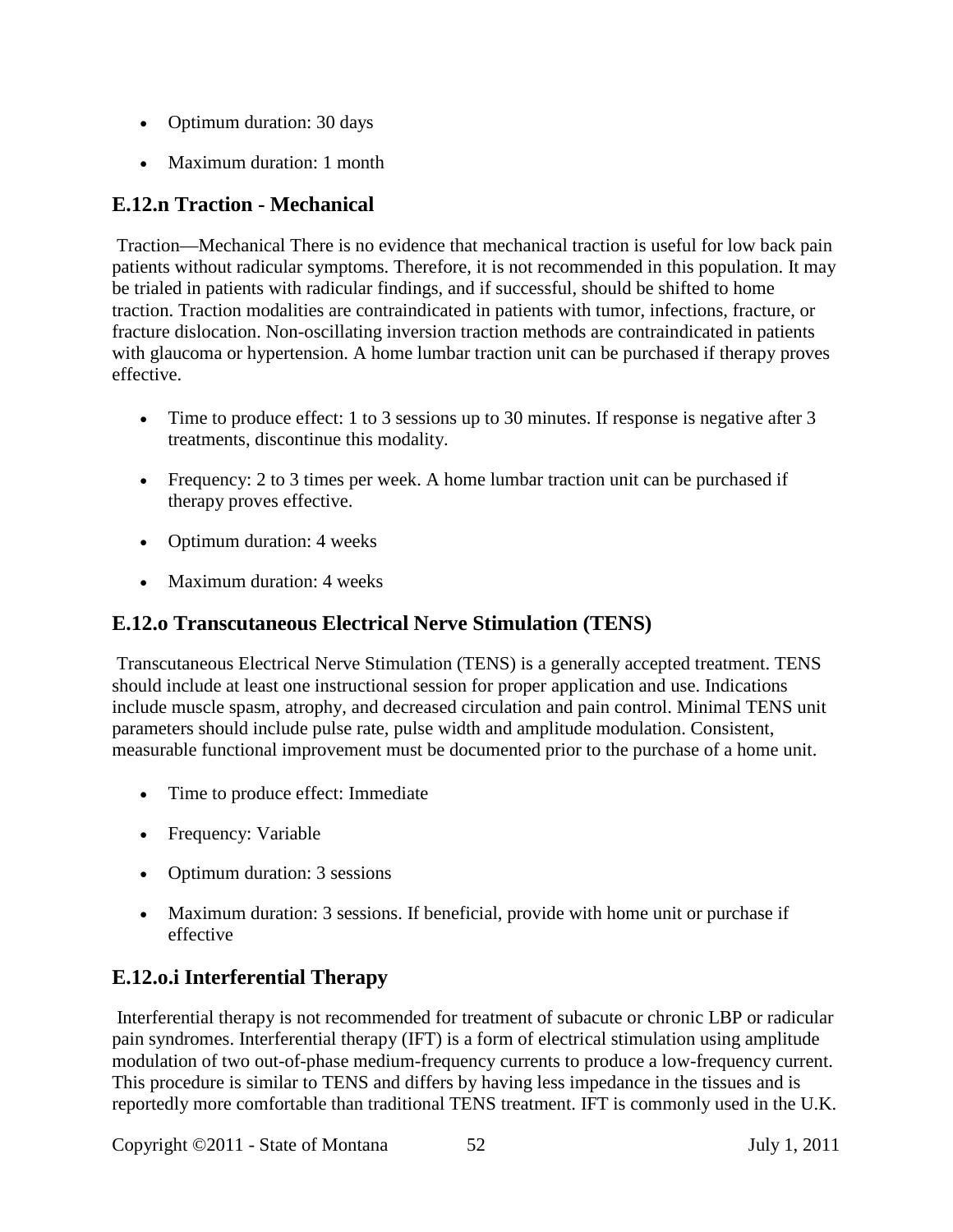- Optimum duration: 30 days
- Maximum duration: 1 month

## E.12.n Traction - Mechanical

Traction—Mechanical There is no evidence that mechanical traction is useful for low back pain patients without radicular symptoms. Therefore, it is not recommended in this population. It may be trialed in patients with radicular findings, and if successful, should be shifted to home traction. Traction modalities are contraindicated in patients with tumor, infections, fracture, or fracture dislocation. Non-oscillating inversion traction methods are contraindicated in patients with glaucoma or hypertension. A home lumbar traction unit can be purchased if therapy proves effective.

- Time to produce effect: 1 to 3 sessions up to 30 minutes. If response is negative after 3 treatments, discontinue this modality.
- Frequency: 2 to 3 times per week. A home lumbar traction unit can be purchased if therapy proves effective.
- Optimum duration: 4 weeks
- Maximum duration: 4 weeks

## E.12.o Transcutaneous Electrical Nerve Stimulation (TENS)

Transcutaneous Electrical Nerve Stimulation (TENS) is a generally accepted treatment. TENS should include at least one instructional session for proper application and use. Indications include muscle spasm, atrophy, and decreased circulation and pain control. Minimal TENS unit parameters should include pulse rate, pulse width and amplitude modulation. Consistent, measurable functional improvement must be documented prior to the purchase of a home unit.

- Time to produce effect: Immediate
- Frequency: Variable
- Optimum duration: 3 sessions
- Maximum duration: 3 sessions. If beneficial, provide with home unit or purchase if effective

## E.12.o.i Interferential Therapy

Interferential therapy is not recommended for treatment of subacute or chronic LBP or radicular pain syndromes. Interferential therapy (IFT) is a form of electrical stimulation using amplitude modulation of two out-of-phase medium-frequency currents to produce a low-frequency current. This procedure is similar to TENS and differs by having less impedance in the tissues and is reportedly more comfortable than traditional TENS treatment. IFT is commonly used in the U.K.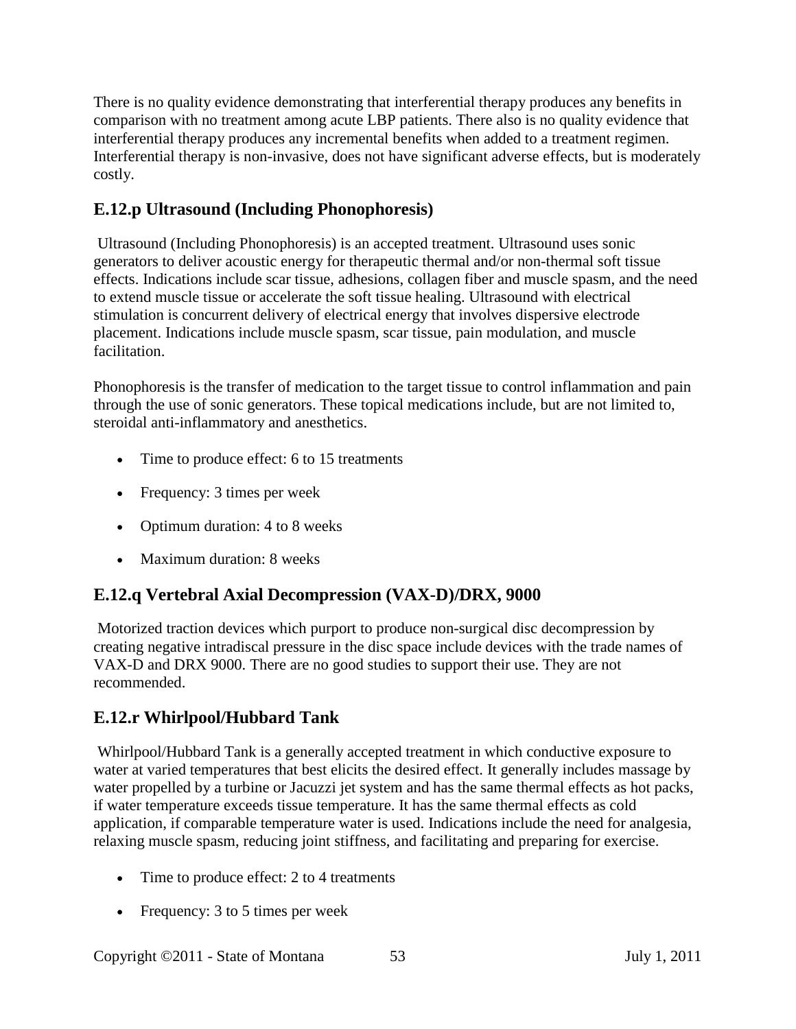There is no quality evidence demonstrating that interferential therapy produces any benefits in comparison with no treatment among acute LBP patients. There also is no quality evidence that interferential therapy produces any incremental benefits when added to a treatment regimen. Interferential therapy is non-invasive, does not have significant adverse effects, but is moderately costly.

## E.12.p Ultrasound (Including Phonophoresis)

Ultrasound (Including Phonophoresis) is an accepted treatment. Ultrasound uses sonic generators to deliver acoustic energy for therapeutic thermal and/or non-thermal soft tissue effects. Indications include scar tissue, adhesions, collagen fiber and muscle spasm, and the need to extend muscle tissue or accelerate the soft tissue healing. Ultrasound with electrical stimulation is concurrent delivery of electrical energy that involves dispersive electrode placement. Indications include muscle spasm, scar tissue, pain modulation, and muscle facilitation.

Phonophoresis is the transfer of medication to the target tissue to control inflammation and pain through the use of sonic generators. These topical medications include, but are not limited to, steroidal anti-inflammatory and anesthetics.

- Time to produce effect: 6 to 15 treatments
- Frequency: 3 times per week
- Optimum duration: 4 to 8 weeks
- Maximum duration: 8 weeks

## E.12.q Vertebral Axial Decompression (VAX-D)/DRX, 9000

Motorized traction devices which purport to produce non-surgical disc decompression by creating negative intradiscal pressure in the disc space include devices with the trade names of VAX-D and DRX 9000. There are no good studies to support their use. They are not recommended.

## E.12.r Whirlpool/Hubbard Tank

Whirlpool/Hubbard Tank is a generally accepted treatment in which conductive exposure to water at varied temperatures that best elicits the desired effect. It generally includes massage by water propelled by a turbine or Jacuzzi jet system and has the same thermal effects as hot packs, if water temperature exceeds tissue temperature. It has the same thermal effects as cold application, if comparable temperature water is used. Indications include the need for analgesia, relaxing muscle spasm, reducing joint stiffness, and facilitating and preparing for exercise.

- Time to produce effect: 2 to 4 treatments
- Frequency: 3 to 5 times per week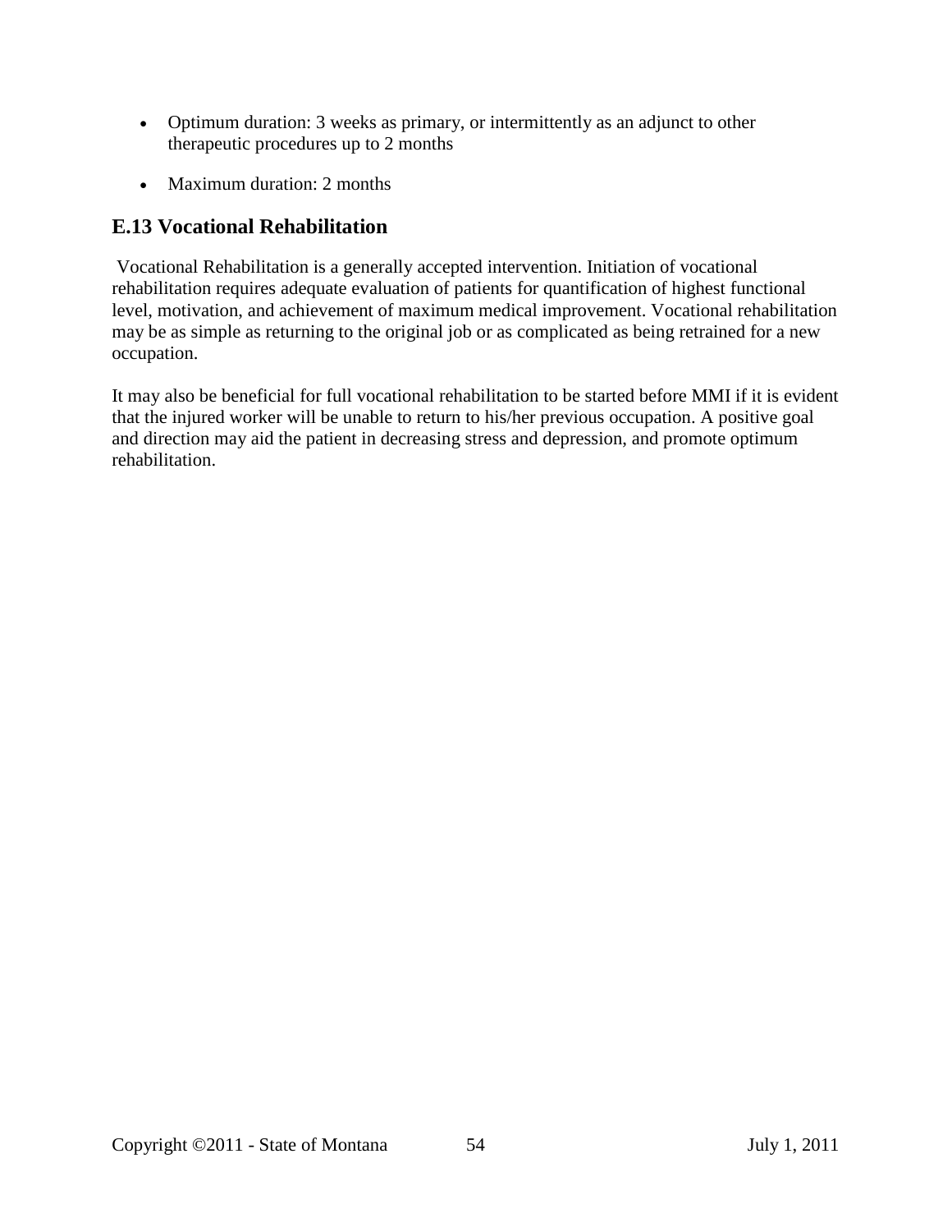- Optimum duration: 3 weeks as primary, or intermittently as an adjunct to other therapeutic procedures up to 2 months
- Maximum duration: 2 months

## E.13 Vocational Rehabilitation

Vocational Rehabilitation is a generally accepted intervention. Initiation of vocational rehabilitation requires adequate evaluation of patients for quantification of highest functional level, motivation, and achievement of maximum medical improvement. Vocational rehabilitation may be as simple as returning to the original job or as complicated as being retrained for a new occupation.

It may also be beneficial for full vocational rehabilitation to be started before MMI if it is evident that the injured worker will be unable to return to his/her previous occupation. A positive goal and direction may aid the patient in decreasing stress and depression, and promote optimum rehabilitation.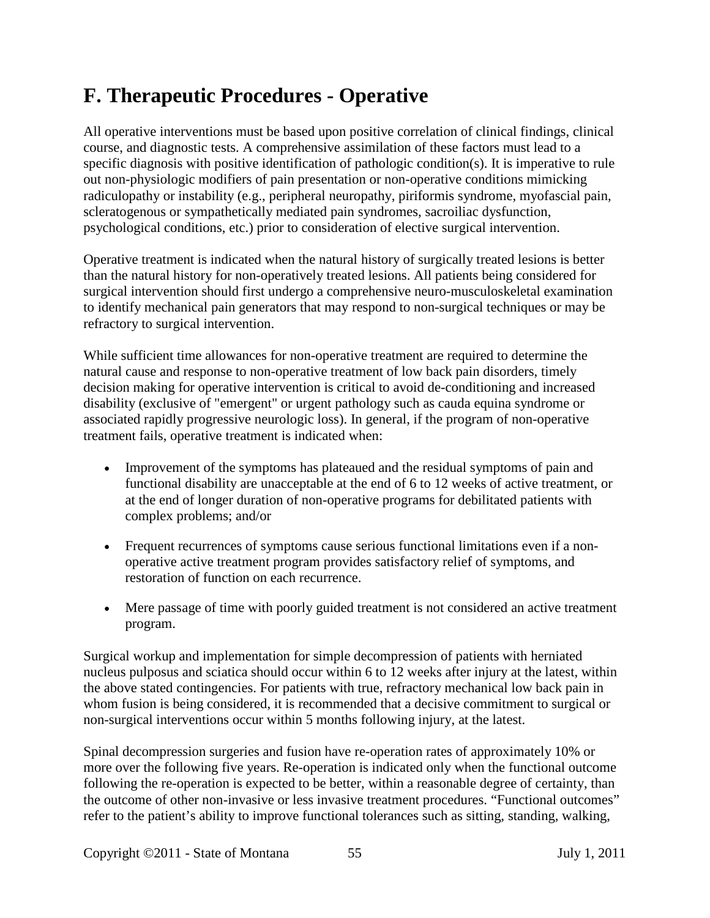## F. Therapeutic Procedures - Operative

All operative interventions must be based upon positive correlation of clinical findings, clinical course, and diagnostic tests. A comprehensive assimilation of these factors must lead to a specific diagnosis with positive identification of pathologic condition(s). It is imperative to rule out non-physiologic modifiers of pain presentation or non-operative conditions mimicking radiculopathy or instability (e.g., peripheral neuropathy, piriformis syndrome, myofascial pain, scleratogenous or sympathetically mediated pain syndromes, sacroiliac dysfunction, psychological conditions, etc.) prior to consideration of elective surgical intervention.

Operative treatment is indicated when the natural history of surgically treated lesions is better than the natural history for non-operatively treated lesions. All patients being considered for surgical intervention should first undergo a comprehensive neuro-musculoskeletal examination to identify mechanical pain generators that may respond to non-surgical techniques or may be refractory to surgical intervention.

While sufficient time allowances for non-operative treatment are required to determine the natural cause and response to non-operative treatment of low back pain disorders, timely decision making for operative intervention is critical to avoid de-conditioning and increased disability (exclusive of "emergent" or urgent pathology such as cauda equina syndrome or associated rapidly progressive neurologic loss). In general, if the program of non-operative treatment fails, operative treatment is indicated when:

- Improvement of the symptoms has plateaued and the residual symptoms of pain and functional disability are unacceptable at the end of 6 to 12 weeks of active treatment, or at the end of longer duration of non-operative programs for debilitated patients with complex problems; and/or
- Frequent recurrences of symptoms cause serious functional limitations even if a non-operative active treatment program provides satisfactory relief of symptoms, and restoration of function on each recurrence.
- Mere passage of time with poorly guided treatment is not considered an active treatment program.

Surgical workup and implementation for simple decompression of patients with herniated nucleus pulposus and sciatica should occur within 6 to 12 weeks after injury at the latest, within the above stated contingencies. For patients with true, refractory mechanical low back pain in whom fusion is being considered, it is recommended that a decisive commitment to surgical or non-surgical interventions occur within 5 months following injury, at the latest.

Spinal decompression surgeries and fusion have re-operation rates of approximately 10% or more over the following five years. Re-operation is indicated only when the functional outcome following the re-operation is expected to be better, within a reasonable degree of certainty, than the outcome of other non-invasive or less invasive treatment procedures. "Functional outcomes" refer to the patient's ability to improve functional tolerances such as sitting, standing, walking,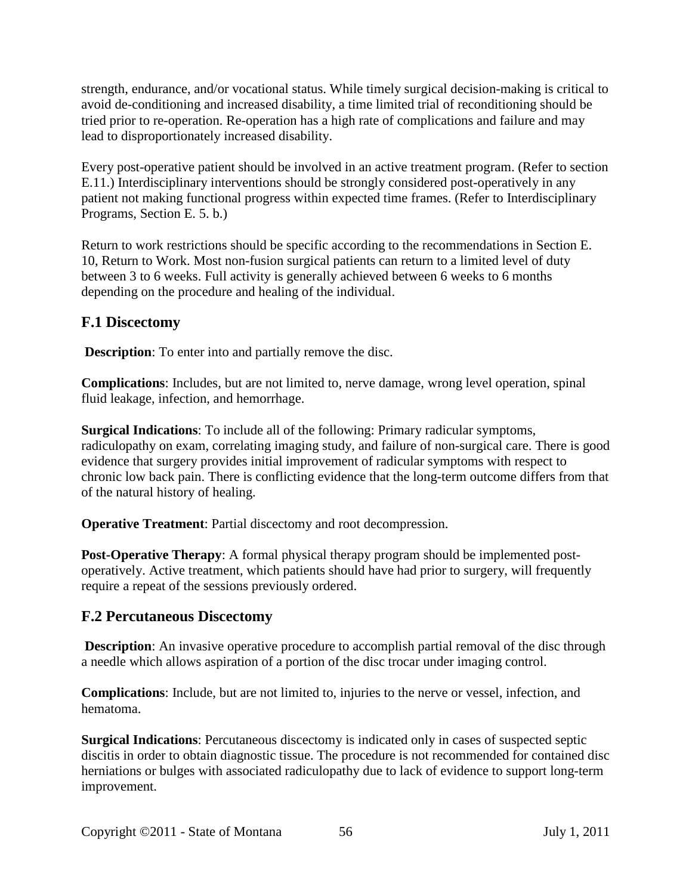strength, endurance, and/or vocational status. While timely surgical decision-making is critical to avoid de-conditioning and increased disability, a time limited trial of reconditioning should be tried prior to re-operation. Re-operation has a high rate of complications and failure and may lead to disproportionately increased disability.

Every post-operative patient should be involved in an active treatment program. (Refer to section E.11.) Interdisciplinary interventions should be strongly considered post-operatively in any patient not making functional progress within expected time frames. (Refer to Interdisciplinary Programs, Section E. 5. b.)

Return to work restrictions should be specific according to the recommendations in Section E. 10, Return to Work. Most non-fusion surgical patients can return to a limited level of duty between 3 to 6 weeks. Full activity is generally achieved between 6 weeks to 6 months depending on the procedure and healing of the individual.

## F.1 Discectomy

**Description**: To enter into and partially remove the disc.

**Complications**: Includes, but are not limited to, nerve damage, wrong level operation, spinal fluid leakage, infection, and hemorrhage.

**Surgical Indications**: To include all of the following: Primary radicular symptoms, radiculopathy on exam, correlating imaging study, and failure of non-surgical care. There is good evidence that surgery provides initial improvement of radicular symptoms with respect to chronic low back pain. There is conflicting evidence that the long-term outcome differs from that of the natural history of healing.

**Operative Treatment**: Partial discectomy and root decompression.

**Post-Operative Therapy**: A formal physical therapy program should be implemented post-operatively. Active treatment, which patients should have had prior to surgery, will frequently require a repeat of the sessions previously ordered.

## F.2 Percutaneous Discectomy

**Description**: An invasive operative procedure to accomplish partial removal of the disc through a needle which allows aspiration of a portion of the disc trocar under imaging control.

**Complications**: Include, but are not limited to, injuries to the nerve or vessel, infection, and hematoma.

**Surgical Indications**: Percutaneous discectomy is indicated only in cases of suspected septic discitis in order to obtain diagnostic tissue. The procedure is not recommended for contained disc herniations or bulges with associated radiculopathy due to lack of evidence to support long-term improvement.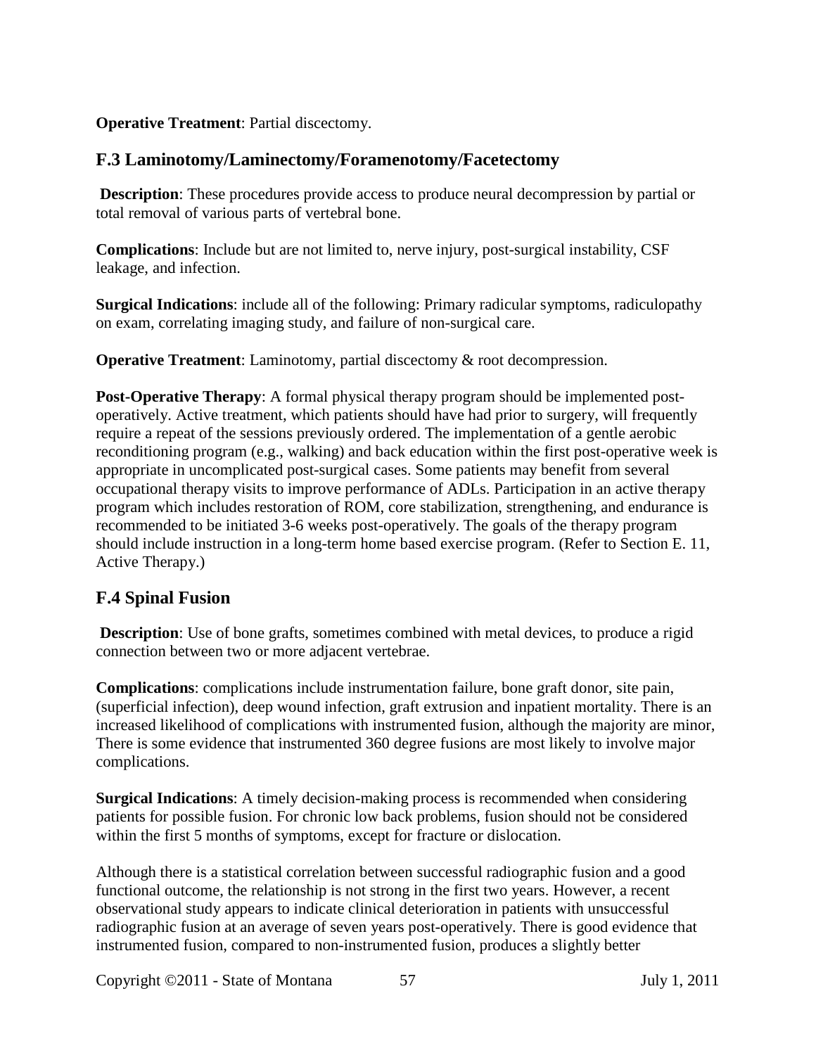**Operative Treatment**: Partial discectomy.

## F.3 Laminotomy/Laminectomy/Foramenotomy/Facetectomy

**Description**: These procedures provide access to produce neural decompression by partial or total removal of various parts of vertebral bone.

**Complications**: Include but are not limited to, nerve injury, post-surgical instability, CSF leakage, and infection.

**Surgical Indications**: include all of the following: Primary radicular symptoms, radiculopathy on exam, correlating imaging study, and failure of non-surgical care.

**Operative Treatment**: Laminotomy, partial discectomy & root decompression.

**Post-Operative Therapy**: A formal physical therapy program should be implemented post-operatively. Active treatment, which patients should have had prior to surgery, will frequently require a repeat of the sessions previously ordered. The implementation of a gentle aerobic reconditioning program (e.g., walking) and back education within the first post-operative week is appropriate in uncomplicated post-surgical cases. Some patients may benefit from several occupational therapy visits to improve performance of ADLs. Participation in an active therapy program which includes restoration of ROM, core stabilization, strengthening, and endurance is recommended to be initiated 3-6 weeks post-operatively. The goals of the therapy program should include instruction in a long-term home based exercise program. (Refer to Section E. 11, Active Therapy.)

## F.4 Spinal Fusion

**Description**: Use of bone grafts, sometimes combined with metal devices, to produce a rigid connection between two or more adjacent vertebrae.

**Complications**: complications include instrumentation failure, bone graft donor, site pain, (superficial infection), deep wound infection, graft extrusion and inpatient mortality. There is an increased likelihood of complications with instrumented fusion, although the majority are minor, There is some evidence that instrumented 360 degree fusions are most likely to involve major complications.

**Surgical Indications**: A timely decision-making process is recommended when considering patients for possible fusion. For chronic low back problems, fusion should not be considered within the first 5 months of symptoms, except for fracture or dislocation.

Although there is a statistical correlation between successful radiographic fusion and a good functional outcome, the relationship is not strong in the first two years. However, a recent observational study appears to indicate clinical deterioration in patients with unsuccessful radiographic fusion at an average of seven years post-operatively. There is good evidence that instrumented fusion, compared to non-instrumented fusion, produces a slightly better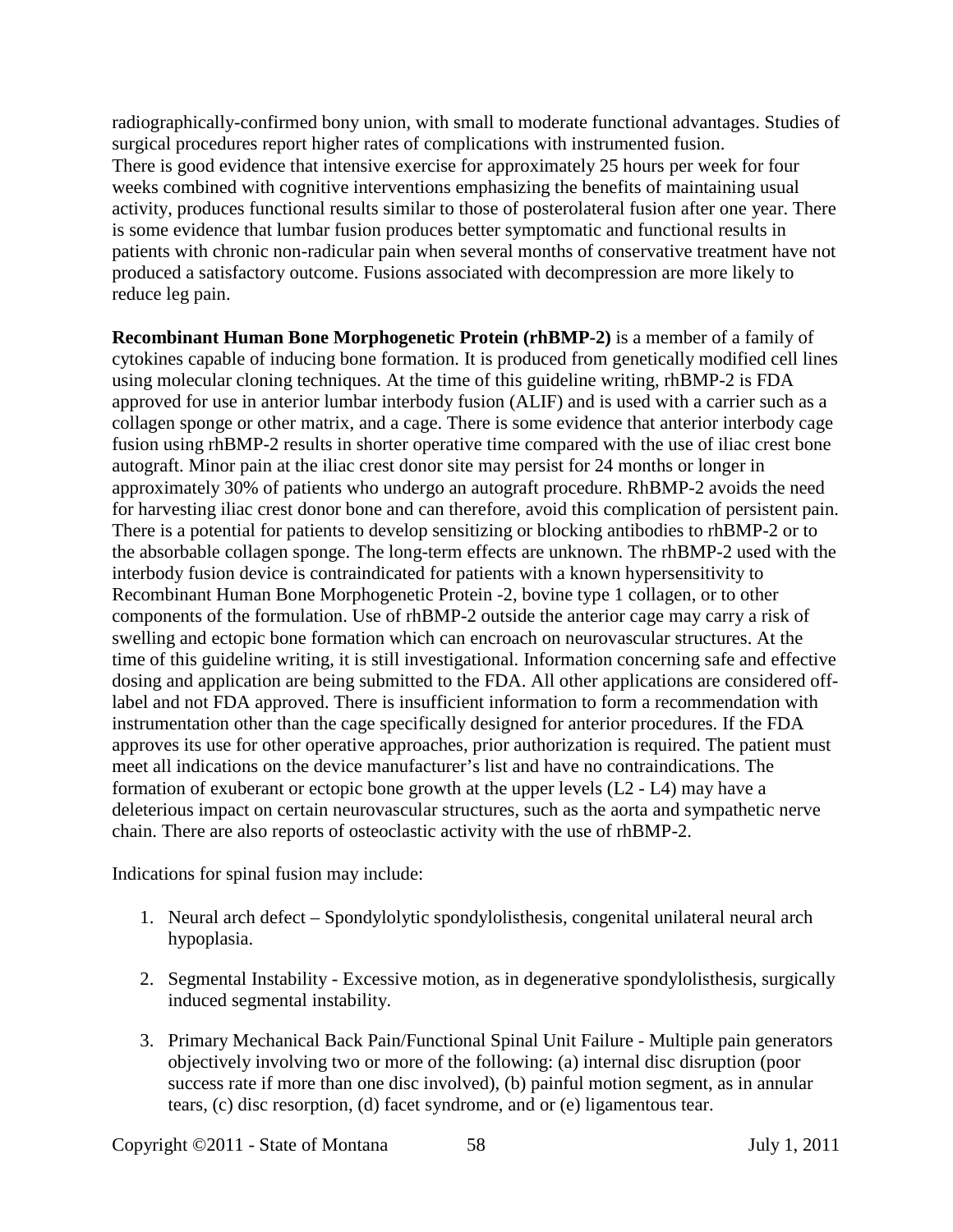radiographically-confirmed bony union, with small to moderate functional advantages. Studies of surgical procedures report higher rates of complications with instrumented fusion.
There is good evidence that intensive exercise for approximately 25 hours per week for four weeks combined with cognitive interventions emphasizing the benefits of maintaining usual activity, produces functional results similar to those of posterolateral fusion after one year. There is some evidence that lumbar fusion produces better symptomatic and functional results in patients with chronic non-radicular pain when several months of conservative treatment have not produced a satisfactory outcome. Fusions associated with decompression are more likely to reduce leg pain.

**Recombinant Human Bone Morphogenetic Protein (rhBMP-2)** is a member of a family of cytokines capable of inducing bone formation. It is produced from genetically modified cell lines using molecular cloning techniques. At the time of this guideline writing, rhBMP-2 is FDA approved for use in anterior lumbar interbody fusion (ALIF) and is used with a carrier such as a collagen sponge or other matrix, and a cage. There is some evidence that anterior interbody cage fusion using rhBMP-2 results in shorter operative time compared with the use of iliac crest bone autograft. Minor pain at the iliac crest donor site may persist for 24 months or longer in approximately 30% of patients who undergo an autograft procedure. RhBMP-2 avoids the need for harvesting iliac crest donor bone and can therefore, avoid this complication of persistent pain. There is a potential for patients to develop sensitizing or blocking antibodies to rhBMP-2 or to the absorbable collagen sponge. The long-term effects are unknown. The rhBMP-2 used with the interbody fusion device is contraindicated for patients with a known hypersensitivity to Recombinant Human Bone Morphogenetic Protein -2, bovine type 1 collagen, or to other components of the formulation. Use of rhBMP-2 outside the anterior cage may carry a risk of swelling and ectopic bone formation which can encroach on neurovascular structures. At the time of this guideline writing, it is still investigational. Information concerning safe and effective dosing and application are being submitted to the FDA. All other applications are considered off-label and not FDA approved. There is insufficient information to form a recommendation with instrumentation other than the cage specifically designed for anterior procedures. If the FDA approves its use for other operative approaches, prior authorization is required. The patient must meet all indications on the device manufacturer's list and have no contraindications. The formation of exuberant or ectopic bone growth at the upper levels (L2 - L4) may have a deleterious impact on certain neurovascular structures, such as the aorta and sympathetic nerve chain. There are also reports of osteoclastic activity with the use of rhBMP-2.

Indications for spinal fusion may include:

1. Neural arch defect – Spondylolytic spondylolisthesis, congenital unilateral neural arch hypoplasia.

2. Segmental Instability - Excessive motion, as in degenerative spondylolisthesis, surgically induced segmental instability.

3. Primary Mechanical Back Pain/Functional Spinal Unit Failure - Multiple pain generators objectively involving two or more of the following: (a) internal disc disruption (poor success rate if more than one disc involved), (b) painful motion segment, as in annular tears, (c) disc resorption, (d) facet syndrome, and or (e) ligamentous tear.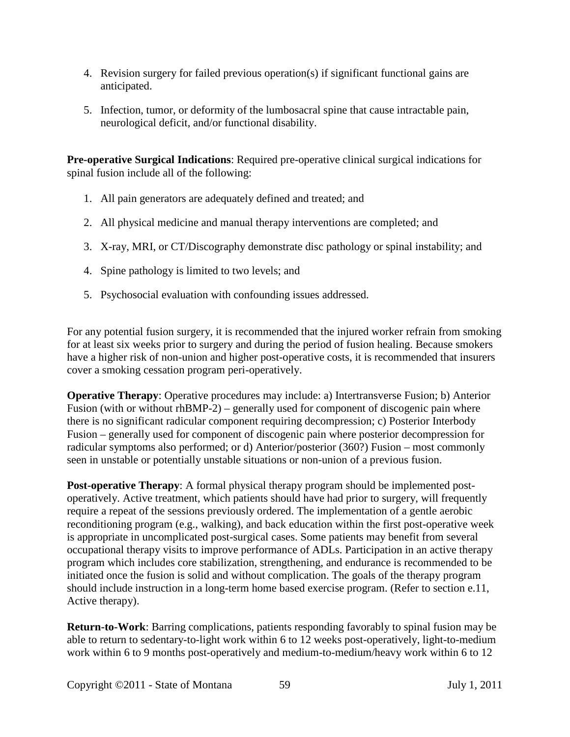4. Revision surgery for failed previous operation(s) if significant functional gains are anticipated.

5. Infection, tumor, or deformity of the lumbosacral spine that cause intractable pain, neurological deficit, and/or functional disability.

**Pre-operative Surgical Indications**: Required pre-operative clinical surgical indications for spinal fusion include all of the following:

1. All pain generators are adequately defined and treated; and

2. All physical medicine and manual therapy interventions are completed; and

3. X-ray, MRI, or CT/Discography demonstrate disc pathology or spinal instability; and

4. Spine pathology is limited to two levels; and

5. Psychosocial evaluation with confounding issues addressed.

For any potential fusion surgery, it is recommended that the injured worker refrain from smoking for at least six weeks prior to surgery and during the period of fusion healing. Because smokers have a higher risk of non-union and higher post-operative costs, it is recommended that insurers cover a smoking cessation program peri-operatively.

**Operative Therapy**: Operative procedures may include: a) Intertransverse Fusion; b) Anterior Fusion (with or without rhBMP-2) – generally used for component of discogenic pain where there is no significant radicular component requiring decompression; c) Posterior Interbody Fusion – generally used for component of discogenic pain where posterior decompression for radicular symptoms also performed; or d) Anterior/posterior (360?) Fusion – most commonly seen in unstable or potentially unstable situations or non-union of a previous fusion.

**Post-operative Therapy**: A formal physical therapy program should be implemented post-operatively. Active treatment, which patients should have had prior to surgery, will frequently require a repeat of the sessions previously ordered. The implementation of a gentle aerobic reconditioning program (e.g., walking), and back education within the first post-operative week is appropriate in uncomplicated post-surgical cases. Some patients may benefit from several occupational therapy visits to improve performance of ADLs. Participation in an active therapy program which includes core stabilization, strengthening, and endurance is recommended to be initiated once the fusion is solid and without complication. The goals of the therapy program should include instruction in a long-term home based exercise program. (Refer to section e.11, Active therapy).

**Return-to-Work**: Barring complications, patients responding favorably to spinal fusion may be able to return to sedentary-to-light work within 6 to 12 weeks post-operatively, light-to-medium work within 6 to 9 months post-operatively and medium-to-medium/heavy work within 6 to 12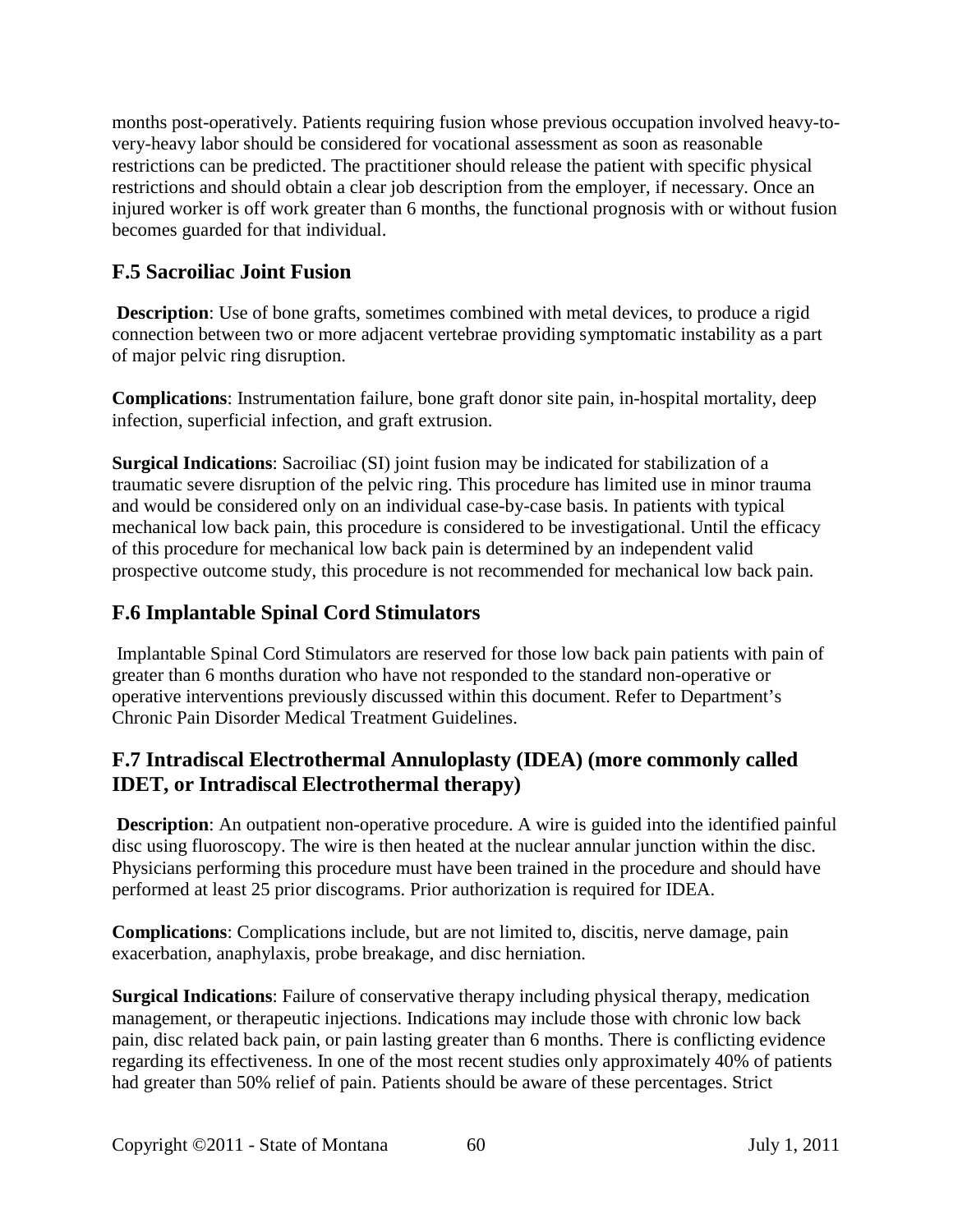months post-operatively. Patients requiring fusion whose previous occupation involved heavy-to-very-heavy labor should be considered for vocational assessment as soon as reasonable restrictions can be predicted. The practitioner should release the patient with specific physical restrictions and should obtain a clear job description from the employer, if necessary. Once an injured worker is off work greater than 6 months, the functional prognosis with or without fusion becomes guarded for that individual.

## F.5 Sacroiliac Joint Fusion

**Description**: Use of bone grafts, sometimes combined with metal devices, to produce a rigid connection between two or more adjacent vertebrae providing symptomatic instability as a part of major pelvic ring disruption.

**Complications**: Instrumentation failure, bone graft donor site pain, in-hospital mortality, deep infection, superficial infection, and graft extrusion.

**Surgical Indications**: Sacroiliac (SI) joint fusion may be indicated for stabilization of a traumatic severe disruption of the pelvic ring. This procedure has limited use in minor trauma and would be considered only on an individual case-by-case basis. In patients with typical mechanical low back pain, this procedure is considered to be investigational. Until the efficacy of this procedure for mechanical low back pain is determined by an independent valid prospective outcome study, this procedure is not recommended for mechanical low back pain.

## F.6 Implantable Spinal Cord Stimulators

Implantable Spinal Cord Stimulators are reserved for those low back pain patients with pain of greater than 6 months duration who have not responded to the standard non-operative or operative interventions previously discussed within this document. Refer to Department's Chronic Pain Disorder Medical Treatment Guidelines.

## F.7 Intradiscal Electrothermal Annuloplasty (IDEA) (more commonly called IDET, or Intradiscal Electrothermal therapy)

**Description**: An outpatient non-operative procedure. A wire is guided into the identified painful disc using fluoroscopy. The wire is then heated at the nuclear annular junction within the disc. Physicians performing this procedure must have been trained in the procedure and should have performed at least 25 prior discograms. Prior authorization is required for IDEA.

**Complications**: Complications include, but are not limited to, discitis, nerve damage, pain exacerbation, anaphylaxis, probe breakage, and disc herniation.

**Surgical Indications**: Failure of conservative therapy including physical therapy, medication management, or therapeutic injections. Indications may include those with chronic low back pain, disc related back pain, or pain lasting greater than 6 months. There is conflicting evidence regarding its effectiveness. In one of the most recent studies only approximately 40% of patients had greater than 50% relief of pain. Patients should be aware of these percentages. Strict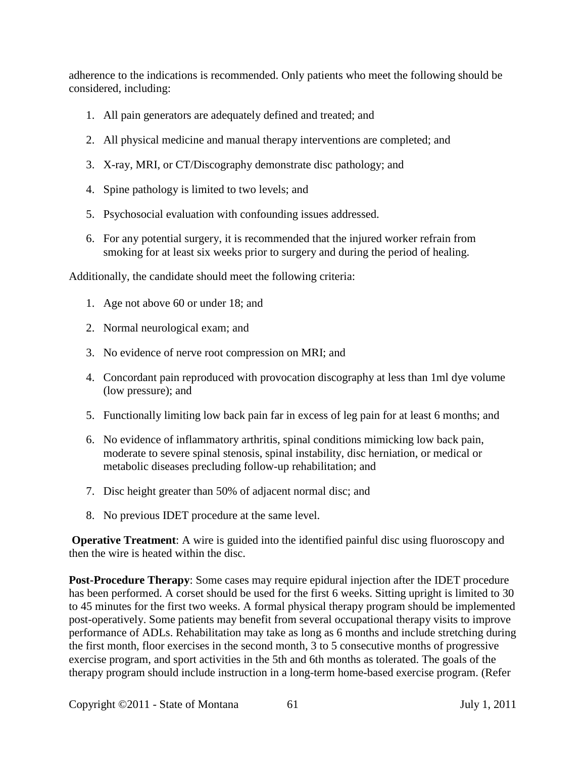adherence to the indications is recommended. Only patients who meet the following should be considered, including:

1. All pain generators are adequately defined and treated; and
2. All physical medicine and manual therapy interventions are completed; and
3. X-ray, MRI, or CT/Discography demonstrate disc pathology; and
4. Spine pathology is limited to two levels; and
5. Psychosocial evaluation with confounding issues addressed.
6. For any potential surgery, it is recommended that the injured worker refrain from smoking for at least six weeks prior to surgery and during the period of healing.

Additionally, the candidate should meet the following criteria:

1. Age not above 60 or under 18; and
2. Normal neurological exam; and
3. No evidence of nerve root compression on MRI; and
4. Concordant pain reproduced with provocation discography at less than 1ml dye volume (low pressure); and
5. Functionally limiting low back pain far in excess of leg pain for at least 6 months; and
6. No evidence of inflammatory arthritis, spinal conditions mimicking low back pain, moderate to severe spinal stenosis, spinal instability, disc herniation, or medical or metabolic diseases precluding follow-up rehabilitation; and
7. Disc height greater than 50% of adjacent normal disc; and
8. No previous IDET procedure at the same level.

**Operative Treatment**: A wire is guided into the identified painful disc using fluoroscopy and then the wire is heated within the disc.

**Post-Procedure Therapy**: Some cases may require epidural injection after the IDET procedure has been performed. A corset should be used for the first 6 weeks. Sitting upright is limited to 30 to 45 minutes for the first two weeks. A formal physical therapy program should be implemented post-operatively. Some patients may benefit from several occupational therapy visits to improve performance of ADLs. Rehabilitation may take as long as 6 months and include stretching during the first month, floor exercises in the second month, 3 to 5 consecutive months of progressive exercise program, and sport activities in the 5th and 6th months as tolerated. The goals of the therapy program should include instruction in a long-term home-based exercise program. (Refer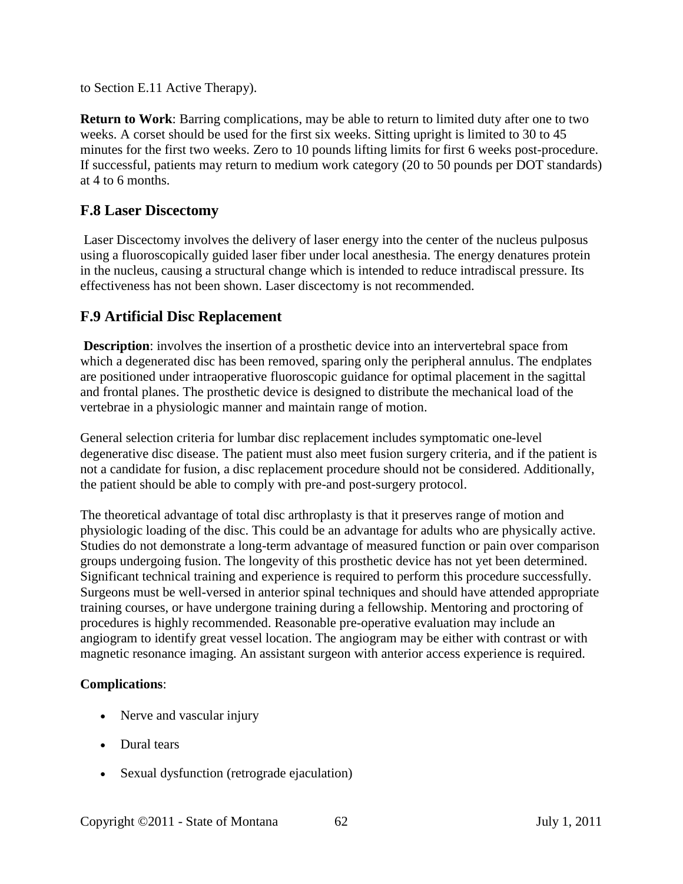to Section E.11 Active Therapy).

**Return to Work**: Barring complications, may be able to return to limited duty after one to two weeks. A corset should be used for the first six weeks. Sitting upright is limited to 30 to 45 minutes for the first two weeks. Zero to 10 pounds lifting limits for first 6 weeks post-procedure. If successful, patients may return to medium work category (20 to 50 pounds per DOT standards) at 4 to 6 months.

## F.8 Laser Discectomy

Laser Discectomy involves the delivery of laser energy into the center of the nucleus pulposus using a fluoroscopically guided laser fiber under local anesthesia. The energy denatures protein in the nucleus, causing a structural change which is intended to reduce intradiscal pressure. Its effectiveness has not been shown. Laser discectomy is not recommended.

## F.9 Artificial Disc Replacement

**Description**: involves the insertion of a prosthetic device into an intervertebral space from which a degenerated disc has been removed, sparing only the peripheral annulus. The endplates are positioned under intraoperative fluoroscopic guidance for optimal placement in the sagittal and frontal planes. The prosthetic device is designed to distribute the mechanical load of the vertebrae in a physiologic manner and maintain range of motion.

General selection criteria for lumbar disc replacement includes symptomatic one-level degenerative disc disease. The patient must also meet fusion surgery criteria, and if the patient is not a candidate for fusion, a disc replacement procedure should not be considered. Additionally, the patient should be able to comply with pre-and post-surgery protocol.

The theoretical advantage of total disc arthroplasty is that it preserves range of motion and physiologic loading of the disc. This could be an advantage for adults who are physically active. Studies do not demonstrate a long-term advantage of measured function or pain over comparison groups undergoing fusion. The longevity of this prosthetic device has not yet been determined. Significant technical training and experience is required to perform this procedure successfully. Surgeons must be well-versed in anterior spinal techniques and should have attended appropriate training courses, or have undergone training during a fellowship. Mentoring and proctoring of procedures is highly recommended. Reasonable pre-operative evaluation may include an angiogram to identify great vessel location. The angiogram may be either with contrast or with magnetic resonance imaging. An assistant surgeon with anterior access experience is required.

**Complications**:

- Nerve and vascular injury
- Dural tears
- Sexual dysfunction (retrograde ejaculation)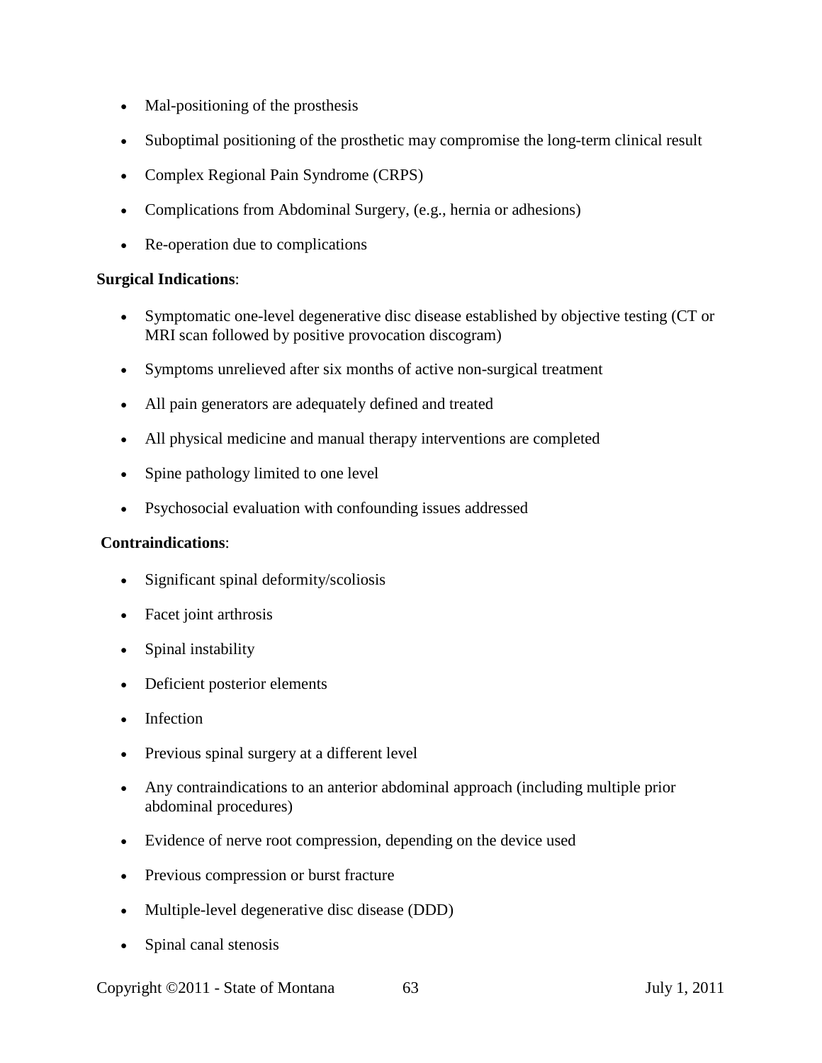- Mal-positioning of the prosthesis
- Suboptimal positioning of the prosthetic may compromise the long-term clinical result
- Complex Regional Pain Syndrome (CRPS)
- Complications from Abdominal Surgery, (e.g., hernia or adhesions)
- Re-operation due to complications

**Surgical Indications**:

- Symptomatic one-level degenerative disc disease established by objective testing (CT or MRI scan followed by positive provocation discogram)
- Symptoms unrelieved after six months of active non-surgical treatment
- All pain generators are adequately defined and treated
- All physical medicine and manual therapy interventions are completed
- Spine pathology limited to one level
- Psychosocial evaluation with confounding issues addressed

**Contraindications**:

- Significant spinal deformity/scoliosis
- Facet joint arthrosis
- Spinal instability
- Deficient posterior elements
- Infection
- Previous spinal surgery at a different level
- Any contraindications to an anterior abdominal approach (including multiple prior abdominal procedures)
- Evidence of nerve root compression, depending on the device used
- Previous compression or burst fracture
- Multiple-level degenerative disc disease (DDD)
- Spinal canal stenosis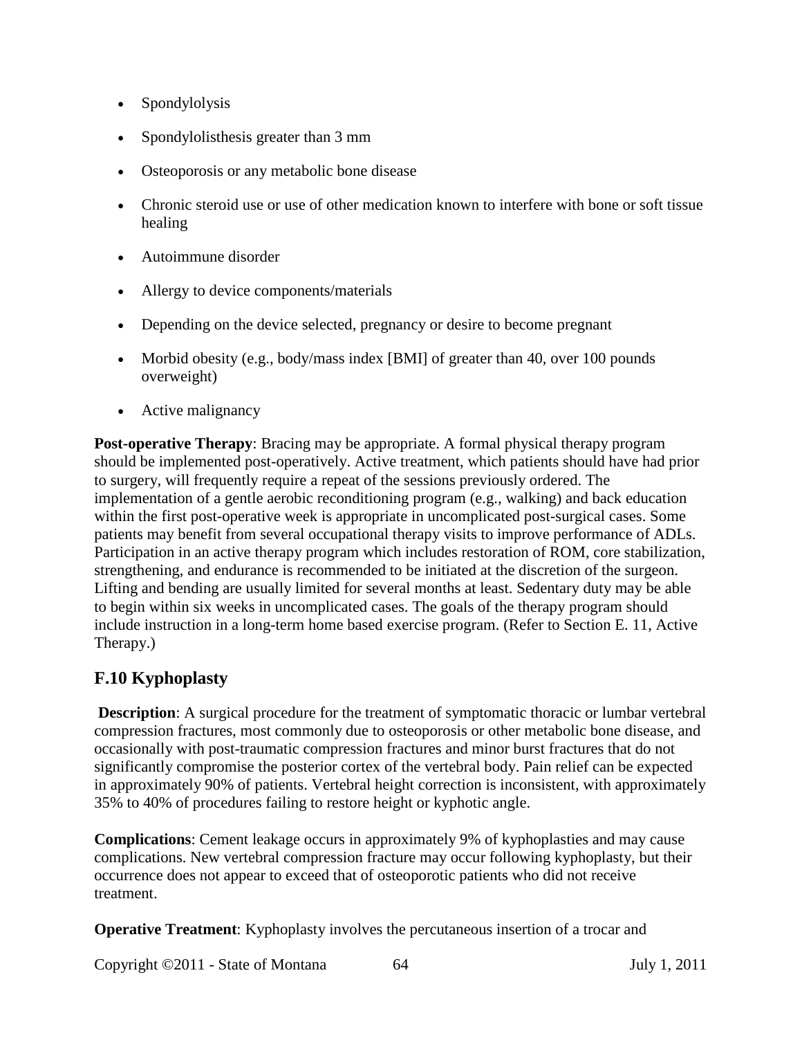- Spondylolysis
- Spondylolisthesis greater than 3 mm
- Osteoporosis or any metabolic bone disease
- Chronic steroid use or use of other medication known to interfere with bone or soft tissue healing
- Autoimmune disorder
- Allergy to device components/materials
- Depending on the device selected, pregnancy or desire to become pregnant
- Morbid obesity (e.g., body/mass index [BMI] of greater than 40, over 100 pounds overweight)
- Active malignancy

**Post-operative Therapy**: Bracing may be appropriate. A formal physical therapy program should be implemented post-operatively. Active treatment, which patients should have had prior to surgery, will frequently require a repeat of the sessions previously ordered. The implementation of a gentle aerobic reconditioning program (e.g., walking) and back education within the first post-operative week is appropriate in uncomplicated post-surgical cases. Some patients may benefit from several occupational therapy visits to improve performance of ADLs. Participation in an active therapy program which includes restoration of ROM, core stabilization, strengthening, and endurance is recommended to be initiated at the discretion of the surgeon. Lifting and bending are usually limited for several months at least. Sedentary duty may be able to begin within six weeks in uncomplicated cases. The goals of the therapy program should include instruction in a long-term home based exercise program. (Refer to Section E. 11, Active Therapy.)

## F.10 Kyphoplasty

**Description**: A surgical procedure for the treatment of symptomatic thoracic or lumbar vertebral compression fractures, most commonly due to osteoporosis or other metabolic bone disease, and occasionally with post-traumatic compression fractures and minor burst fractures that do not significantly compromise the posterior cortex of the vertebral body. Pain relief can be expected in approximately 90% of patients. Vertebral height correction is inconsistent, with approximately 35% to 40% of procedures failing to restore height or kyphotic angle.

**Complications**: Cement leakage occurs in approximately 9% of kyphoplasties and may cause complications. New vertebral compression fracture may occur following kyphoplasty, but their occurrence does not appear to exceed that of osteoporotic patients who did not receive treatment.

**Operative Treatment**: Kyphoplasty involves the percutaneous insertion of a trocar and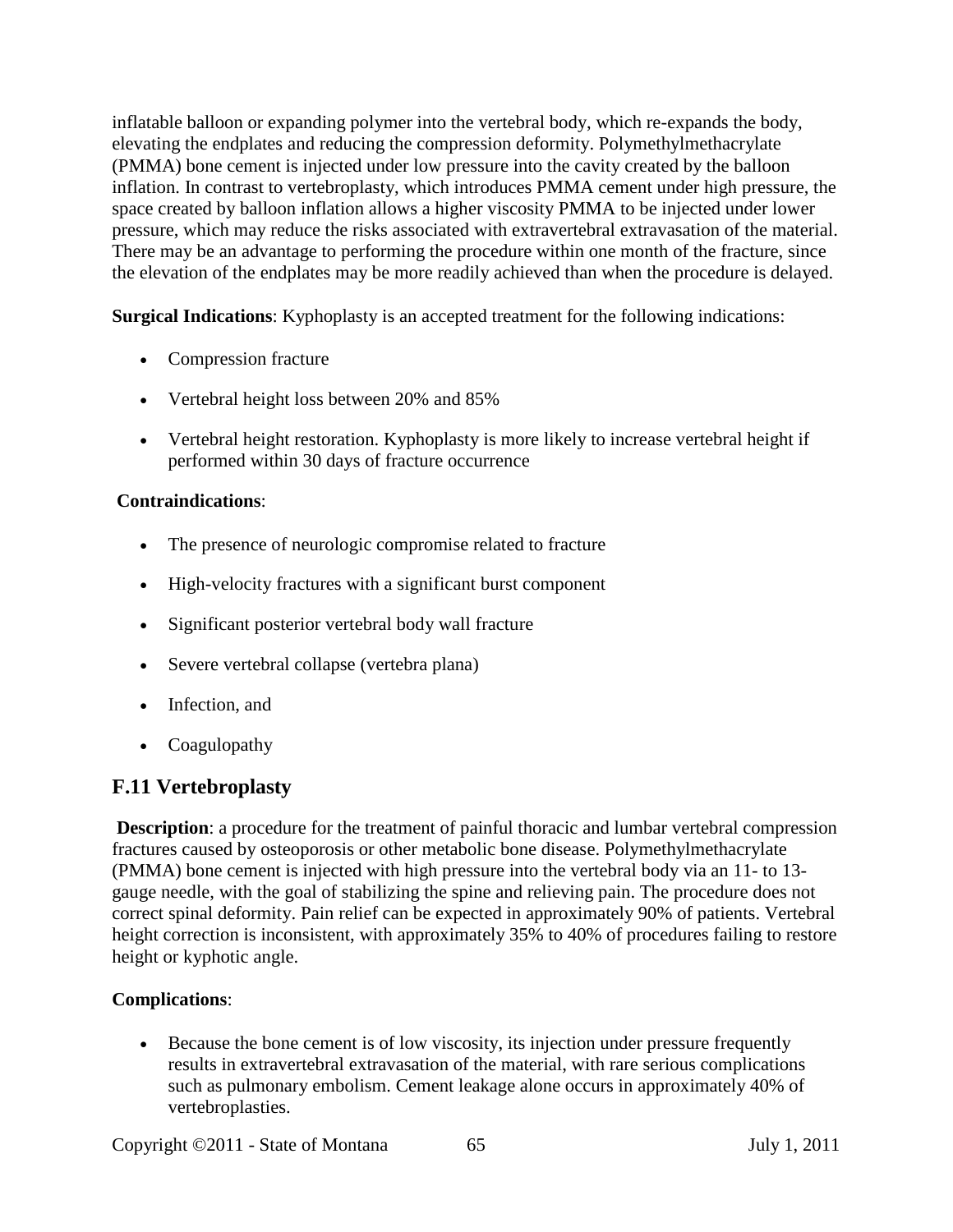inflatable balloon or expanding polymer into the vertebral body, which re-expands the body, elevating the endplates and reducing the compression deformity. Polymethylmethacrylate (PMMA) bone cement is injected under low pressure into the cavity created by the balloon inflation. In contrast to vertebroplasty, which introduces PMMA cement under high pressure, the space created by balloon inflation allows a higher viscosity PMMA to be injected under lower pressure, which may reduce the risks associated with extravertebral extravasation of the material. There may be an advantage to performing the procedure within one month of the fracture, since the elevation of the endplates may be more readily achieved than when the procedure is delayed.

**Surgical Indications**: Kyphoplasty is an accepted treatment for the following indications:

- Compression fracture
- Vertebral height loss between 20% and 85%
- Vertebral height restoration. Kyphoplasty is more likely to increase vertebral height if performed within 30 days of fracture occurrence

**Contraindications**:

- The presence of neurologic compromise related to fracture
- High-velocity fractures with a significant burst component
- Significant posterior vertebral body wall fracture
- Severe vertebral collapse (vertebra plana)
- Infection, and
- Coagulopathy

## F.11 Vertebroplasty

**Description**: a procedure for the treatment of painful thoracic and lumbar vertebral compression fractures caused by osteoporosis or other metabolic bone disease. Polymethylmethacrylate (PMMA) bone cement is injected with high pressure into the vertebral body via an 11- to 13-gauge needle, with the goal of stabilizing the spine and relieving pain. The procedure does not correct spinal deformity. Pain relief can be expected in approximately 90% of patients. Vertebral height correction is inconsistent, with approximately 35% to 40% of procedures failing to restore height or kyphotic angle.

**Complications**:

- Because the bone cement is of low viscosity, its injection under pressure frequently results in extravertebral extravasation of the material, with rare serious complications such as pulmonary embolism. Cement leakage alone occurs in approximately 40% of vertebroplasties.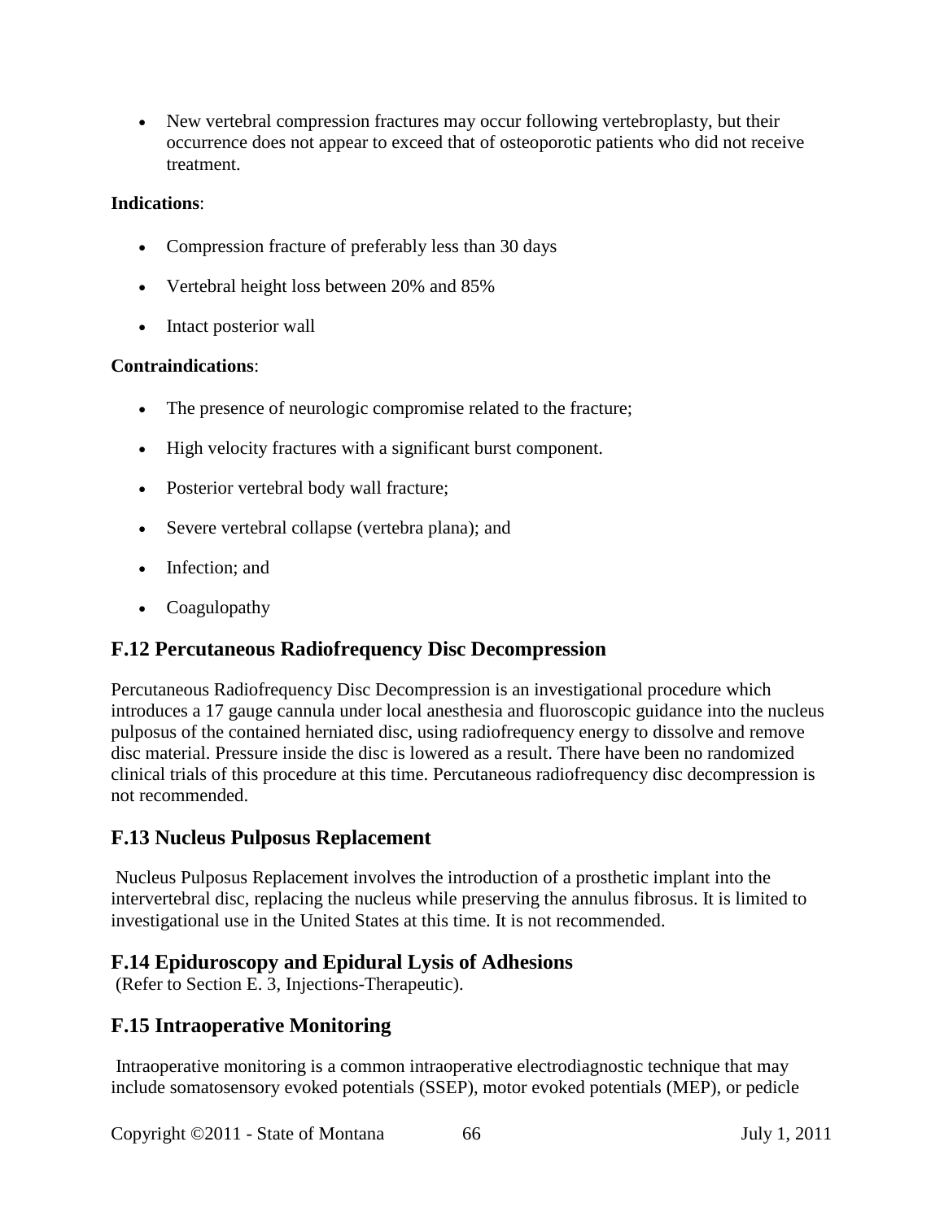- New vertebral compression fractures may occur following vertebroplasty, but their occurrence does not appear to exceed that of osteoporotic patients who did not receive treatment.

**Indications**:

- Compression fracture of preferably less than 30 days
- Vertebral height loss between 20% and 85%
- Intact posterior wall

**Contraindications**:

- The presence of neurologic compromise related to the fracture;
- High velocity fractures with a significant burst component.
- Posterior vertebral body wall fracture;
- Severe vertebral collapse (vertebra plana); and
- Infection; and
- Coagulopathy

## F.12 Percutaneous Radiofrequency Disc Decompression

Percutaneous Radiofrequency Disc Decompression is an investigational procedure which introduces a 17 gauge cannula under local anesthesia and fluoroscopic guidance into the nucleus pulposus of the contained herniated disc, using radiofrequency energy to dissolve and remove disc material. Pressure inside the disc is lowered as a result. There have been no randomized clinical trials of this procedure at this time. Percutaneous radiofrequency disc decompression is not recommended.

## F.13 Nucleus Pulposus Replacement

Nucleus Pulposus Replacement involves the introduction of a prosthetic implant into the intervertebral disc, replacing the nucleus while preserving the annulus fibrosus. It is limited to investigational use in the United States at this time. It is not recommended.

## F.14 Epiduroscopy and Epidural Lysis of Adhesions

(Refer to Section E. 3, Injections-Therapeutic).

## F.15 Intraoperative Monitoring

Intraoperative monitoring is a common intraoperative electrodiagnostic technique that may include somatosensory evoked potentials (SSEP), motor evoked potentials (MEP), or pedicle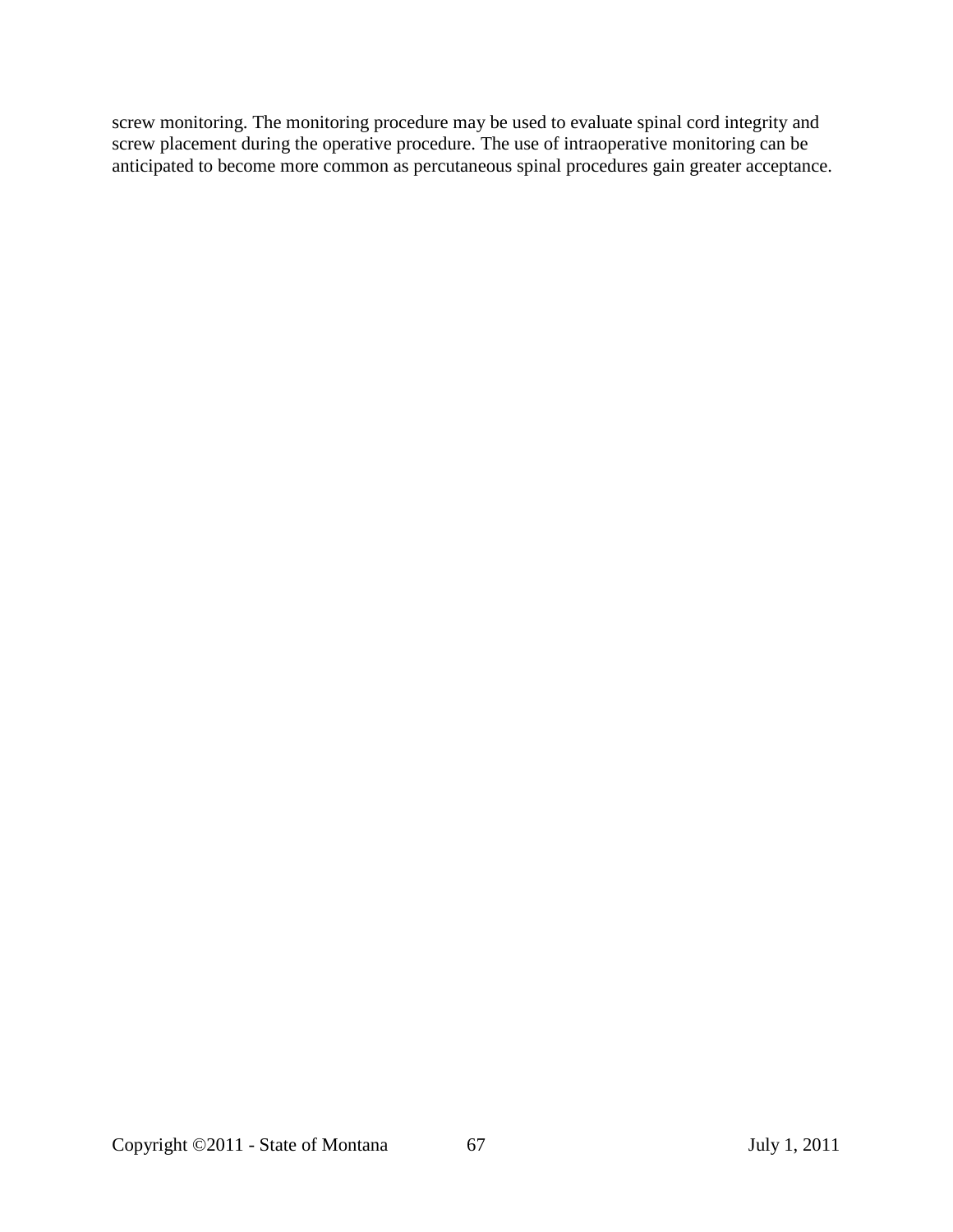screw monitoring. The monitoring procedure may be used to evaluate spinal cord integrity and screw placement during the operative procedure. The use of intraoperative monitoring can be anticipated to become more common as percutaneous spinal procedures gain greater acceptance.